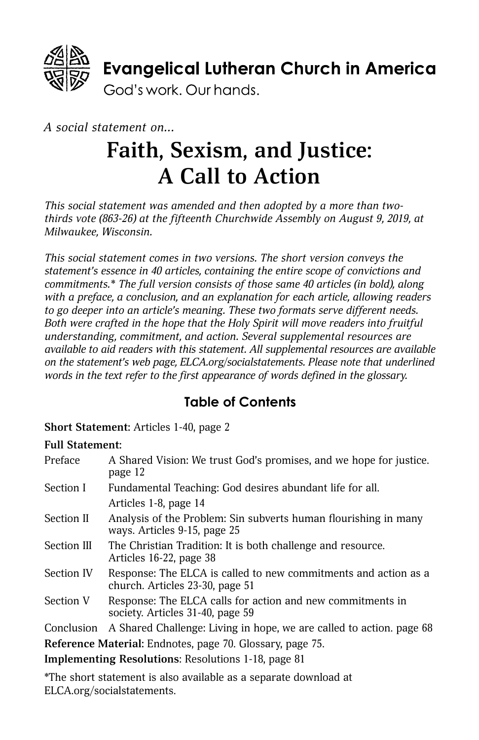**Evangelical Lutheran Church in America**
God's work. Our hands.

*A social statement on...*

# Faith, Sexism, and Justice: A Call to Action

*This social statement was amended and then adopted by a more than two-thirds vote (863-26) at the fifteenth Churchwide Assembly on August 9, 2019, at Milwaukee, Wisconsin.*

*This social statement comes in two versions. The short version conveys the statement's essence in 40 articles, containing the entire scope of convictions and commitments.* The full version consists of those same 40 articles (in bold), along with a preface, a conclusion, and an explanation for each article, allowing readers to go deeper into an article's meaning. These two formats serve different needs. Both were crafted in the hope that the Holy Spirit will move readers into fruitful understanding, commitment, and action. Several supplemental resources are available to aid readers with this statement. All supplemental resources are available on the statement's web page, ELCA.org/socialstatements. Please note that underlined words in the text refer to the first appearance of words defined in the glossary.*

## Table of Contents

**Short Statement**: Articles 1-40, page 2

**Full Statement**:

| | |
|---|---|
| Preface | A Shared Vision: We trust God's promises, and we hope for justice. page 12 |
| Section I | Fundamental Teaching: God desires abundant life for all. Articles 1-8, page 14 |
| Section II | Analysis of the Problem: Sin subverts human flourishing in many ways. Articles 9-15, page 25 |
| Section III | The Christian Tradition: It is both challenge and resource. Articles 16-22, page 38 |
| Section IV | Response: The ELCA is called to new commitments and action as a church. Articles 23-30, page 51 |
| Section V | Response: The ELCA calls for action and new commitments in society. Articles 31-40, page 59 |
| Conclusion | A Shared Challenge: Living in hope, we are called to action. page 68 |

**Reference Material**: Endnotes, page 70. Glossary, page 75.

**Implementing Resolutions**: Resolutions 1-18, page 81

*The short statement is also available as a separate download at ELCA.org/socialstatements.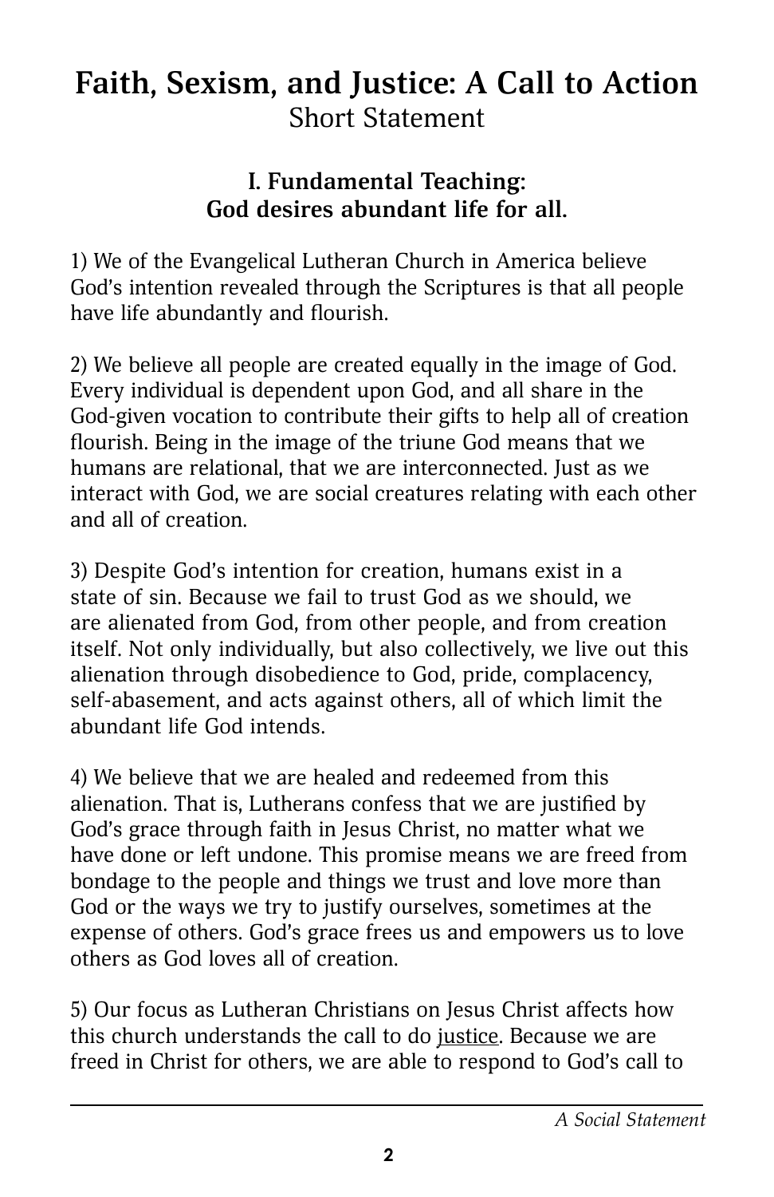# Faith, Sexism, and Justice: A Call to Action

Short Statement

## I. Fundamental Teaching: God desires abundant life for all.

1) We of the Evangelical Lutheran Church in America believe God's intention revealed through the Scriptures is that all people have life abundantly and flourish.

2) We believe all people are created equally in the image of God. Every individual is dependent upon God, and all share in the God-given vocation to contribute their gifts to help all of creation flourish. Being in the image of the triune God means that we humans are relational, that we are interconnected. Just as we interact with God, we are social creatures relating with each other and all of creation.

3) Despite God's intention for creation, humans exist in a state of sin. Because we fail to trust God as we should, we are alienated from God, from other people, and from creation itself. Not only individually, but also collectively, we live out this alienation through disobedience to God, pride, complacency, self-abasement, and acts against others, all of which limit the abundant life God intends.

4) We believe that we are healed and redeemed from this alienation. That is, Lutherans confess that we are justified by God's grace through faith in Jesus Christ, no matter what we have done or left undone. This promise means we are freed from bondage to the people and things we trust and love more than God or the ways we try to justify ourselves, sometimes at the expense of others. God's grace frees us and empowers us to love others as God loves all of creation.

5) Our focus as Lutheran Christians on Jesus Christ affects how this church understands the call to do justice. Because we are freed in Christ for others, we are able to respond to God's call to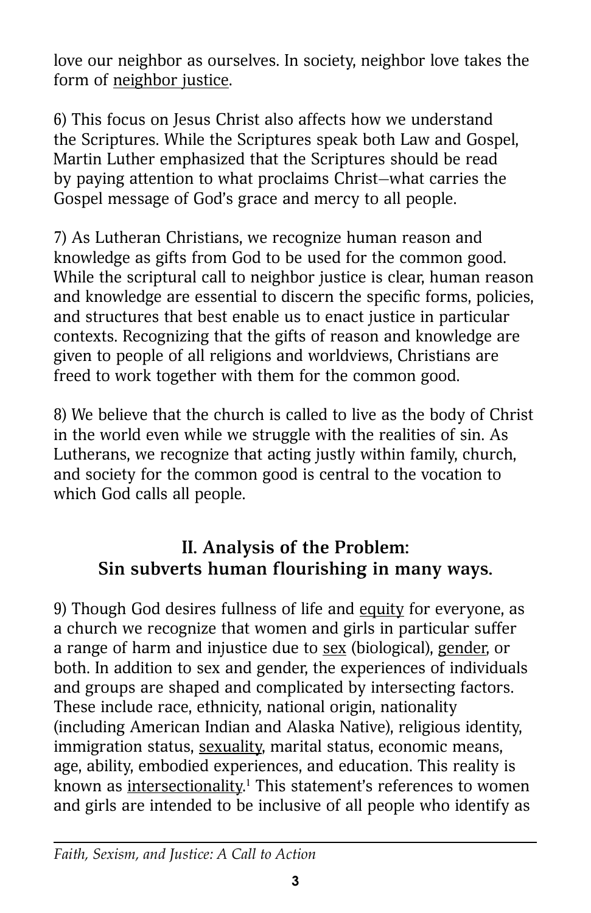love our neighbor as ourselves. In society, neighbor love takes the form of neighbor justice.

6) This focus on Jesus Christ also affects how we understand the Scriptures. While the Scriptures speak both Law and Gospel, Martin Luther emphasized that the Scriptures should be read by paying attention to what proclaims Christ—what carries the Gospel message of God's grace and mercy to all people.

7) As Lutheran Christians, we recognize human reason and knowledge as gifts from God to be used for the common good. While the scriptural call to neighbor justice is clear, human reason and knowledge are essential to discern the specific forms, policies, and structures that best enable us to enact justice in particular contexts. Recognizing that the gifts of reason and knowledge are given to people of all religions and worldviews, Christians are freed to work together with them for the common good.

8) We believe that the church is called to live as the body of Christ in the world even while we struggle with the realities of sin. As Lutherans, we recognize that acting justly within family, church, and society for the common good is central to the vocation to which God calls all people.

## II. Analysis of the Problem: Sin subverts human flourishing in many ways.

9) Though God desires fullness of life and equity for everyone, as a church we recognize that women and girls in particular suffer a range of harm and injustice due to sex (biological), gender, or both. In addition to sex and gender, the experiences of individuals and groups are shaped and complicated by intersecting factors. These include race, ethnicity, national origin, nationality (including American Indian and Alaska Native), religious identity, immigration status, sexuality, marital status, economic means, age, ability, embodied experiences, and education. This reality is known as intersectionality.[1] This statement's references to women and girls are intended to be inclusive of all people who identify as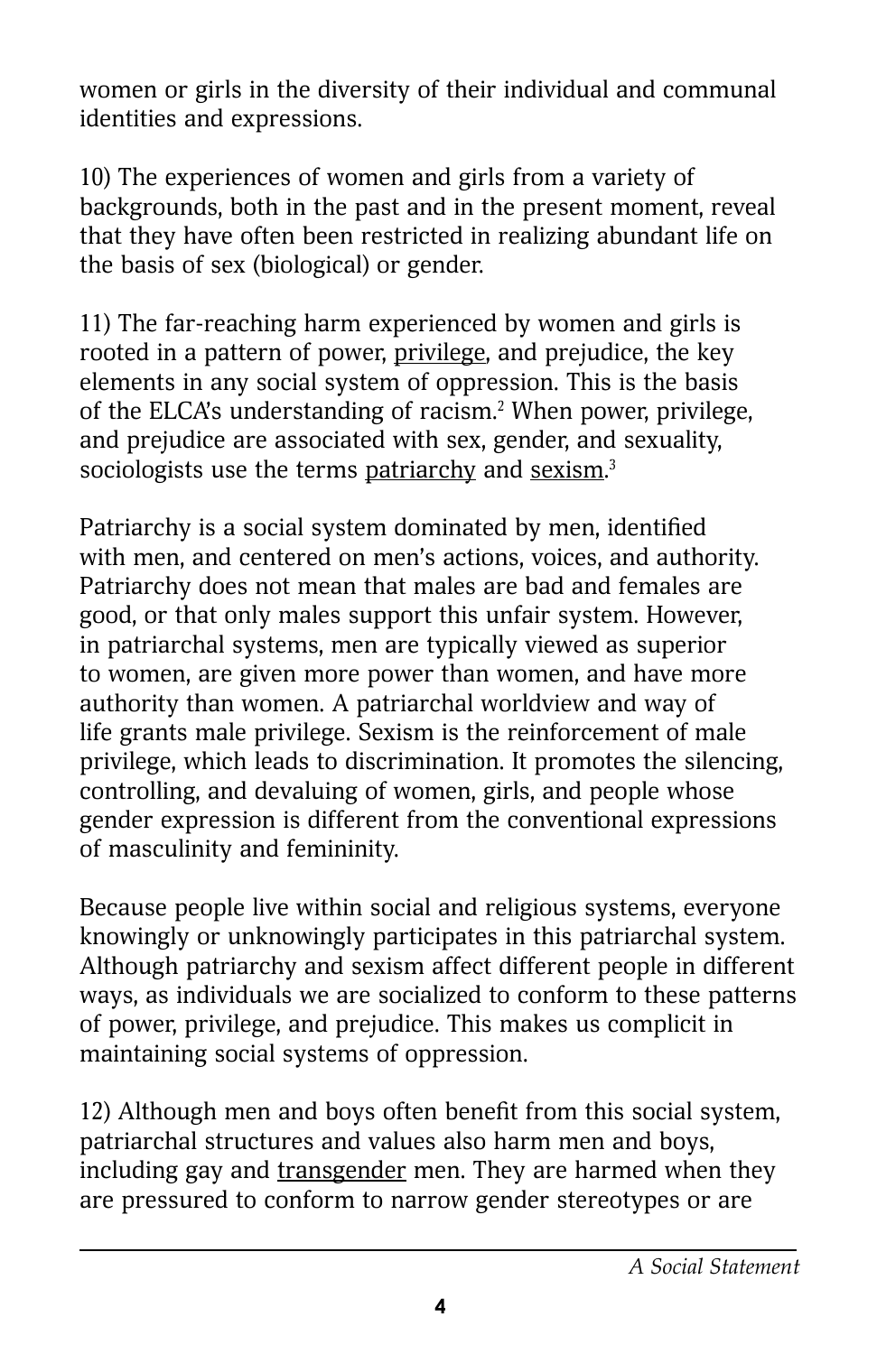women or girls in the diversity of their individual and communal identities and expressions.

10) The experiences of women and girls from a variety of backgrounds, both in the past and in the present moment, reveal that they have often been restricted in realizing abundant life on the basis of sex (biological) or gender.

11) The far-reaching harm experienced by women and girls is rooted in a pattern of power, privilege, and prejudice, the key elements in any social system of oppression. This is the basis of the ELCA's understanding of racism.[2] When power, privilege, and prejudice are associated with sex, gender, and sexuality, sociologists use the terms patriarchy and sexism.[3]

Patriarchy is a social system dominated by men, identified with men, and centered on men's actions, voices, and authority. Patriarchy does not mean that males are bad and females are good, or that only males support this unfair system. However, in patriarchal systems, men are typically viewed as superior to women, are given more power than women, and have more authority than women. A patriarchal worldview and way of life grants male privilege. Sexism is the reinforcement of male privilege, which leads to discrimination. It promotes the silencing, controlling, and devaluing of women, girls, and people whose gender expression is different from the conventional expressions of masculinity and femininity.

Because people live within social and religious systems, everyone knowingly or unknowingly participates in this patriarchal system. Although patriarchy and sexism affect different people in different ways, as individuals we are socialized to conform to these patterns of power, privilege, and prejudice. This makes us complicit in maintaining social systems of oppression.

12) Although men and boys often benefit from this social system, patriarchal structures and values also harm men and boys, including gay and transgender men. They are harmed when they are pressured to conform to narrow gender stereotypes or are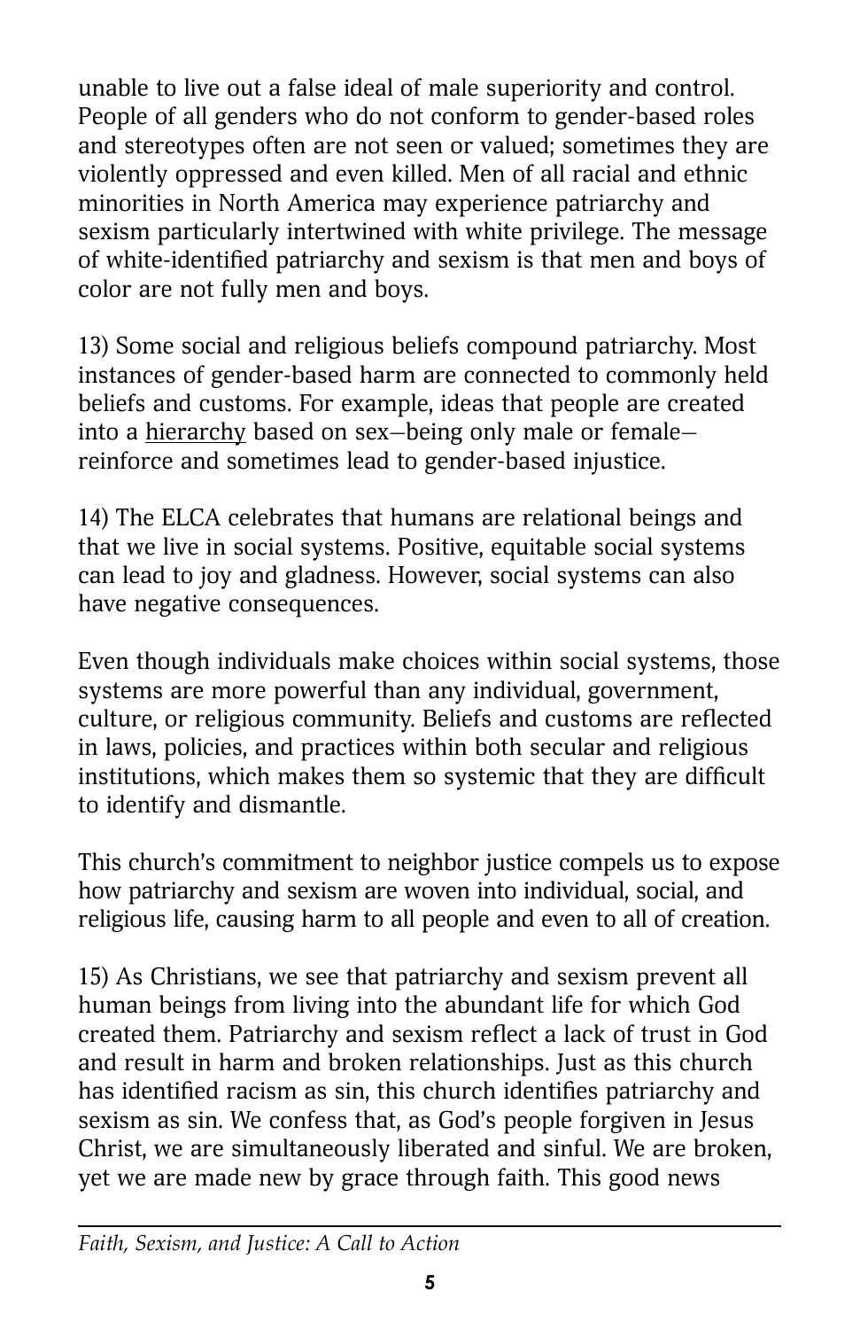unable to live out a false ideal of male superiority and control. People of all genders who do not conform to gender-based roles and stereotypes often are not seen or valued; sometimes they are violently oppressed and even killed. Men of all racial and ethnic minorities in North America may experience patriarchy and sexism particularly intertwined with white privilege. The message of white-identified patriarchy and sexism is that men and boys of color are not fully men and boys.

13) Some social and religious beliefs compound patriarchy. Most instances of gender-based harm are connected to commonly held beliefs and customs. For example, ideas that people are created into a hierarchy based on sex—being only male or female—reinforce and sometimes lead to gender-based injustice.

14) The ELCA celebrates that humans are relational beings and that we live in social systems. Positive, equitable social systems can lead to joy and gladness. However, social systems can also have negative consequences.

Even though individuals make choices within social systems, those systems are more powerful than any individual, government, culture, or religious community. Beliefs and customs are reflected in laws, policies, and practices within both secular and religious institutions, which makes them so systemic that they are difficult to identify and dismantle.

This church's commitment to neighbor justice compels us to expose how patriarchy and sexism are woven into individual, social, and religious life, causing harm to all people and even to all of creation.

15) As Christians, we see that patriarchy and sexism prevent all human beings from living into the abundant life for which God created them. Patriarchy and sexism reflect a lack of trust in God and result in harm and broken relationships. Just as this church has identified racism as sin, this church identifies patriarchy and sexism as sin. We confess that, as God's people forgiven in Jesus Christ, we are simultaneously liberated and sinful. We are broken, yet we are made new by grace through faith. This good news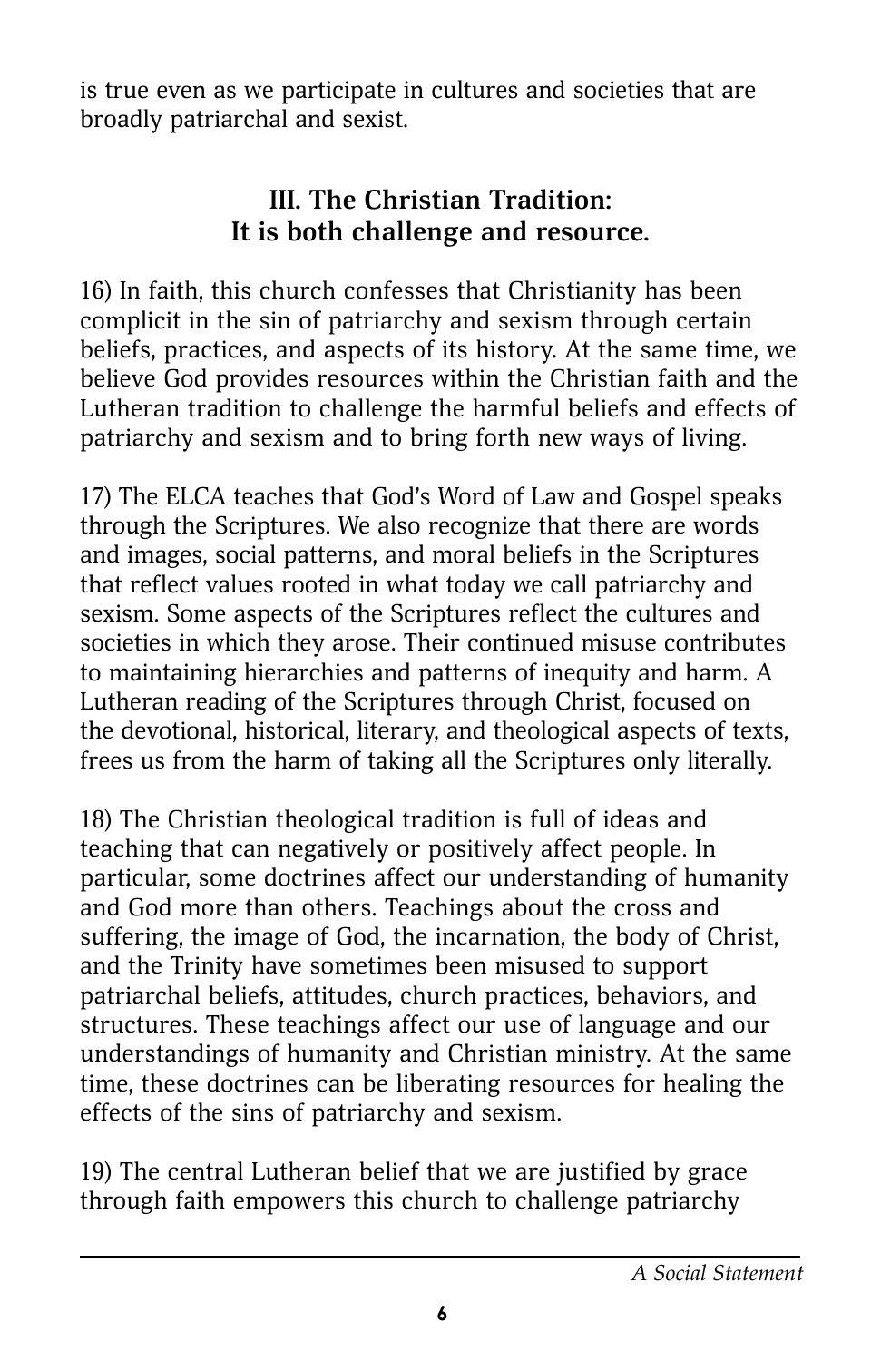is true even as we participate in cultures and societies that are broadly patriarchal and sexist.

## III. The Christian Tradition: It is both challenge and resource.

16) In faith, this church confesses that Christianity has been complicit in the sin of patriarchy and sexism through certain beliefs, practices, and aspects of its history. At the same time, we believe God provides resources within the Christian faith and the Lutheran tradition to challenge the harmful beliefs and effects of patriarchy and sexism and to bring forth new ways of living.

17) The ELCA teaches that God's Word of Law and Gospel speaks through the Scriptures. We also recognize that there are words and images, social patterns, and moral beliefs in the Scriptures that reflect values rooted in what today we call patriarchy and sexism. Some aspects of the Scriptures reflect the cultures and societies in which they arose. Their continued misuse contributes to maintaining hierarchies and patterns of inequity and harm. A Lutheran reading of the Scriptures through Christ, focused on the devotional, historical, literary, and theological aspects of texts, frees us from the harm of taking all the Scriptures only literally.

18) The Christian theological tradition is full of ideas and teaching that can negatively or positively affect people. In particular, some doctrines affect our understanding of humanity and God more than others. Teachings about the cross and suffering, the image of God, the incarnation, the body of Christ, and the Trinity have sometimes been misused to support patriarchal beliefs, attitudes, church practices, behaviors, and structures. These teachings affect our use of language and our understandings of humanity and Christian ministry. At the same time, these doctrines can be liberating resources for healing the effects of the sins of patriarchy and sexism.

19) The central Lutheran belief that we are justified by grace through faith empowers this church to challenge patriarchy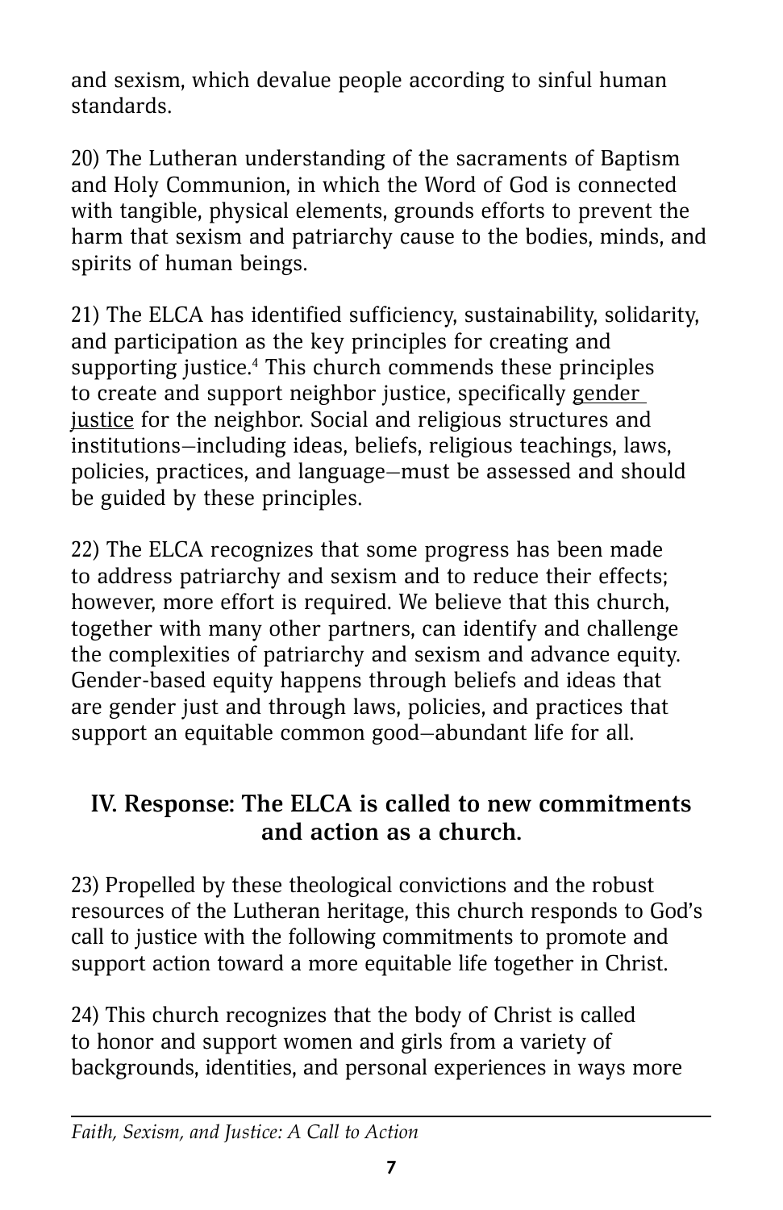and sexism, which devalue people according to sinful human standards.

20) The Lutheran understanding of the sacraments of Baptism and Holy Communion, in which the Word of God is connected with tangible, physical elements, grounds efforts to prevent the harm that sexism and patriarchy cause to the bodies, minds, and spirits of human beings.

21) The ELCA has identified sufficiency, sustainability, solidarity, and participation as the key principles for creating and supporting justice.[4] This church commends these principles to create and support neighbor justice, specifically gender justice for the neighbor. Social and religious structures and institutions—including ideas, beliefs, religious teachings, laws, policies, practices, and language—must be assessed and should be guided by these principles.

22) The ELCA recognizes that some progress has been made to address patriarchy and sexism and to reduce their effects; however, more effort is required. We believe that this church, together with many other partners, can identify and challenge the complexities of patriarchy and sexism and advance equity. Gender-based equity happens through beliefs and ideas that are gender just and through laws, policies, and practices that support an equitable common good—abundant life for all.

## IV. Response: The ELCA is called to new commitments and action as a church.

23) Propelled by these theological convictions and the robust resources of the Lutheran heritage, this church responds to God's call to justice with the following commitments to promote and support action toward a more equitable life together in Christ.

24) This church recognizes that the body of Christ is called to honor and support women and girls from a variety of backgrounds, identities, and personal experiences in ways more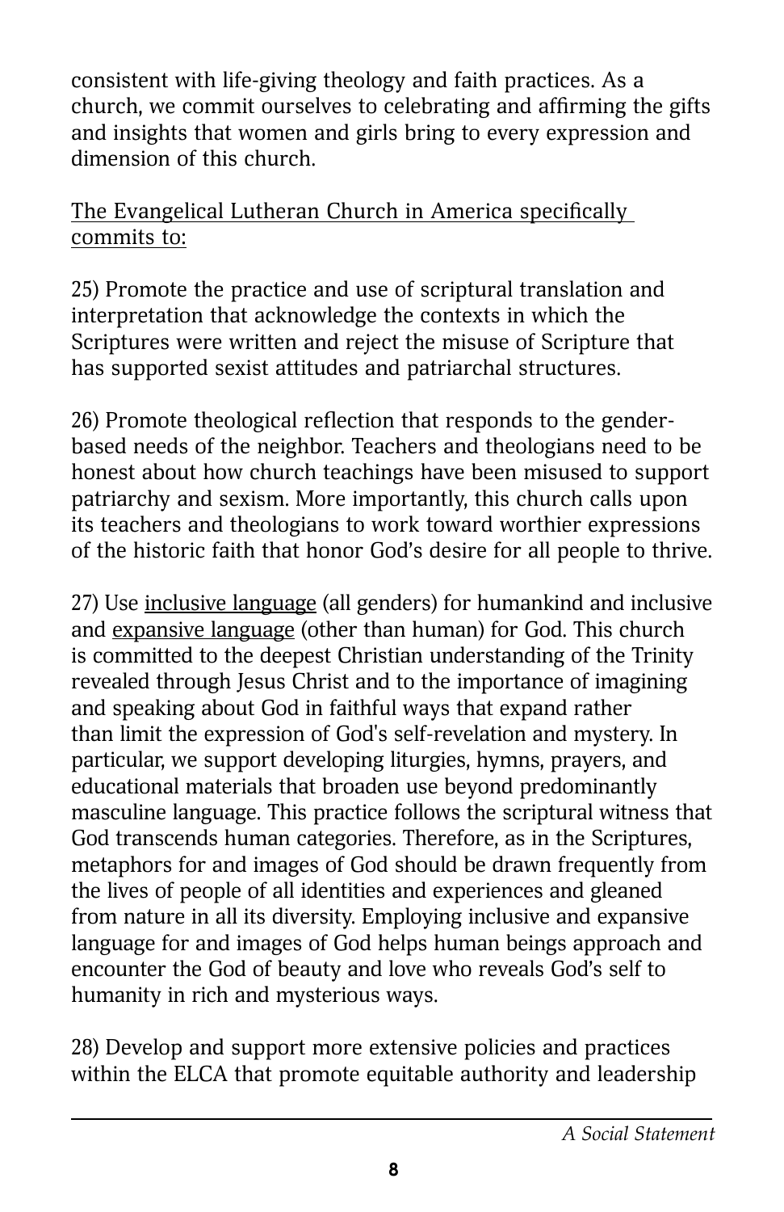consistent with life-giving theology and faith practices. As a church, we commit ourselves to celebrating and affirming the gifts and insights that women and girls bring to every expression and dimension of this church.

<u>The Evangelical Lutheran Church in America specifically commits to:</u>

25) Promote the practice and use of scriptural translation and interpretation that acknowledge the contexts in which the Scriptures were written and reject the misuse of Scripture that has supported sexist attitudes and patriarchal structures.

26) Promote theological reflection that responds to the gender-based needs of the neighbor. Teachers and theologians need to be honest about how church teachings have been misused to support patriarchy and sexism. More importantly, this church calls upon its teachers and theologians to work toward worthier expressions of the historic faith that honor God's desire for all people to thrive.

27) Use <u>inclusive language</u> (all genders) for humankind and inclusive and <u>expansive language</u> (other than human) for God. This church is committed to the deepest Christian understanding of the Trinity revealed through Jesus Christ and to the importance of imagining and speaking about God in faithful ways that expand rather than limit the expression of God's self-revelation and mystery. In particular, we support developing liturgies, hymns, prayers, and educational materials that broaden use beyond predominantly masculine language. This practice follows the scriptural witness that God transcends human categories. Therefore, as in the Scriptures, metaphors for and images of God should be drawn frequently from the lives of people of all identities and experiences and gleaned from nature in all its diversity. Employing inclusive and expansive language for and images of God helps human beings approach and encounter the God of beauty and love who reveals God's self to humanity in rich and mysterious ways.

28) Develop and support more extensive policies and practices within the ELCA that promote equitable authority and leadership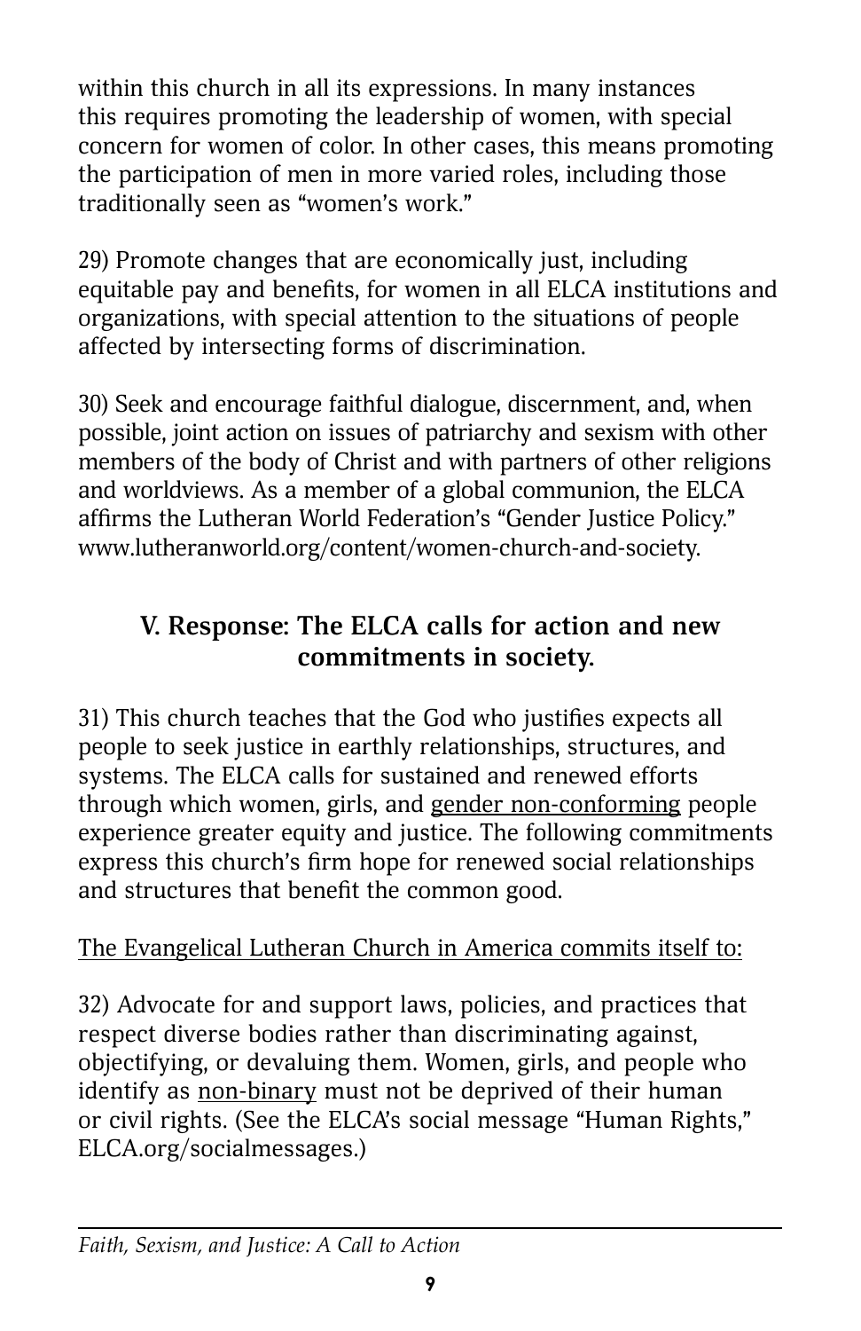within this church in all its expressions. In many instances this requires promoting the leadership of women, with special concern for women of color. In other cases, this means promoting the participation of men in more varied roles, including those traditionally seen as "women's work."

29) Promote changes that are economically just, including equitable pay and benefits, for women in all ELCA institutions and organizations, with special attention to the situations of people affected by intersecting forms of discrimination.

30) Seek and encourage faithful dialogue, discernment, and, when possible, joint action on issues of patriarchy and sexism with other members of the body of Christ and with partners of other religions and worldviews. As a member of a global communion, the ELCA affirms the Lutheran World Federation's "Gender Justice Policy." www.lutheranworld.org/content/women-church-and-society.

## V. Response: The ELCA calls for action and new commitments in society.

31) This church teaches that the God who justifies expects all people to seek justice in earthly relationships, structures, and systems. The ELCA calls for sustained and renewed efforts through which women, girls, and gender non-conforming people experience greater equity and justice. The following commitments express this church's firm hope for renewed social relationships and structures that benefit the common good.

The Evangelical Lutheran Church in America commits itself to:

32) Advocate for and support laws, policies, and practices that respect diverse bodies rather than discriminating against, objectifying, or devaluing them. Women, girls, and people who identify as non-binary must not be deprived of their human or civil rights. (See the ELCA's social message "Human Rights," ELCA.org/socialmessages.)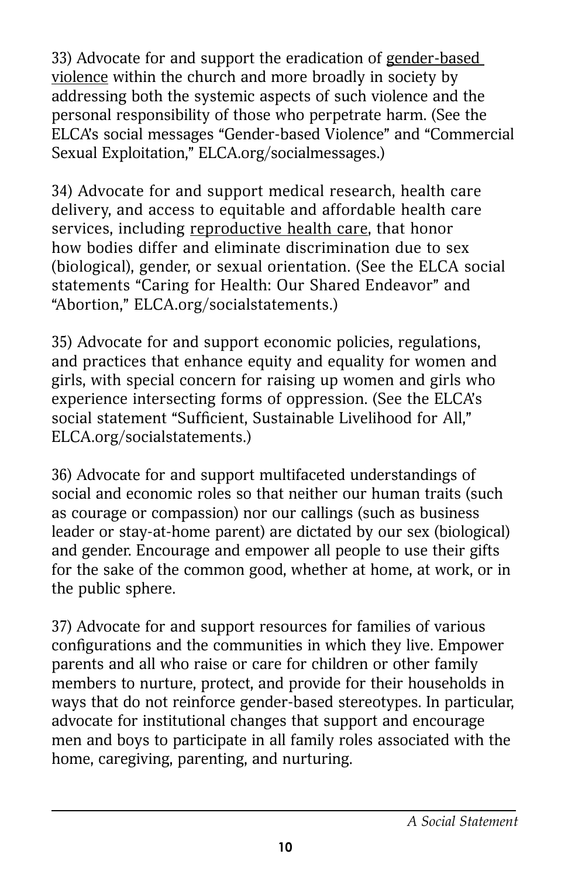33) Advocate for and support the eradication of gender-based violence within the church and more broadly in society by addressing both the systemic aspects of such violence and the personal responsibility of those who perpetrate harm. (See the ELCA's social messages "Gender-based Violence" and "Commercial Sexual Exploitation," ELCA.org/socialmessages.)

34) Advocate for and support medical research, health care delivery, and access to equitable and affordable health care services, including reproductive health care, that honor how bodies differ and eliminate discrimination due to sex (biological), gender, or sexual orientation. (See the ELCA social statements "Caring for Health: Our Shared Endeavor" and "Abortion," ELCA.org/socialstatements.)

35) Advocate for and support economic policies, regulations, and practices that enhance equity and equality for women and girls, with special concern for raising up women and girls who experience intersecting forms of oppression. (See the ELCA's social statement "Sufficient, Sustainable Livelihood for All," ELCA.org/socialstatements.)

36) Advocate for and support multifaceted understandings of social and economic roles so that neither our human traits (such as courage or compassion) nor our callings (such as business leader or stay-at-home parent) are dictated by our sex (biological) and gender. Encourage and empower all people to use their gifts for the sake of the common good, whether at home, at work, or in the public sphere.

37) Advocate for and support resources for families of various configurations and the communities in which they live. Empower parents and all who raise or care for children or other family members to nurture, protect, and provide for their households in ways that do not reinforce gender-based stereotypes. In particular, advocate for institutional changes that support and encourage men and boys to participate in all family roles associated with the home, caregiving, parenting, and nurturing.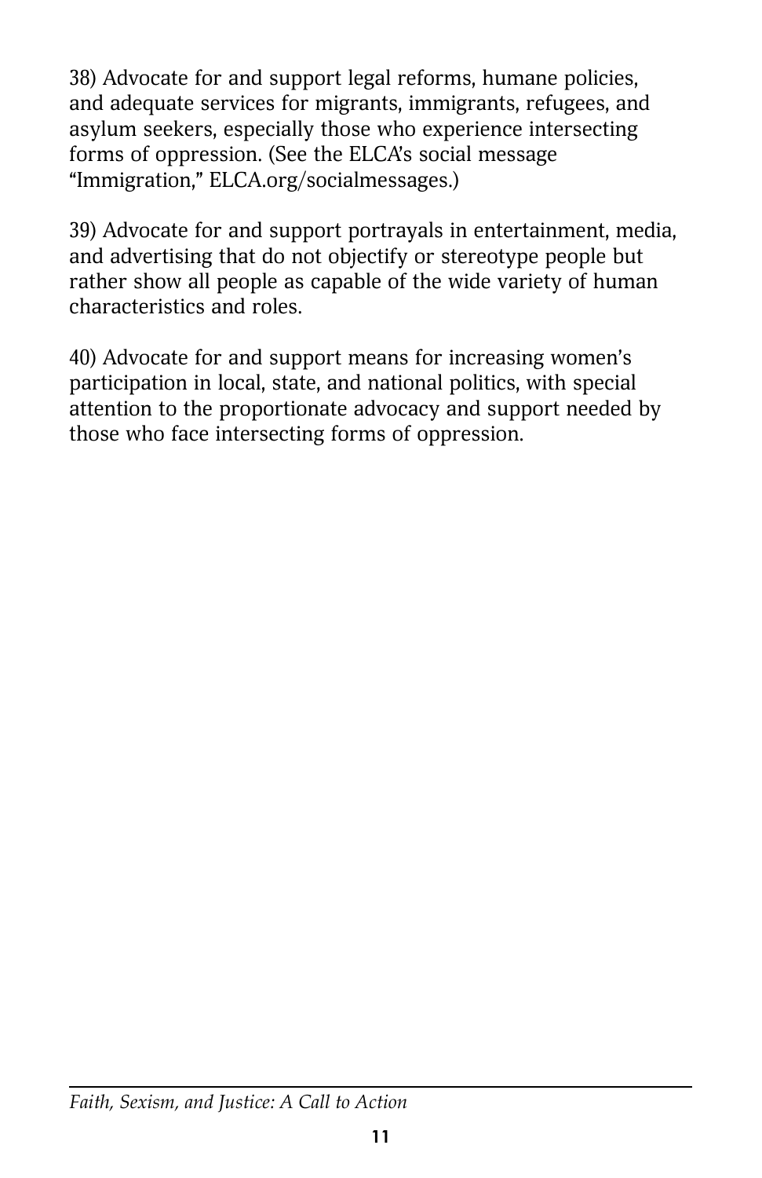38) Advocate for and support legal reforms, humane policies, and adequate services for migrants, immigrants, refugees, and asylum seekers, especially those who experience intersecting forms of oppression. (See the ELCA's social message "Immigration," ELCA.org/socialmessages.)

39) Advocate for and support portrayals in entertainment, media, and advertising that do not objectify or stereotype people but rather show all people as capable of the wide variety of human characteristics and roles.

40) Advocate for and support means for increasing women's participation in local, state, and national politics, with special attention to the proportionate advocacy and support needed by those who face intersecting forms of oppression.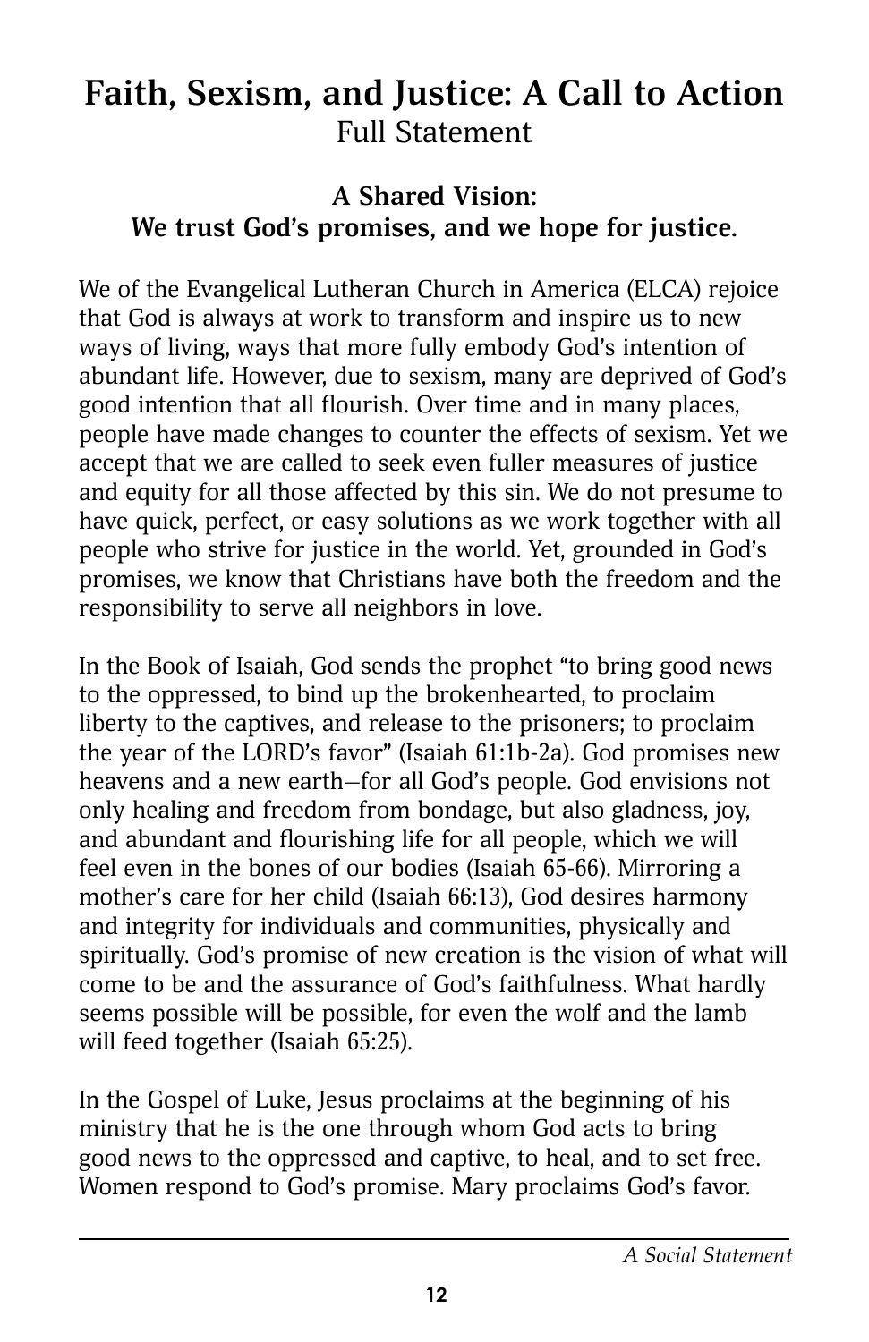# Faith, Sexism, and Justice: A Call to Action

Full Statement

## A Shared Vision: We trust God's promises, and we hope for justice.

We of the Evangelical Lutheran Church in America (ELCA) rejoice that God is always at work to transform and inspire us to new ways of living, ways that more fully embody God's intention of abundant life. However, due to sexism, many are deprived of God's good intention that all flourish. Over time and in many places, people have made changes to counter the effects of sexism. Yet we accept that we are called to seek even fuller measures of justice and equity for all those affected by this sin. We do not presume to have quick, perfect, or easy solutions as we work together with all people who strive for justice in the world. Yet, grounded in God's promises, we know that Christians have both the freedom and the responsibility to serve all neighbors in love.

In the Book of Isaiah, God sends the prophet "to bring good news to the oppressed, to bind up the brokenhearted, to proclaim liberty to the captives, and release to the prisoners; to proclaim the year of the LORD's favor" (Isaiah 61:1b-2a). God promises new heavens and a new earth—for all God's people. God envisions not only healing and freedom from bondage, but also gladness, joy, and abundant and flourishing life for all people, which we will feel even in the bones of our bodies (Isaiah 65-66). Mirroring a mother's care for her child (Isaiah 66:13), God desires harmony and integrity for individuals and communities, physically and spiritually. God's promise of new creation is the vision of what will come to be and the assurance of God's faithfulness. What hardly seems possible will be possible, for even the wolf and the lamb will feed together (Isaiah 65:25).

In the Gospel of Luke, Jesus proclaims at the beginning of his ministry that he is the one through whom God acts to bring good news to the oppressed and captive, to heal, and to set free. Women respond to God's promise. Mary proclaims God's favor.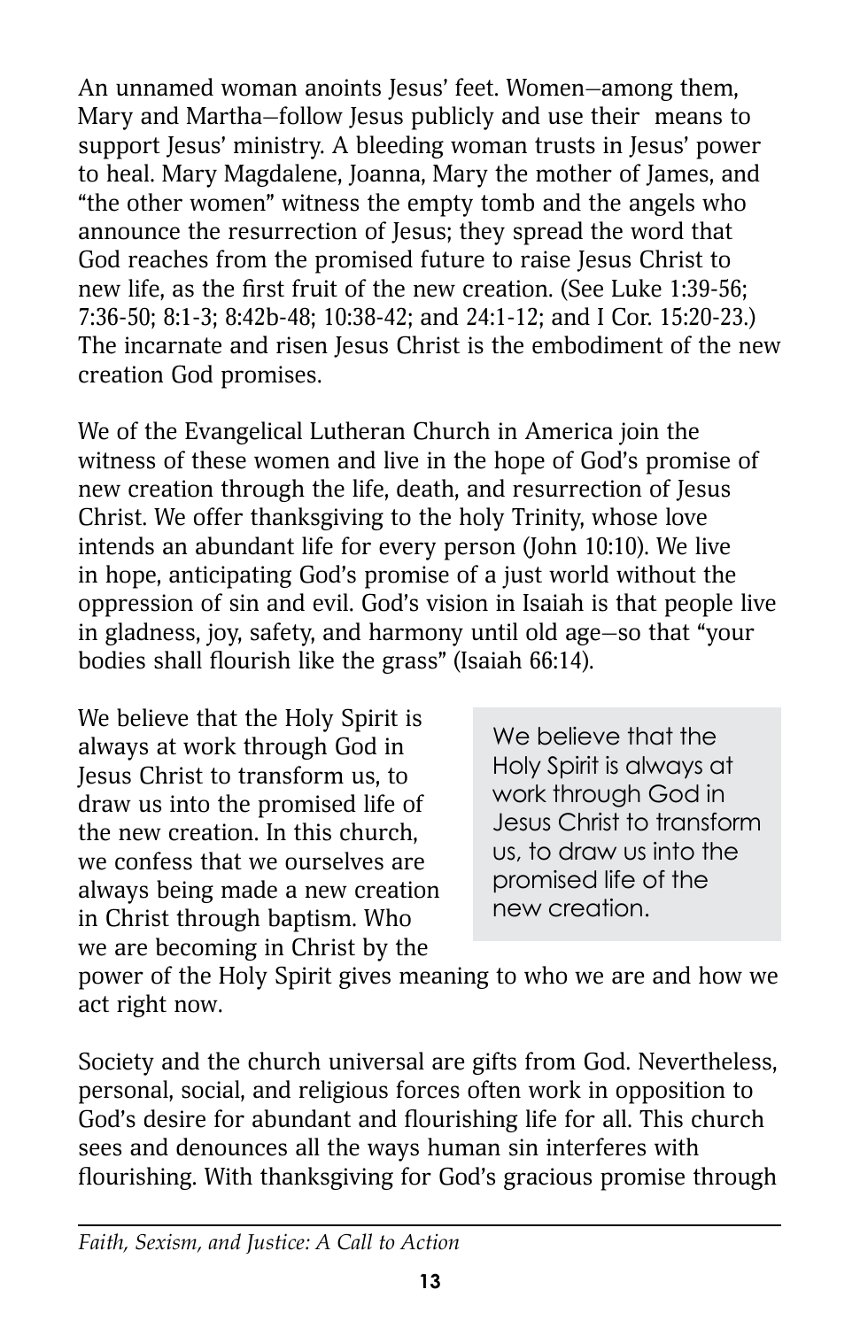An unnamed woman anoints Jesus' feet. Women—among them, Mary and Martha—follow Jesus publicly and use their means to support Jesus' ministry. A bleeding woman trusts in Jesus' power to heal. Mary Magdalene, Joanna, Mary the mother of James, and "the other women" witness the empty tomb and the angels who announce the resurrection of Jesus; they spread the word that God reaches from the promised future to raise Jesus Christ to new life, as the first fruit of the new creation. (See Luke 1:39-56; 7:36-50; 8:1-3; 8:42b-48; 10:38-42; and 24:1-12; and I Cor. 15:20-23.) The incarnate and risen Jesus Christ is the embodiment of the new creation God promises.

We of the Evangelical Lutheran Church in America join the witness of these women and live in the hope of God's promise of new creation through the life, death, and resurrection of Jesus Christ. We offer thanksgiving to the holy Trinity, whose love intends an abundant life for every person (John 10:10). We live in hope, anticipating God's promise of a just world without the oppression of sin and evil. God's vision in Isaiah is that people live in gladness, joy, safety, and harmony until old age—so that "your bodies shall flourish like the grass" (Isaiah 66:14).

We believe that the Holy Spirit is always at work through God in Jesus Christ to transform us, to draw us into the promised life of the new creation. In this church, we confess that we ourselves are always being made a new creation in Christ through baptism. Who we are becoming in Christ by the power of the Holy Spirit gives meaning to who we are and how we act right now.

> We believe that the Holy Spirit is always at work through God in Jesus Christ to transform us, to draw us into the promised life of the new creation.

Society and the church universal are gifts from God. Nevertheless, personal, social, and religious forces often work in opposition to God's desire for abundant and flourishing life for all. This church sees and denounces all the ways human sin interferes with flourishing. With thanksgiving for God's gracious promise through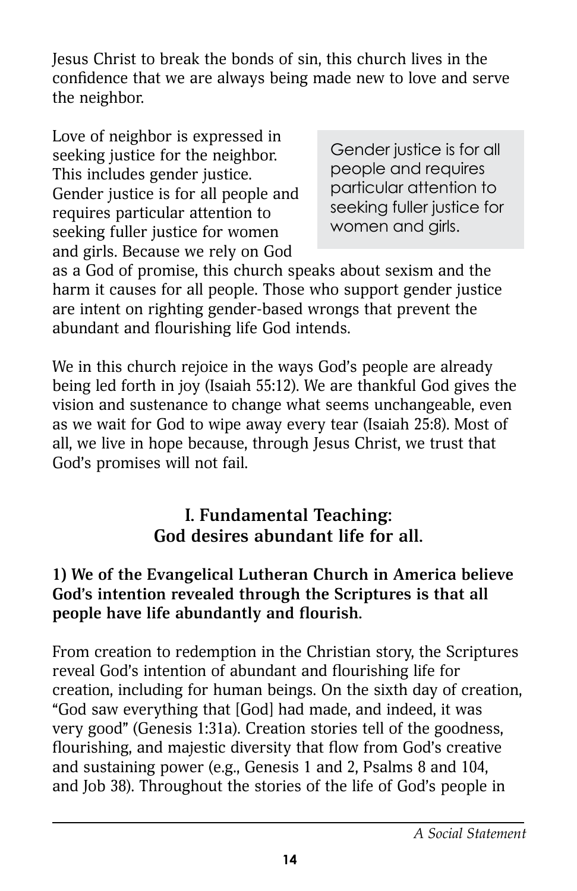Jesus Christ to break the bonds of sin, this church lives in the confidence that we are always being made new to love and serve the neighbor.

Love of neighbor is expressed in seeking justice for the neighbor. This includes gender justice. Gender justice is for all people and requires particular attention to seeking fuller justice for women and girls. Because we rely on God as a God of promise, this church speaks about sexism and the harm it causes for all people. Those who support gender justice are intent on righting gender-based wrongs that prevent the abundant and flourishing life God intends.

> Gender justice is for all people and requires particular attention to seeking fuller justice for women and girls.

We in this church rejoice in the ways God's people are already being led forth in joy (Isaiah 55:12). We are thankful God gives the vision and sustenance to change what seems unchangeable, even as we wait for God to wipe away every tear (Isaiah 25:8). Most of all, we live in hope because, through Jesus Christ, we trust that God's promises will not fail.

## I. Fundamental Teaching: God desires abundant life for all.

**1) We of the Evangelical Lutheran Church in America believe God's intention revealed through the Scriptures is that all people have life abundantly and flourish.**

From creation to redemption in the Christian story, the Scriptures reveal God's intention of abundant and flourishing life for creation, including for human beings. On the sixth day of creation, "God saw everything that [God] had made, and indeed, it was very good" (Genesis 1:31a). Creation stories tell of the goodness, flourishing, and majestic diversity that flow from God's creative and sustaining power (e.g., Genesis 1 and 2, Psalms 8 and 104, and Job 38). Throughout the stories of the life of God's people in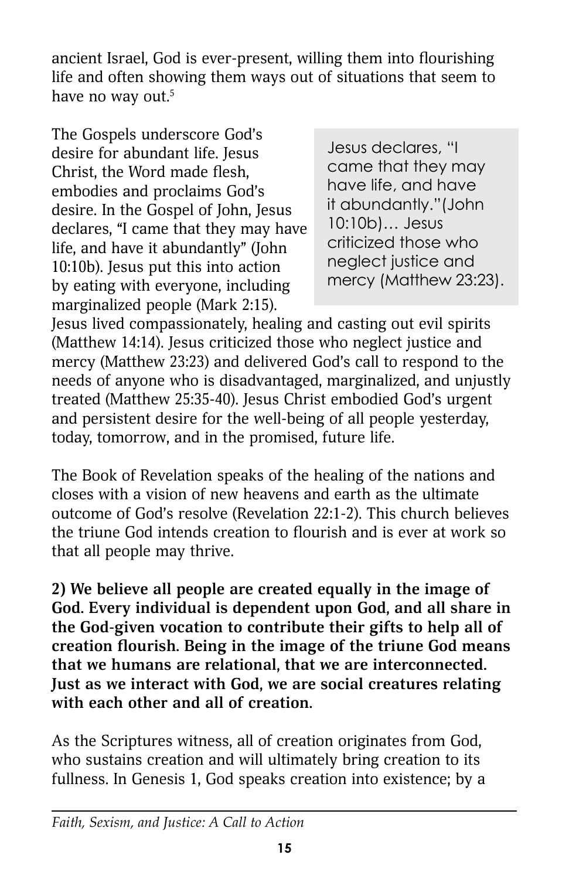ancient Israel, God is ever-present, willing them into flourishing life and often showing them ways out of situations that seem to have no way out.[5]

The Gospels underscore God's desire for abundant life. Jesus Christ, the Word made flesh, embodies and proclaims God's desire. In the Gospel of John, Jesus declares, "I came that they may have life, and have it abundantly" (John 10:10b). Jesus put this into action by eating with everyone, including marginalized people (Mark 2:15).

> Jesus declares, "I came that they may have life, and have it abundantly."(John 10:10b)… Jesus criticized those who neglect justice and mercy (Matthew 23:23).

Jesus lived compassionately, healing and casting out evil spirits (Matthew 14:14). Jesus criticized those who neglect justice and mercy (Matthew 23:23) and delivered God's call to respond to the needs of anyone who is disadvantaged, marginalized, and unjustly treated (Matthew 25:35-40). Jesus Christ embodied God's urgent and persistent desire for the well-being of all people yesterday, today, tomorrow, and in the promised, future life.

The Book of Revelation speaks of the healing of the nations and closes with a vision of new heavens and earth as the ultimate outcome of God's resolve (Revelation 22:1-2). This church believes the triune God intends creation to flourish and is ever at work so that all people may thrive.

**2) We believe all people are created equally in the image of God. Every individual is dependent upon God, and all share in the God-given vocation to contribute their gifts to help all of creation flourish. Being in the image of the triune God means that we humans are relational, that we are interconnected. Just as we interact with God, we are social creatures relating with each other and all of creation.**

As the Scriptures witness, all of creation originates from God, who sustains creation and will ultimately bring creation to its fullness. In Genesis 1, God speaks creation into existence; by a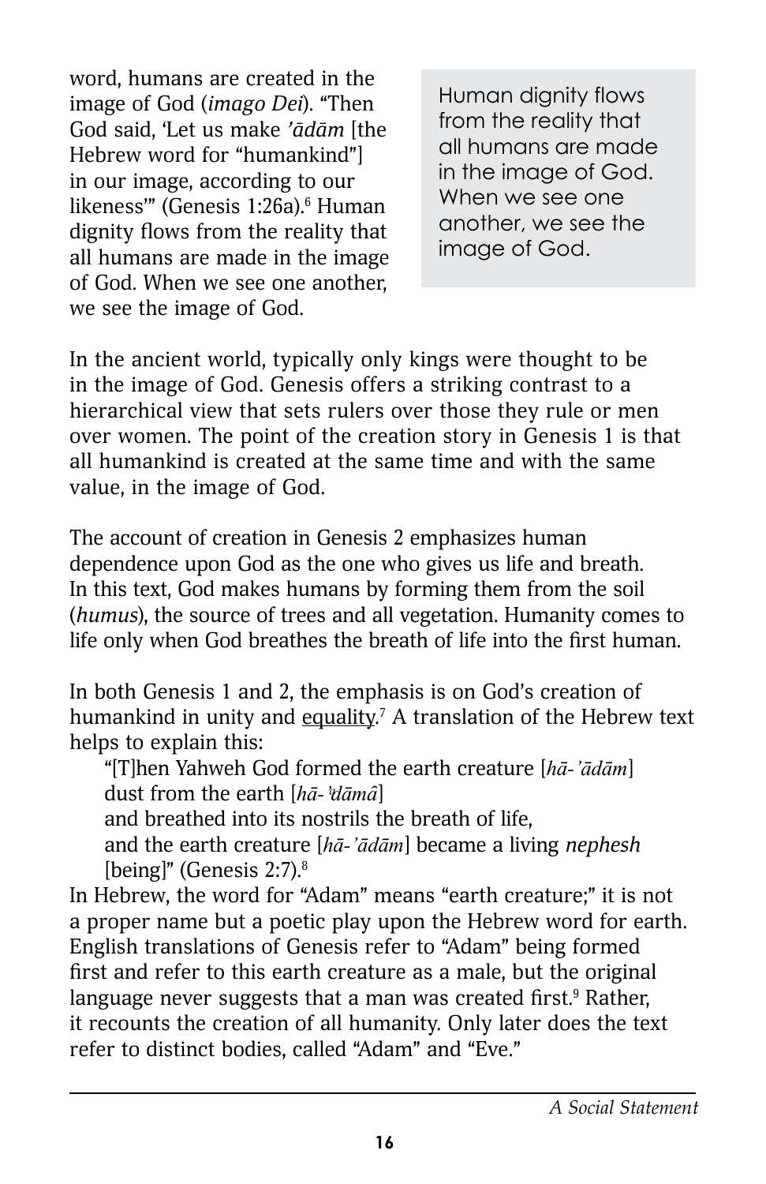word, humans are created in the image of God (*imago Dei*). "Then God said, 'Let us make *'ādām* [the Hebrew word for "humankind"] in our image, according to our likeness'" (Genesis 1:26a).[6] Human dignity flows from the reality that all humans are made in the image of God. When we see one another, we see the image of God.

> Human dignity flows from the reality that all humans are made in the image of God. When we see one another, we see the image of God.

In the ancient world, typically only kings were thought to be in the image of God. Genesis offers a striking contrast to a hierarchical view that sets rulers over those they rule or men over women. The point of the creation story in Genesis 1 is that all humankind is created at the same time and with the same value, in the image of God.

The account of creation in Genesis 2 emphasizes human dependence upon God as the one who gives us life and breath. In this text, God makes humans by forming them from the soil (*humus*), the source of trees and all vegetation. Humanity comes to life only when God breathes the breath of life into the first human.

In both Genesis 1 and 2, the emphasis is on God's creation of humankind in unity and equality.[7] A translation of the Hebrew text helps to explain this:

> "[T]hen Yahweh God formed the earth creature [*hā-'ādām*]
> dust from the earth [*hā-'ădāmâ*]
> and breathed into its nostrils the breath of life,
> and the earth creature [*hā-'ādām*] became a living *nephesh* [being]" (Genesis 2:7).[8]

In Hebrew, the word for "Adam" means "earth creature;" it is not a proper name but a poetic play upon the Hebrew word for earth. English translations of Genesis refer to "Adam" being formed first and refer to this earth creature as a male, but the original language never suggests that a man was created first.[9] Rather, it recounts the creation of all humanity. Only later does the text refer to distinct bodies, called "Adam" and "Eve."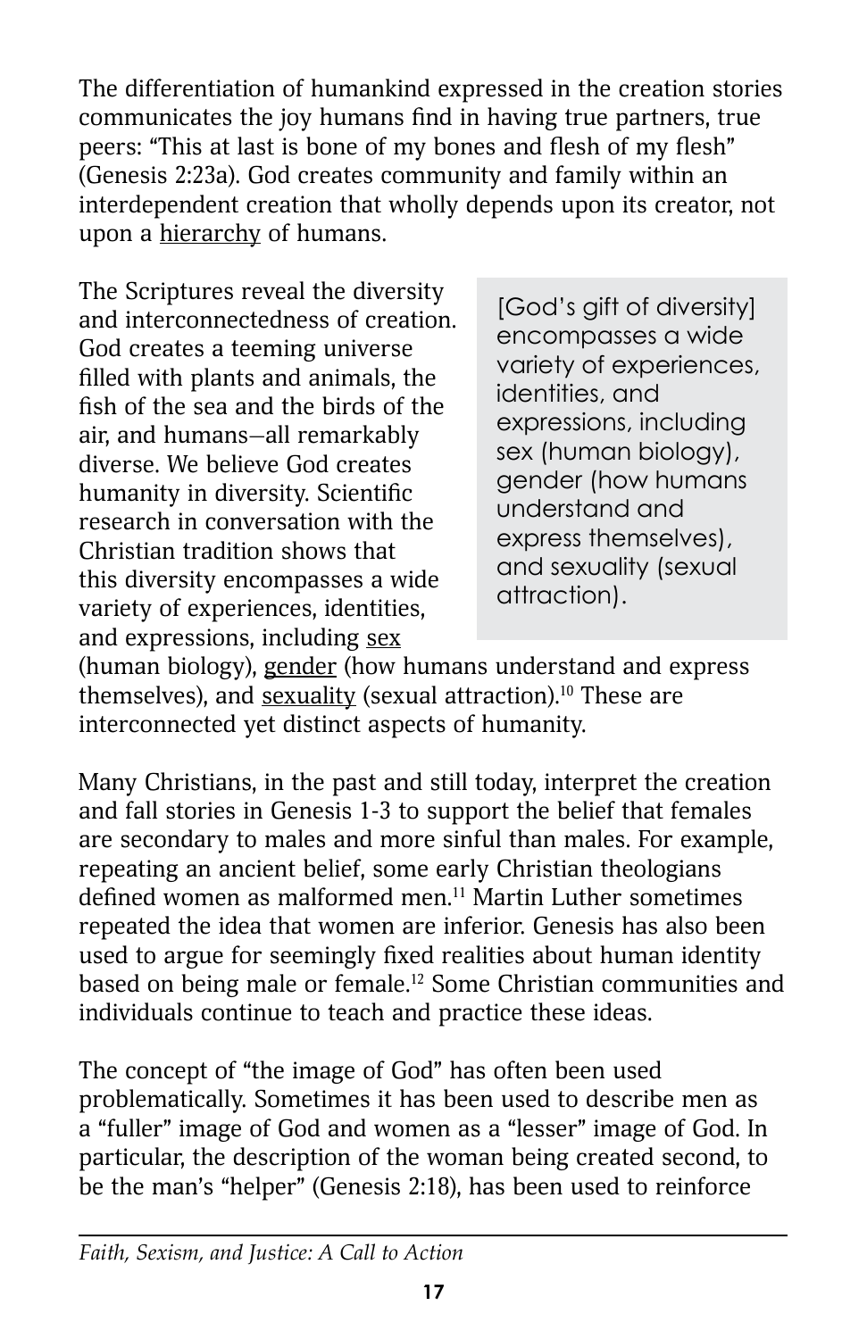The differentiation of humankind expressed in the creation stories communicates the joy humans find in having true partners, true peers: "This at last is bone of my bones and flesh of my flesh" (Genesis 2:23a). God creates community and family within an interdependent creation that wholly depends upon its creator, not upon a hierarchy of humans.

The Scriptures reveal the diversity and interconnectedness of creation. God creates a teeming universe filled with plants and animals, the fish of the sea and the birds of the air, and humans—all remarkably diverse. We believe God creates humanity in diversity. Scientific research in conversation with the Christian tradition shows that this diversity encompasses a wide variety of experiences, identities, and expressions, including sex (human biology), gender (how humans understand and express themselves), and sexuality (sexual attraction).[10] These are interconnected yet distinct aspects of humanity.

> [God's gift of diversity] encompasses a wide variety of experiences, identities, and expressions, including sex (human biology), gender (how humans understand and express themselves), and sexuality (sexual attraction).

Many Christians, in the past and still today, interpret the creation and fall stories in Genesis 1-3 to support the belief that females are secondary to males and more sinful than males. For example, repeating an ancient belief, some early Christian theologians defined women as malformed men.[11] Martin Luther sometimes repeated the idea that women are inferior. Genesis has also been used to argue for seemingly fixed realities about human identity based on being male or female.[12] Some Christian communities and individuals continue to teach and practice these ideas.

The concept of "the image of God" has often been used problematically. Sometimes it has been used to describe men as a "fuller" image of God and women as a "lesser" image of God. In particular, the description of the woman being created second, to be the man's "helper" (Genesis 2:18), has been used to reinforce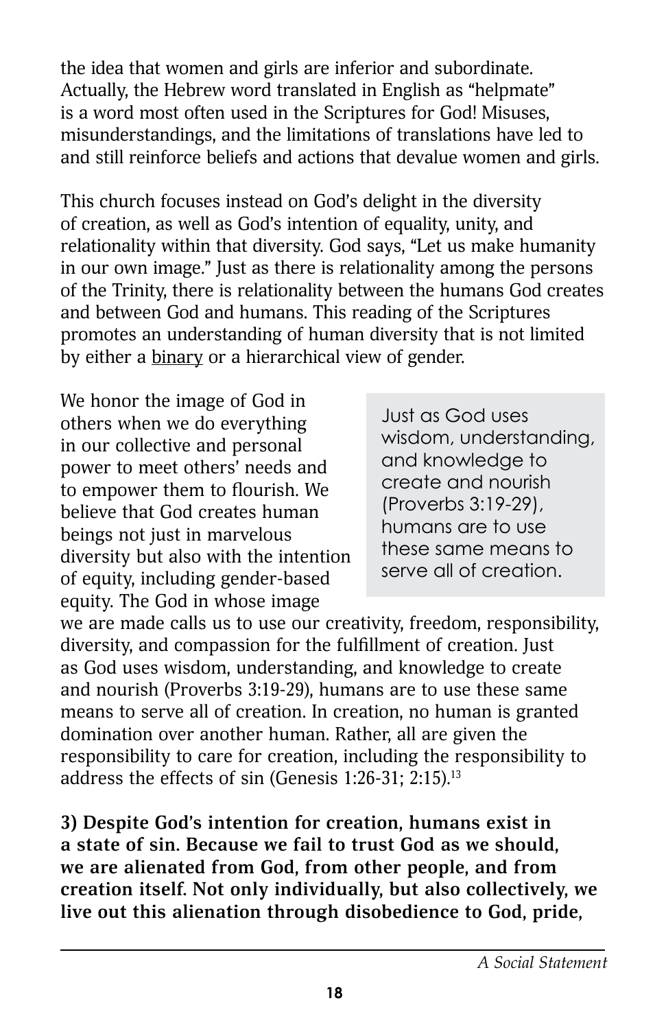the idea that women and girls are inferior and subordinate. Actually, the Hebrew word translated in English as "helpmate" is a word most often used in the Scriptures for God! Misuses, misunderstandings, and the limitations of translations have led to and still reinforce beliefs and actions that devalue women and girls.

This church focuses instead on God's delight in the diversity of creation, as well as God's intention of equality, unity, and relationality within that diversity. God says, "Let us make humanity in our own image." Just as there is relationality among the persons of the Trinity, there is relationality between the humans God creates and between God and humans. This reading of the Scriptures promotes an understanding of human diversity that is not limited by either a binary or a hierarchical view of gender.

> Just as God uses wisdom, understanding, and knowledge to create and nourish (Proverbs 3:19-29), humans are to use these same means to serve all of creation.

We honor the image of God in others when we do everything in our collective and personal power to meet others' needs and to empower them to flourish. We believe that God creates human beings not just in marvelous diversity but also with the intention of equity, including gender-based equity. The God in whose image we are made calls us to use our creativity, freedom, responsibility, diversity, and compassion for the fulfillment of creation. Just as God uses wisdom, understanding, and knowledge to create and nourish (Proverbs 3:19-29), humans are to use these same means to serve all of creation. In creation, no human is granted domination over another human. Rather, all are given the responsibility to care for creation, including the responsibility to address the effects of sin (Genesis 1:26-31; 2:15).[13]

**3) Despite God's intention for creation, humans exist in a state of sin. Because we fail to trust God as we should, we are alienated from God, from other people, and from creation itself. Not only individually, but also collectively, we live out this alienation through disobedience to God, pride,**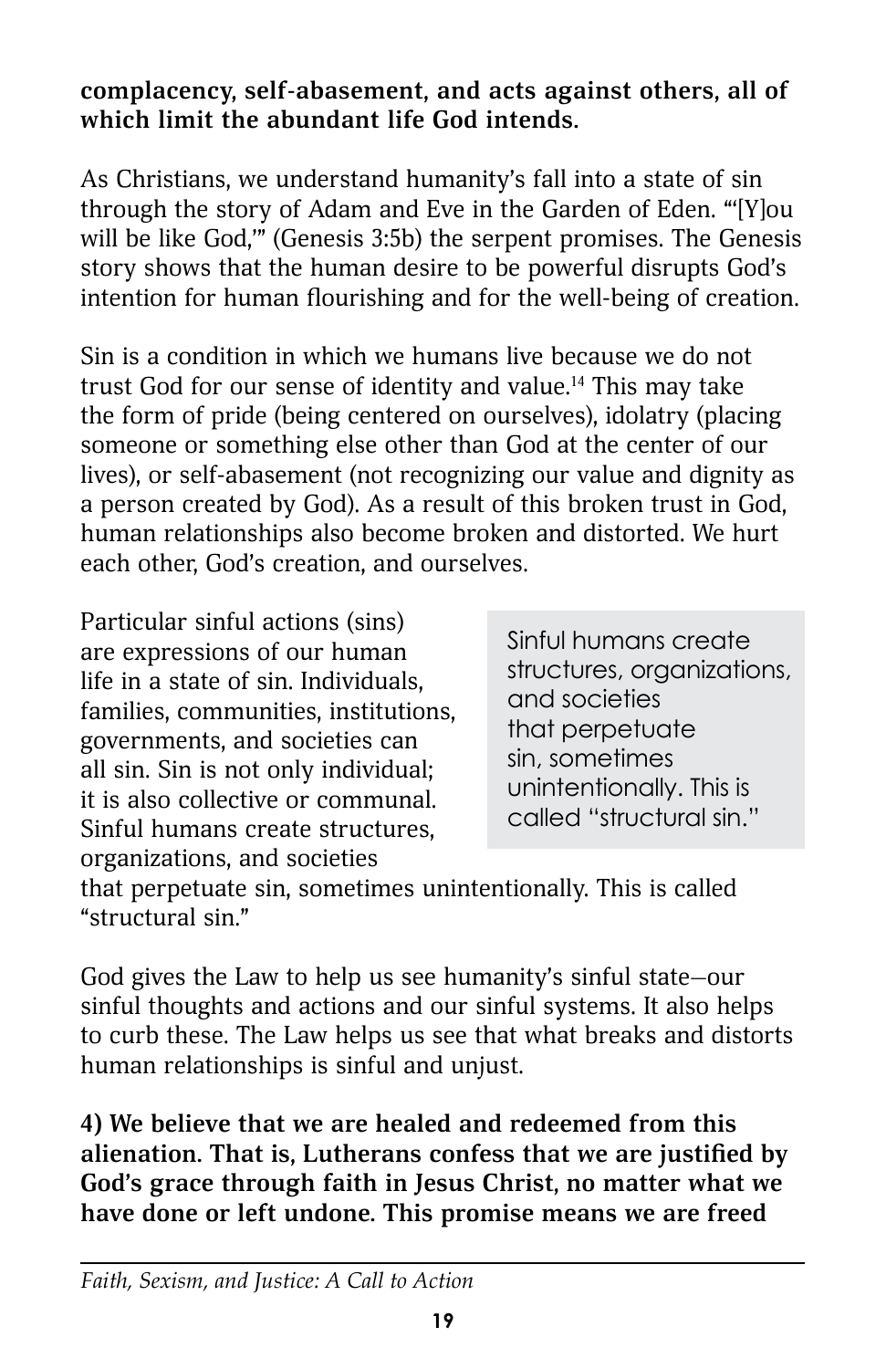**complacency, self-abasement, and acts against others, all of which limit the abundant life God intends.**

As Christians, we understand humanity's fall into a state of sin through the story of Adam and Eve in the Garden of Eden. "'[Y]ou will be like God,'" (Genesis 3:5b) the serpent promises. The Genesis story shows that the human desire to be powerful disrupts God's intention for human flourishing and for the well-being of creation.

Sin is a condition in which we humans live because we do not trust God for our sense of identity and value.[14] This may take the form of pride (being centered on ourselves), idolatry (placing someone or something else other than God at the center of our lives), or self-abasement (not recognizing our value and dignity as a person created by God). As a result of this broken trust in God, human relationships also become broken and distorted. We hurt each other, God's creation, and ourselves.

Particular sinful actions (sins) are expressions of our human life in a state of sin. Individuals, families, communities, institutions, governments, and societies can all sin. Sin is not only individual; it is also collective or communal. Sinful humans create structures, organizations, and societies that perpetuate sin, sometimes unintentionally. This is called "structural sin."

> Sinful humans create structures, organizations, and societies that perpetuate sin, sometimes unintentionally. This is called "structural sin."

God gives the Law to help us see humanity's sinful state—our sinful thoughts and actions and our sinful systems. It also helps to curb these. The Law helps us see that what breaks and distorts human relationships is sinful and unjust.

**4) We believe that we are healed and redeemed from this alienation. That is, Lutherans confess that we are justified by God's grace through faith in Jesus Christ, no matter what we have done or left undone. This promise means we are freed**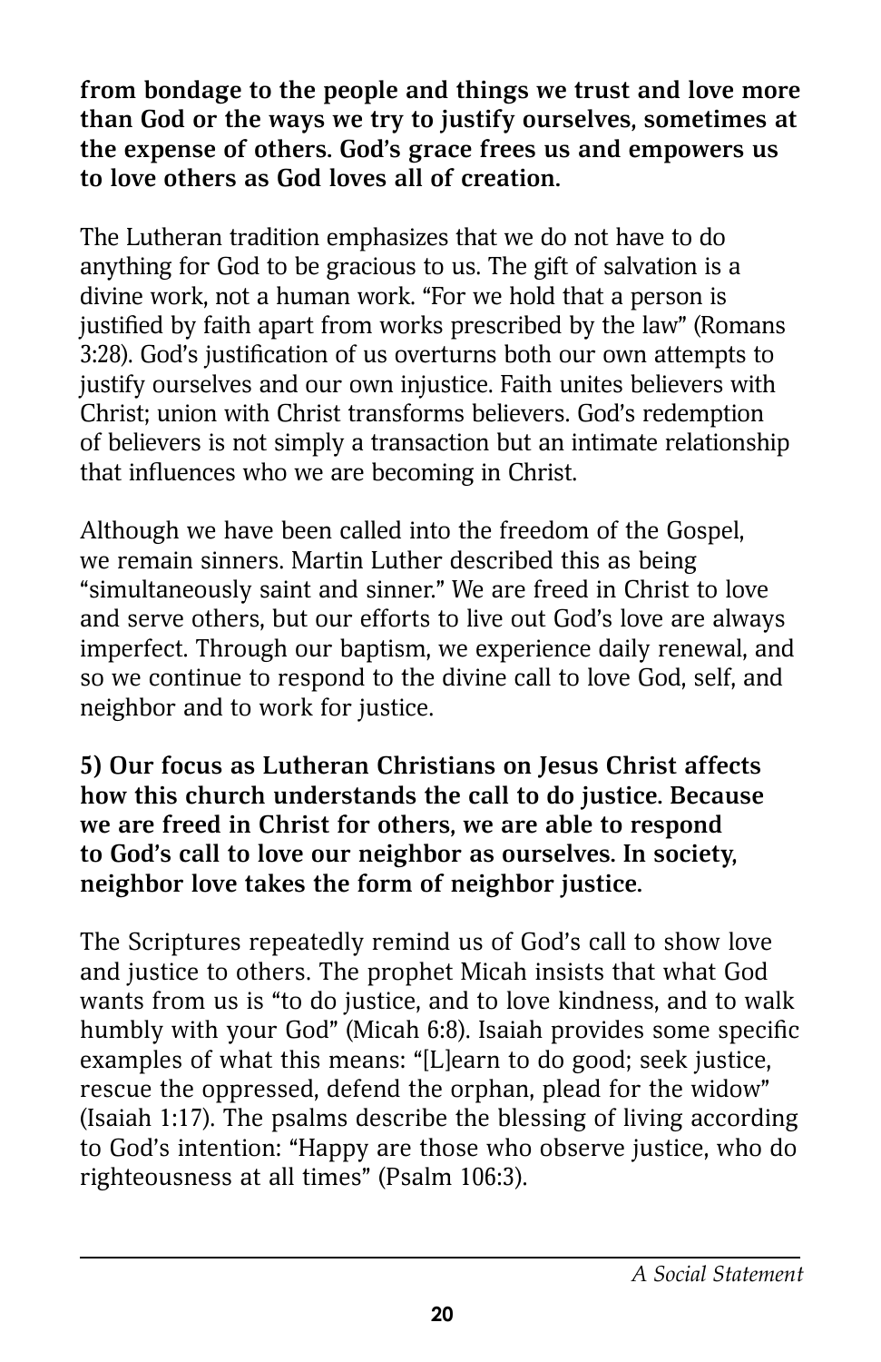**from bondage to the people and things we trust and love more than God or the ways we try to justify ourselves, sometimes at the expense of others. God's grace frees us and empowers us to love others as God loves all of creation.**

The Lutheran tradition emphasizes that we do not have to do anything for God to be gracious to us. The gift of salvation is a divine work, not a human work. "For we hold that a person is justified by faith apart from works prescribed by the law" (Romans 3:28). God's justification of us overturns both our own attempts to justify ourselves and our own injustice. Faith unites believers with Christ; union with Christ transforms believers. God's redemption of believers is not simply a transaction but an intimate relationship that influences who we are becoming in Christ.

Although we have been called into the freedom of the Gospel, we remain sinners. Martin Luther described this as being "simultaneously saint and sinner." We are freed in Christ to love and serve others, but our efforts to live out God's love are always imperfect. Through our baptism, we experience daily renewal, and so we continue to respond to the divine call to love God, self, and neighbor and to work for justice.

**5) Our focus as Lutheran Christians on Jesus Christ affects how this church understands the call to do justice. Because we are freed in Christ for others, we are able to respond to God's call to love our neighbor as ourselves. In society, neighbor love takes the form of neighbor justice.**

The Scriptures repeatedly remind us of God's call to show love and justice to others. The prophet Micah insists that what God wants from us is "to do justice, and to love kindness, and to walk humbly with your God" (Micah 6:8). Isaiah provides some specific examples of what this means: "[L]earn to do good; seek justice, rescue the oppressed, defend the orphan, plead for the widow" (Isaiah 1:17). The psalms describe the blessing of living according to God's intention: "Happy are those who observe justice, who do righteousness at all times" (Psalm 106:3).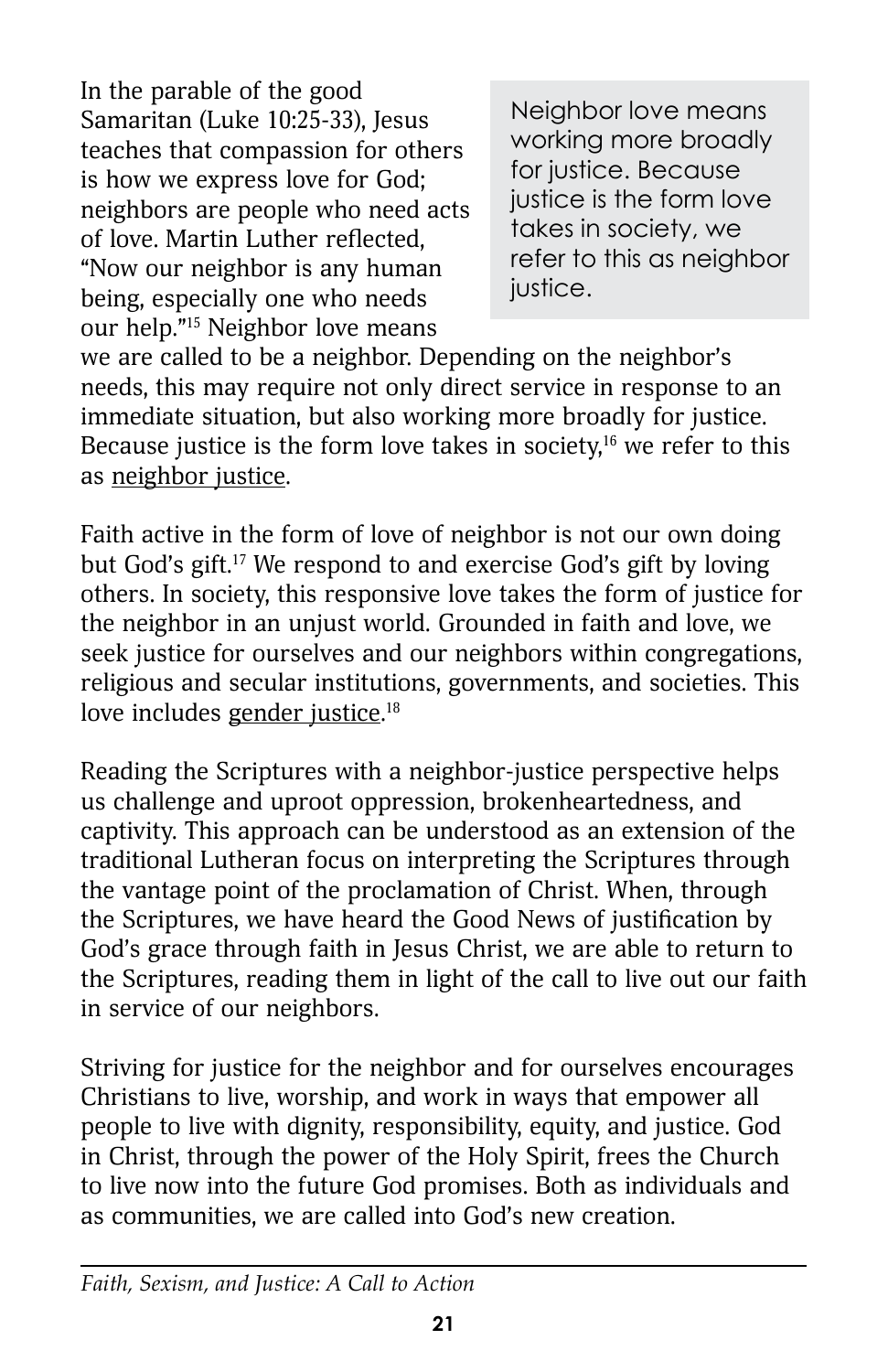In the parable of the good Samaritan (Luke 10:25-33), Jesus teaches that compassion for others is how we express love for God; neighbors are people who need acts of love. Martin Luther reflected, "Now our neighbor is any human being, especially one who needs our help."[15] Neighbor love means we are called to be a neighbor. Depending on the neighbor's needs, this may require not only direct service in response to an immediate situation, but also working more broadly for justice. Because justice is the form love takes in society,[16] we refer to this as neighbor justice.

> Neighbor love means working more broadly for justice. Because justice is the form love takes in society, we refer to this as neighbor justice.

Faith active in the form of love of neighbor is not our own doing but God's gift.[17] We respond to and exercise God's gift by loving others. In society, this responsive love takes the form of justice for the neighbor in an unjust world. Grounded in faith and love, we seek justice for ourselves and our neighbors within congregations, religious and secular institutions, governments, and societies. This love includes gender justice.[18]

Reading the Scriptures with a neighbor-justice perspective helps us challenge and uproot oppression, brokenheartedness, and captivity. This approach can be understood as an extension of the traditional Lutheran focus on interpreting the Scriptures through the vantage point of the proclamation of Christ. When, through the Scriptures, we have heard the Good News of justification by God's grace through faith in Jesus Christ, we are able to return to the Scriptures, reading them in light of the call to live out our faith in service of our neighbors.

Striving for justice for the neighbor and for ourselves encourages Christians to live, worship, and work in ways that empower all people to live with dignity, responsibility, equity, and justice. God in Christ, through the power of the Holy Spirit, frees the Church to live now into the future God promises. Both as individuals and as communities, we are called into God's new creation.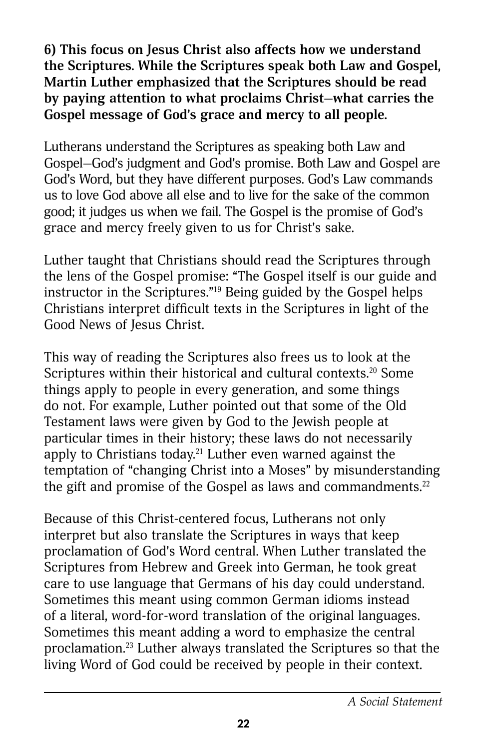**6) This focus on Jesus Christ also affects how we understand the Scriptures. While the Scriptures speak both Law and Gospel, Martin Luther emphasized that the Scriptures should be read by paying attention to what proclaims Christ—what carries the Gospel message of God's grace and mercy to all people.**

Lutherans understand the Scriptures as speaking both Law and Gospel—God's judgment and God's promise. Both Law and Gospel are God's Word, but they have different purposes. God's Law commands us to love God above all else and to live for the sake of the common good; it judges us when we fail. The Gospel is the promise of God's grace and mercy freely given to us for Christ's sake.

Luther taught that Christians should read the Scriptures through the lens of the Gospel promise: "The Gospel itself is our guide and instructor in the Scriptures."[19] Being guided by the Gospel helps Christians interpret difficult texts in the Scriptures in light of the Good News of Jesus Christ.

This way of reading the Scriptures also frees us to look at the Scriptures within their historical and cultural contexts.[20] Some things apply to people in every generation, and some things do not. For example, Luther pointed out that some of the Old Testament laws were given by God to the Jewish people at particular times in their history; these laws do not necessarily apply to Christians today.[21] Luther even warned against the temptation of "changing Christ into a Moses" by misunderstanding the gift and promise of the Gospel as laws and commandments.[22]

Because of this Christ-centered focus, Lutherans not only interpret but also translate the Scriptures in ways that keep proclamation of God's Word central. When Luther translated the Scriptures from Hebrew and Greek into German, he took great care to use language that Germans of his day could understand. Sometimes this meant using common German idioms instead of a literal, word-for-word translation of the original languages. Sometimes this meant adding a word to emphasize the central proclamation.[23] Luther always translated the Scriptures so that the living Word of God could be received by people in their context.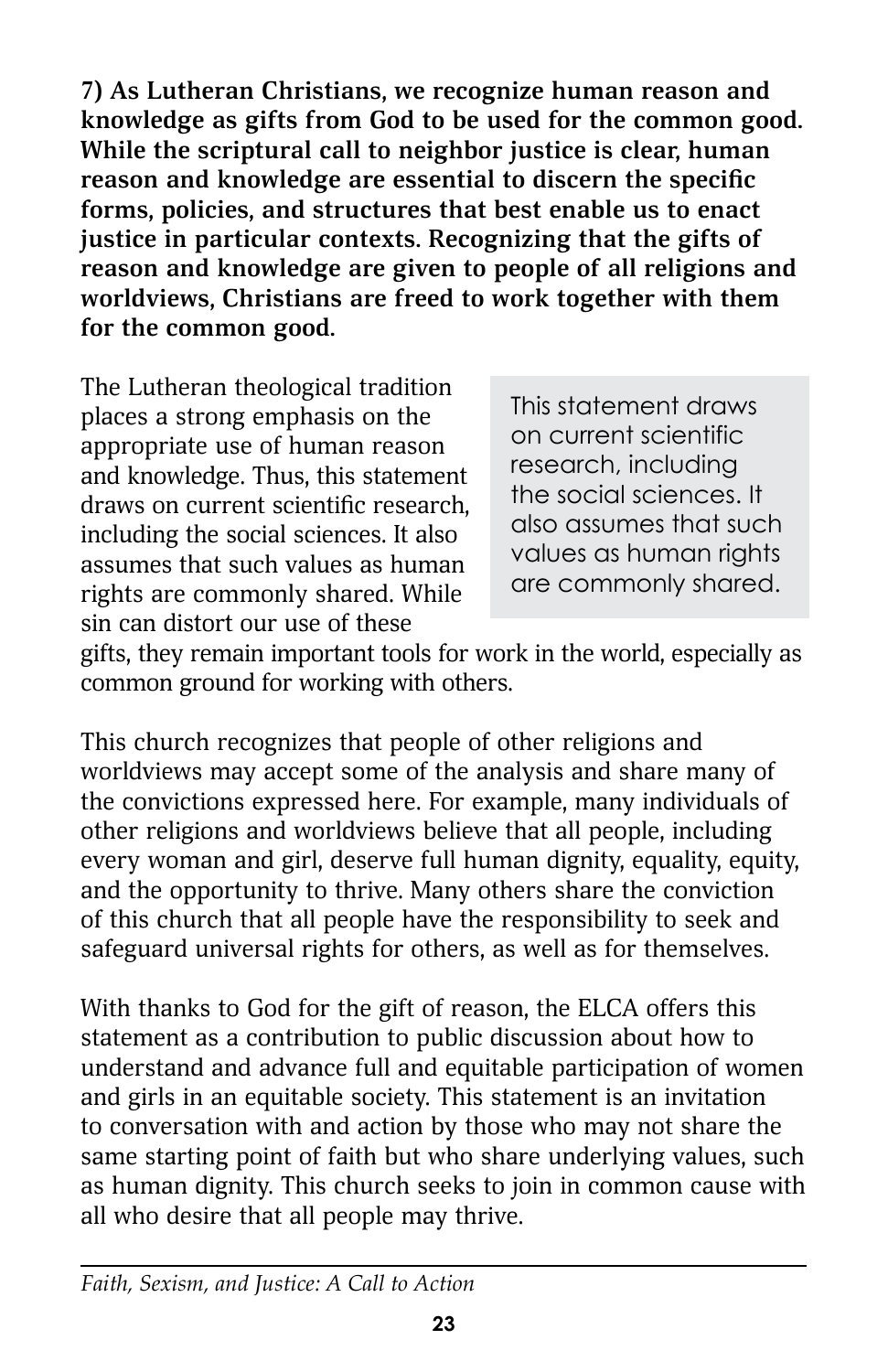**7) As Lutheran Christians, we recognize human reason and knowledge as gifts from God to be used for the common good. While the scriptural call to neighbor justice is clear, human reason and knowledge are essential to discern the specific forms, policies, and structures that best enable us to enact justice in particular contexts. Recognizing that the gifts of reason and knowledge are given to people of all religions and worldviews, Christians are freed to work together with them for the common good.**

The Lutheran theological tradition places a strong emphasis on the appropriate use of human reason and knowledge. Thus, this statement draws on current scientific research, including the social sciences. It also assumes that such values as human rights are commonly shared. While sin can distort our use of these gifts, they remain important tools for work in the world, especially as common ground for working with others.

> This statement draws on current scientific research, including the social sciences. It also assumes that such values as human rights are commonly shared.

This church recognizes that people of other religions and worldviews may accept some of the analysis and share many of the convictions expressed here. For example, many individuals of other religions and worldviews believe that all people, including every woman and girl, deserve full human dignity, equality, equity, and the opportunity to thrive. Many others share the conviction of this church that all people have the responsibility to seek and safeguard universal rights for others, as well as for themselves.

With thanks to God for the gift of reason, the ELCA offers this statement as a contribution to public discussion about how to understand and advance full and equitable participation of women and girls in an equitable society. This statement is an invitation to conversation with and action by those who may not share the same starting point of faith but who share underlying values, such as human dignity. This church seeks to join in common cause with all who desire that all people may thrive.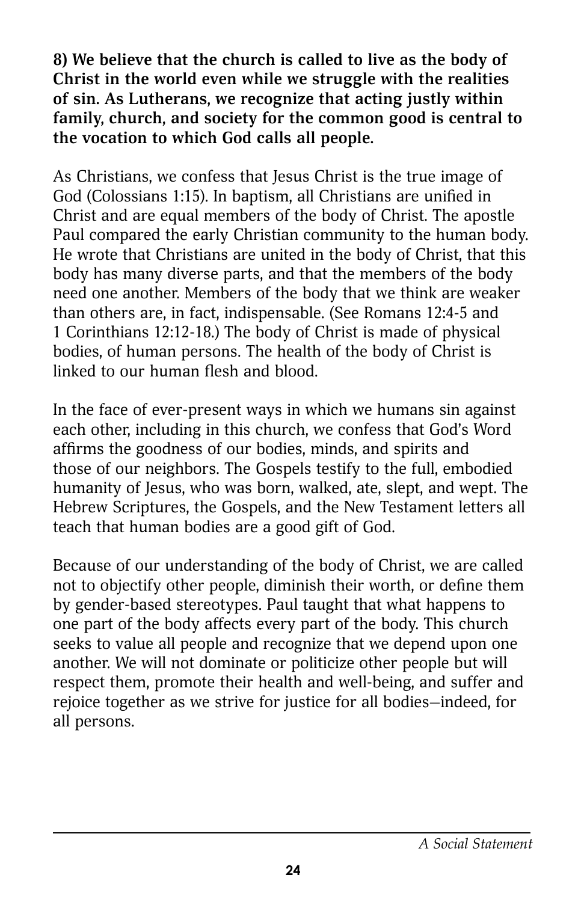**8) We believe that the church is called to live as the body of Christ in the world even while we struggle with the realities of sin. As Lutherans, we recognize that acting justly within family, church, and society for the common good is central to the vocation to which God calls all people.**

As Christians, we confess that Jesus Christ is the true image of God (Colossians 1:15). In baptism, all Christians are unified in Christ and are equal members of the body of Christ. The apostle Paul compared the early Christian community to the human body. He wrote that Christians are united in the body of Christ, that this body has many diverse parts, and that the members of the body need one another. Members of the body that we think are weaker than others are, in fact, indispensable. (See Romans 12:4-5 and 1 Corinthians 12:12-18.) The body of Christ is made of physical bodies, of human persons. The health of the body of Christ is linked to our human flesh and blood.

In the face of ever-present ways in which we humans sin against each other, including in this church, we confess that God's Word affirms the goodness of our bodies, minds, and spirits and those of our neighbors. The Gospels testify to the full, embodied humanity of Jesus, who was born, walked, ate, slept, and wept. The Hebrew Scriptures, the Gospels, and the New Testament letters all teach that human bodies are a good gift of God.

Because of our understanding of the body of Christ, we are called not to objectify other people, diminish their worth, or define them by gender-based stereotypes. Paul taught that what happens to one part of the body affects every part of the body. This church seeks to value all people and recognize that we depend upon one another. We will not dominate or politicize other people but will respect them, promote their health and well-being, and suffer and rejoice together as we strive for justice for all bodies—indeed, for all persons.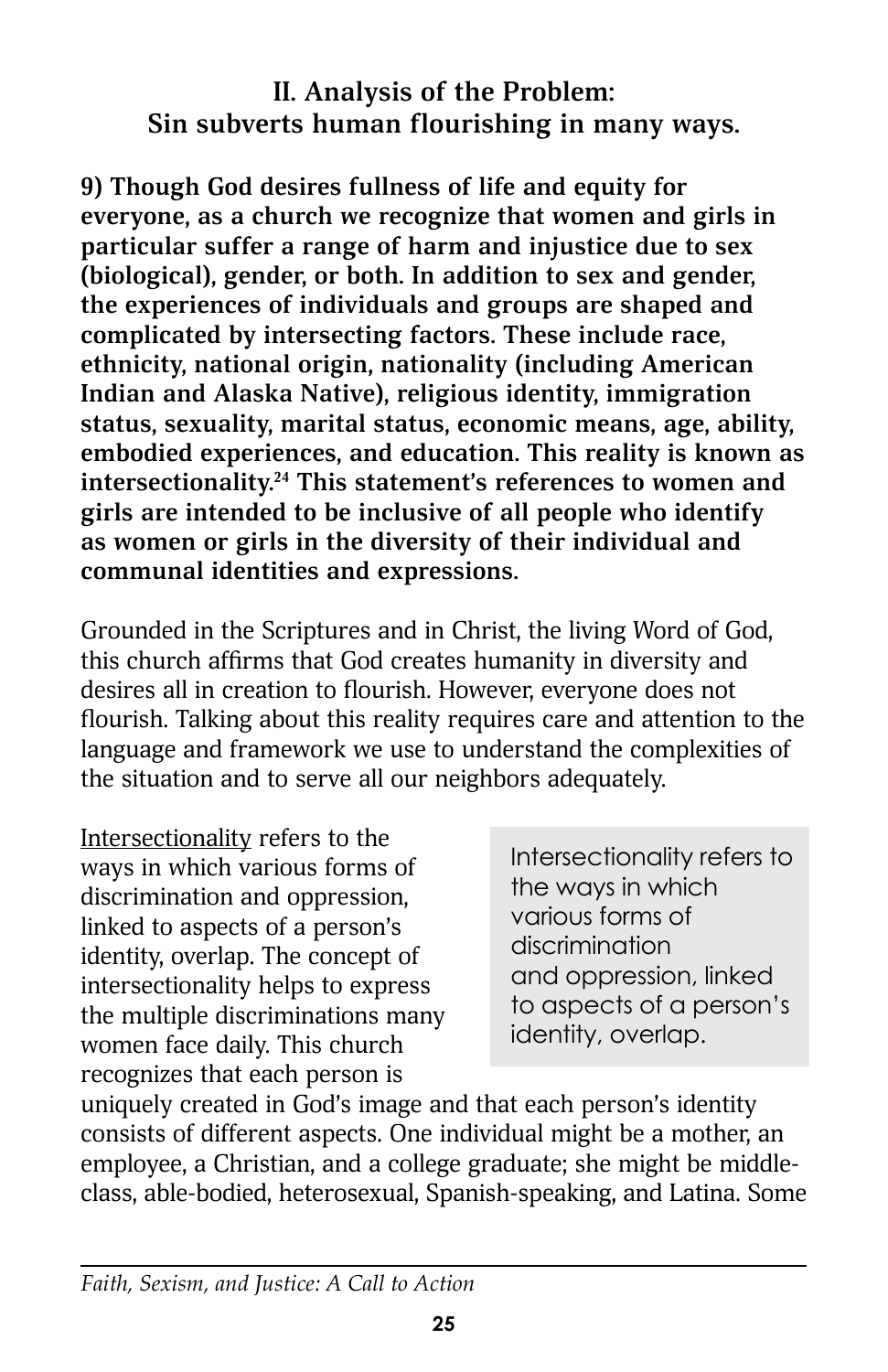## II. Analysis of the Problem: Sin subverts human flourishing in many ways.

**9) Though God desires fullness of life and equity for everyone, as a church we recognize that women and girls in particular suffer a range of harm and injustice due to sex (biological), gender, or both. In addition to sex and gender, the experiences of individuals and groups are shaped and complicated by intersecting factors. These include race, ethnicity, national origin, nationality (including American Indian and Alaska Native), religious identity, immigration status, sexuality, marital status, economic means, age, ability, embodied experiences, and education. This reality is known as intersectionality.[24] This statement's references to women and girls are intended to be inclusive of all people who identify as women or girls in the diversity of their individual and communal identities and expressions.**

Grounded in the Scriptures and in Christ, the living Word of God, this church affirms that God creates humanity in diversity and desires all in creation to flourish. However, everyone does not flourish. Talking about this reality requires care and attention to the language and framework we use to understand the complexities of the situation and to serve all our neighbors adequately.

> Intersectionality refers to the ways in which various forms of discrimination and oppression, linked to aspects of a person's identity, overlap.

<u>Intersectionality</u> refers to the ways in which various forms of discrimination and oppression, linked to aspects of a person's identity, overlap. The concept of intersectionality helps to express the multiple discriminations many women face daily. This church recognizes that each person is uniquely created in God's image and that each person's identity consists of different aspects. One individual might be a mother, an employee, a Christian, and a college graduate; she might be middle-class, able-bodied, heterosexual, Spanish-speaking, and Latina. Some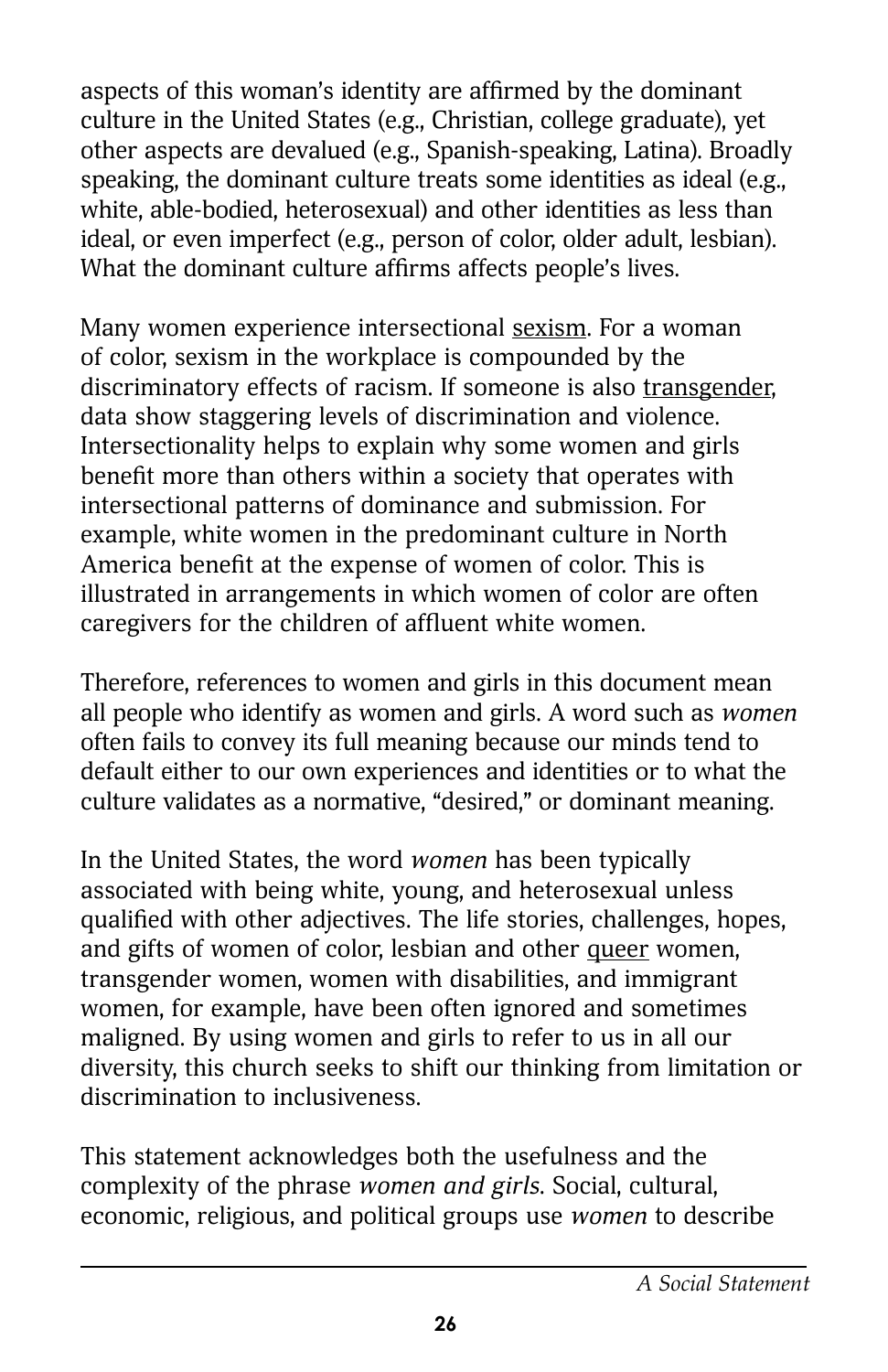aspects of this woman's identity are affirmed by the dominant culture in the United States (e.g., Christian, college graduate), yet other aspects are devalued (e.g., Spanish-speaking, Latina). Broadly speaking, the dominant culture treats some identities as ideal (e.g., white, able-bodied, heterosexual) and other identities as less than ideal, or even imperfect (e.g., person of color, older adult, lesbian). What the dominant culture affirms affects people's lives.

Many women experience intersectional sexism. For a woman of color, sexism in the workplace is compounded by the discriminatory effects of racism. If someone is also transgender, data show staggering levels of discrimination and violence. Intersectionality helps to explain why some women and girls benefit more than others within a society that operates with intersectional patterns of dominance and submission. For example, white women in the predominant culture in North America benefit at the expense of women of color. This is illustrated in arrangements in which women of color are often caregivers for the children of affluent white women.

Therefore, references to women and girls in this document mean all people who identify as women and girls. A word such as *women* often fails to convey its full meaning because our minds tend to default either to our own experiences and identities or to what the culture validates as a normative, "desired," or dominant meaning.

In the United States, the word *women* has been typically associated with being white, young, and heterosexual unless qualified with other adjectives. The life stories, challenges, hopes, and gifts of women of color, lesbian and other queer women, transgender women, women with disabilities, and immigrant women, for example, have been often ignored and sometimes maligned. By using women and girls to refer to us in all our diversity, this church seeks to shift our thinking from limitation or discrimination to inclusiveness.

This statement acknowledges both the usefulness and the complexity of the phrase *women and girls*. Social, cultural, economic, religious, and political groups use *women* to describe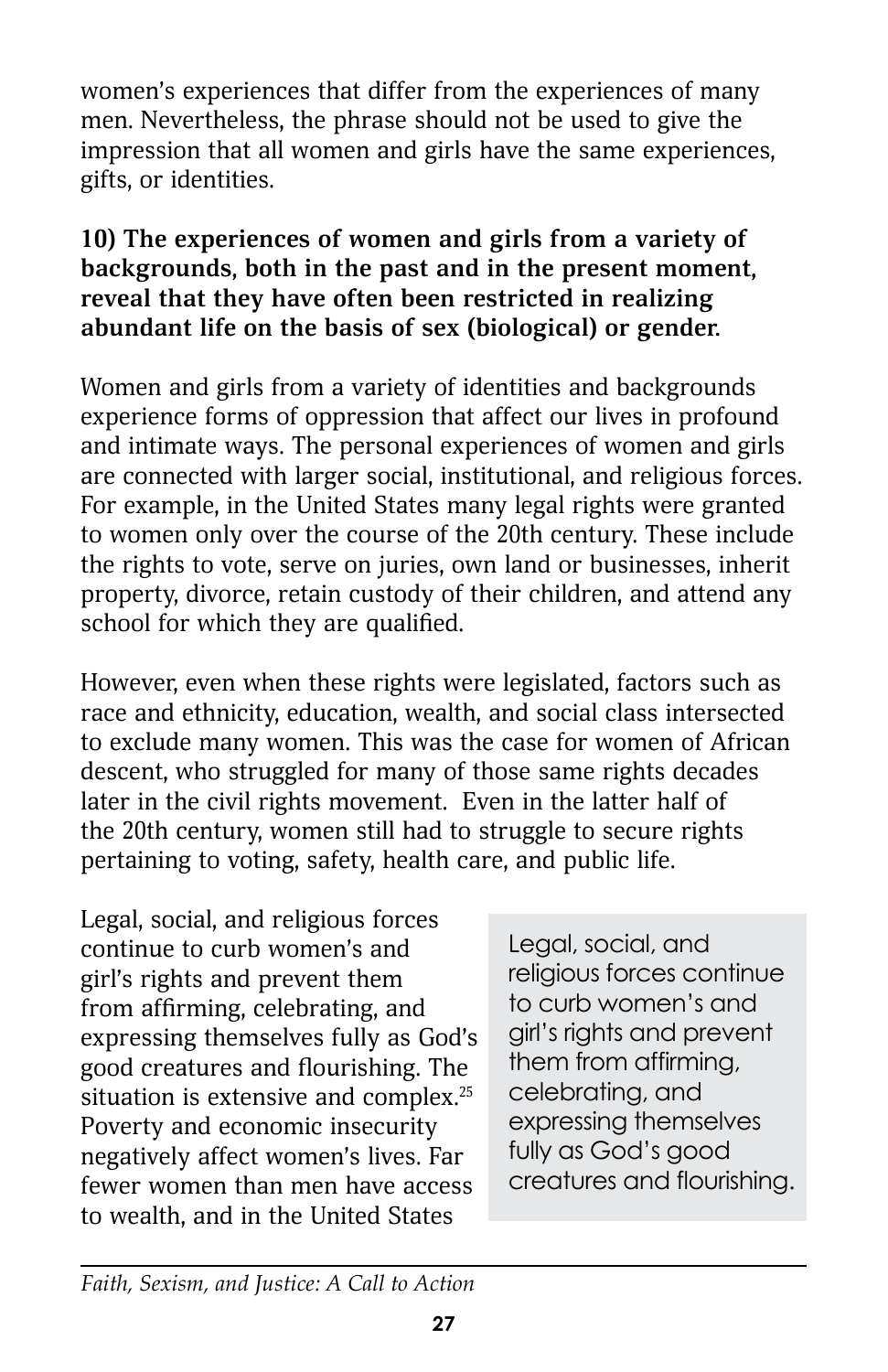women's experiences that differ from the experiences of many men. Nevertheless, the phrase should not be used to give the impression that all women and girls have the same experiences, gifts, or identities.

**10) The experiences of women and girls from a variety of backgrounds, both in the past and in the present moment, reveal that they have often been restricted in realizing abundant life on the basis of sex (biological) or gender.**

Women and girls from a variety of identities and backgrounds experience forms of oppression that affect our lives in profound and intimate ways. The personal experiences of women and girls are connected with larger social, institutional, and religious forces. For example, in the United States many legal rights were granted to women only over the course of the 20th century. These include the rights to vote, serve on juries, own land or businesses, inherit property, divorce, retain custody of their children, and attend any school for which they are qualified.

However, even when these rights were legislated, factors such as race and ethnicity, education, wealth, and social class intersected to exclude many women. This was the case for women of African descent, who struggled for many of those same rights decades later in the civil rights movement. Even in the latter half of the 20th century, women still had to struggle to secure rights pertaining to voting, safety, health care, and public life.

> Legal, social, and religious forces continue to curb women's and girl's rights and prevent them from affirming, celebrating, and expressing themselves fully as God's good creatures and flourishing.

Legal, social, and religious forces continue to curb women's and girl's rights and prevent them from affirming, celebrating, and expressing themselves fully as God's good creatures and flourishing. The situation is extensive and complex.[25] Poverty and economic insecurity negatively affect women's lives. Far fewer women than men have access to wealth, and in the United States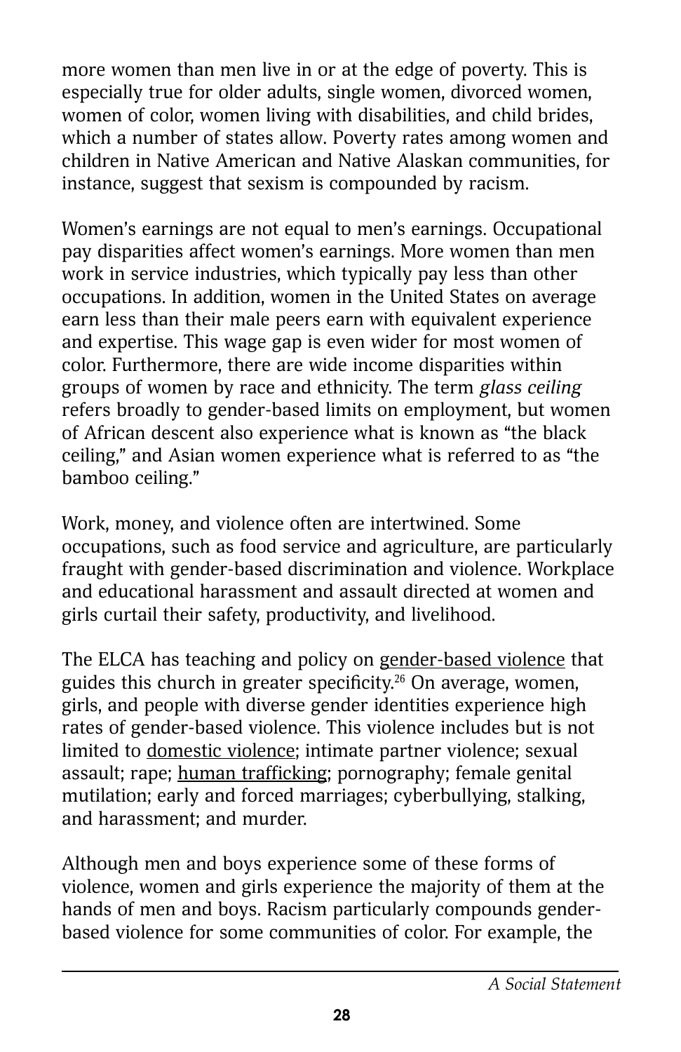more women than men live in or at the edge of poverty. This is especially true for older adults, single women, divorced women, women of color, women living with disabilities, and child brides, which a number of states allow. Poverty rates among women and children in Native American and Native Alaskan communities, for instance, suggest that sexism is compounded by racism.

Women's earnings are not equal to men's earnings. Occupational pay disparities affect women's earnings. More women than men work in service industries, which typically pay less than other occupations. In addition, women in the United States on average earn less than their male peers earn with equivalent experience and expertise. This wage gap is even wider for most women of color. Furthermore, there are wide income disparities within groups of women by race and ethnicity. The term *glass ceiling* refers broadly to gender-based limits on employment, but women of African descent also experience what is known as "the black ceiling," and Asian women experience what is referred to as "the bamboo ceiling."

Work, money, and violence often are intertwined. Some occupations, such as food service and agriculture, are particularly fraught with gender-based discrimination and violence. Workplace and educational harassment and assault directed at women and girls curtail their safety, productivity, and livelihood.

The ELCA has teaching and policy on gender-based violence that guides this church in greater specificity.[26] On average, women, girls, and people with diverse gender identities experience high rates of gender-based violence. This violence includes but is not limited to domestic violence; intimate partner violence; sexual assault; rape; human trafficking; pornography; female genital mutilation; early and forced marriages; cyberbullying, stalking, and harassment; and murder.

Although men and boys experience some of these forms of violence, women and girls experience the majority of them at the hands of men and boys. Racism particularly compounds gender-based violence for some communities of color. For example, the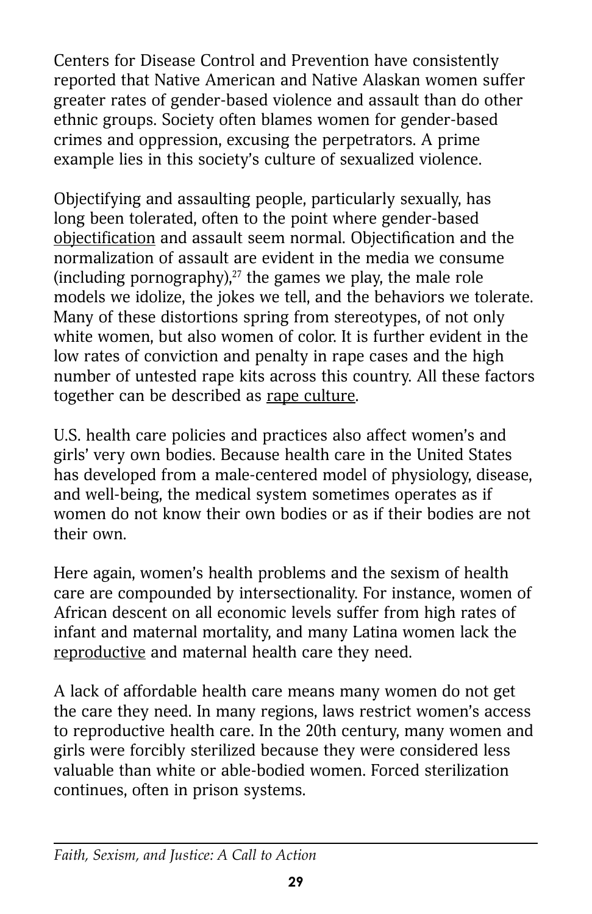Centers for Disease Control and Prevention have consistently reported that Native American and Native Alaskan women suffer greater rates of gender-based violence and assault than do other ethnic groups. Society often blames women for gender-based crimes and oppression, excusing the perpetrators. A prime example lies in this society's culture of sexualized violence.

Objectifying and assaulting people, particularly sexually, has long been tolerated, often to the point where gender-based objectification and assault seem normal. Objectification and the normalization of assault are evident in the media we consume (including pornography),[27] the games we play, the male role models we idolize, the jokes we tell, and the behaviors we tolerate. Many of these distortions spring from stereotypes, of not only white women, but also women of color. It is further evident in the low rates of conviction and penalty in rape cases and the high number of untested rape kits across this country. All these factors together can be described as rape culture.

U.S. health care policies and practices also affect women's and girls' very own bodies. Because health care in the United States has developed from a male-centered model of physiology, disease, and well-being, the medical system sometimes operates as if women do not know their own bodies or as if their bodies are not their own.

Here again, women's health problems and the sexism of health care are compounded by intersectionality. For instance, women of African descent on all economic levels suffer from high rates of infant and maternal mortality, and many Latina women lack the reproductive and maternal health care they need.

A lack of affordable health care means many women do not get the care they need. In many regions, laws restrict women's access to reproductive health care. In the 20th century, many women and girls were forcibly sterilized because they were considered less valuable than white or able-bodied women. Forced sterilization continues, often in prison systems.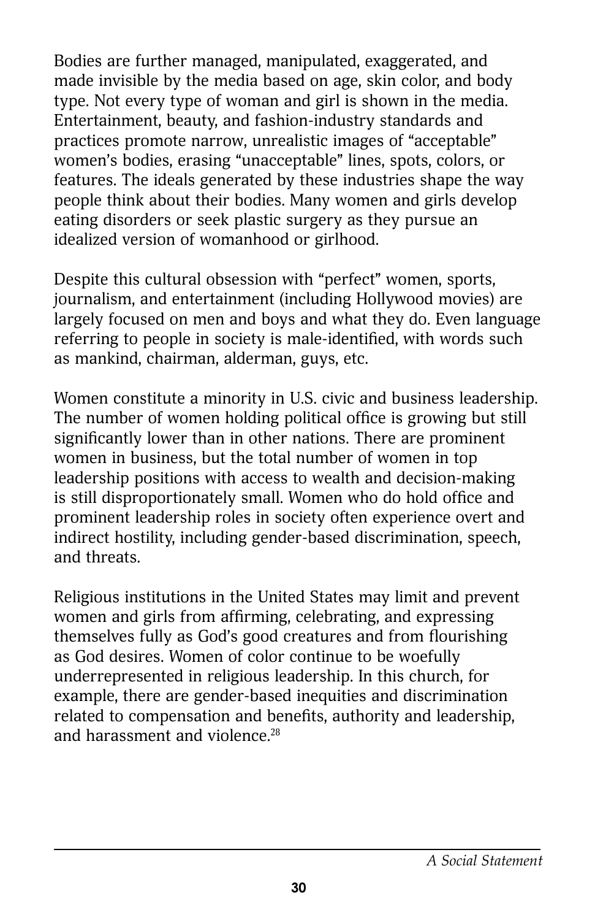Bodies are further managed, manipulated, exaggerated, and made invisible by the media based on age, skin color, and body type. Not every type of woman and girl is shown in the media. Entertainment, beauty, and fashion-industry standards and practices promote narrow, unrealistic images of "acceptable" women's bodies, erasing "unacceptable" lines, spots, colors, or features. The ideals generated by these industries shape the way people think about their bodies. Many women and girls develop eating disorders or seek plastic surgery as they pursue an idealized version of womanhood or girlhood.

Despite this cultural obsession with "perfect" women, sports, journalism, and entertainment (including Hollywood movies) are largely focused on men and boys and what they do. Even language referring to people in society is male-identified, with words such as mankind, chairman, alderman, guys, etc.

Women constitute a minority in U.S. civic and business leadership. The number of women holding political office is growing but still significantly lower than in other nations. There are prominent women in business, but the total number of women in top leadership positions with access to wealth and decision-making is still disproportionately small. Women who do hold office and prominent leadership roles in society often experience overt and indirect hostility, including gender-based discrimination, speech, and threats.

Religious institutions in the United States may limit and prevent women and girls from affirming, celebrating, and expressing themselves fully as God's good creatures and from flourishing as God desires. Women of color continue to be woefully underrepresented in religious leadership. In this church, for example, there are gender-based inequities and discrimination related to compensation and benefits, authority and leadership, and harassment and violence.[28]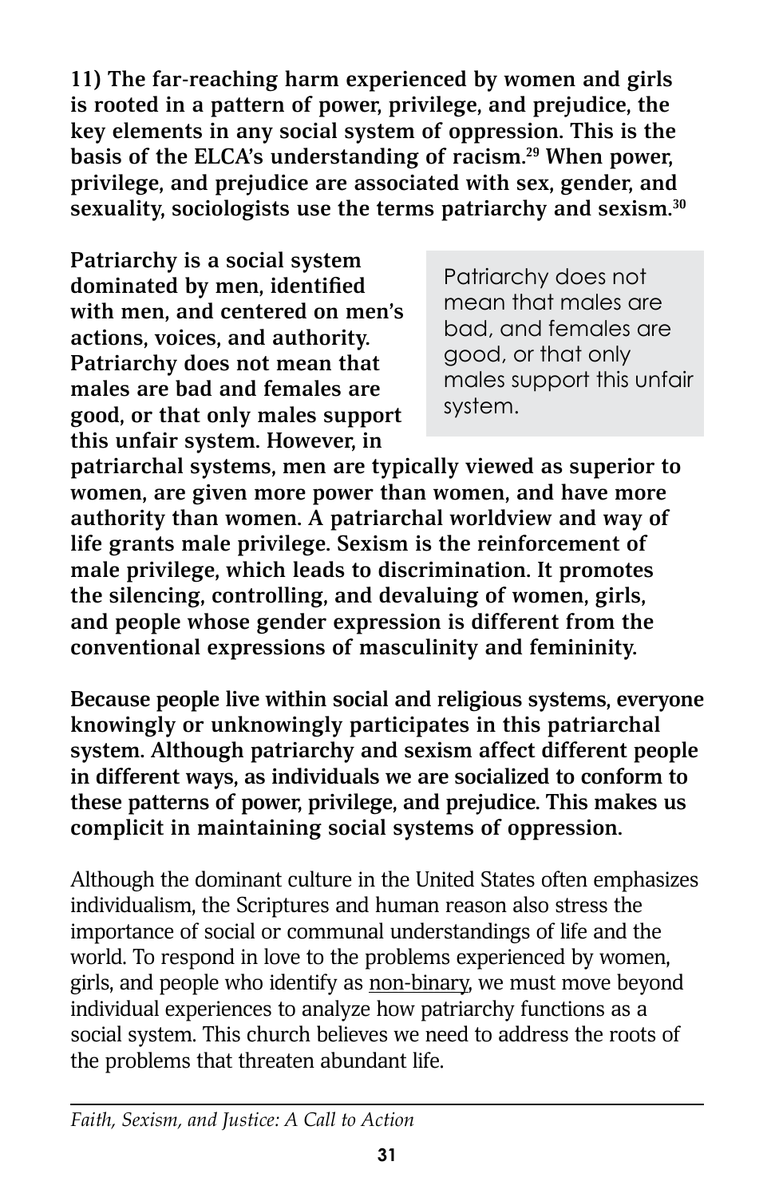**11) The far-reaching harm experienced by women and girls is rooted in a pattern of power, privilege, and prejudice, the key elements in any social system of oppression. This is the basis of the ELCA's understanding of racism.[29] When power, privilege, and prejudice are associated with sex, gender, and sexuality, sociologists use the terms patriarchy and sexism.[30]**

**Patriarchy is a social system dominated by men, identified with men, and centered on men's actions, voices, and authority. Patriarchy does not mean that males are bad and females are good, or that only males support this unfair system. However, in patriarchal systems, men are typically viewed as superior to women, are given more power than women, and have more authority than women. A patriarchal worldview and way of life grants male privilege. Sexism is the reinforcement of male privilege, which leads to discrimination. It promotes the silencing, controlling, and devaluing of women, girls, and people whose gender expression is different from the conventional expressions of masculinity and femininity.**

> Patriarchy does not mean that males are bad, and females are good, or that only males support this unfair system.

**Because people live within social and religious systems, everyone knowingly or unknowingly participates in this patriarchal system. Although patriarchy and sexism affect different people in different ways, as individuals we are socialized to conform to these patterns of power, privilege, and prejudice. This makes us complicit in maintaining social systems of oppression.**

Although the dominant culture in the United States often emphasizes individualism, the Scriptures and human reason also stress the importance of social or communal understandings of life and the world. To respond in love to the problems experienced by women, girls, and people who identify as non-binary, we must move beyond individual experiences to analyze how patriarchy functions as a social system. This church believes we need to address the roots of the problems that threaten abundant life.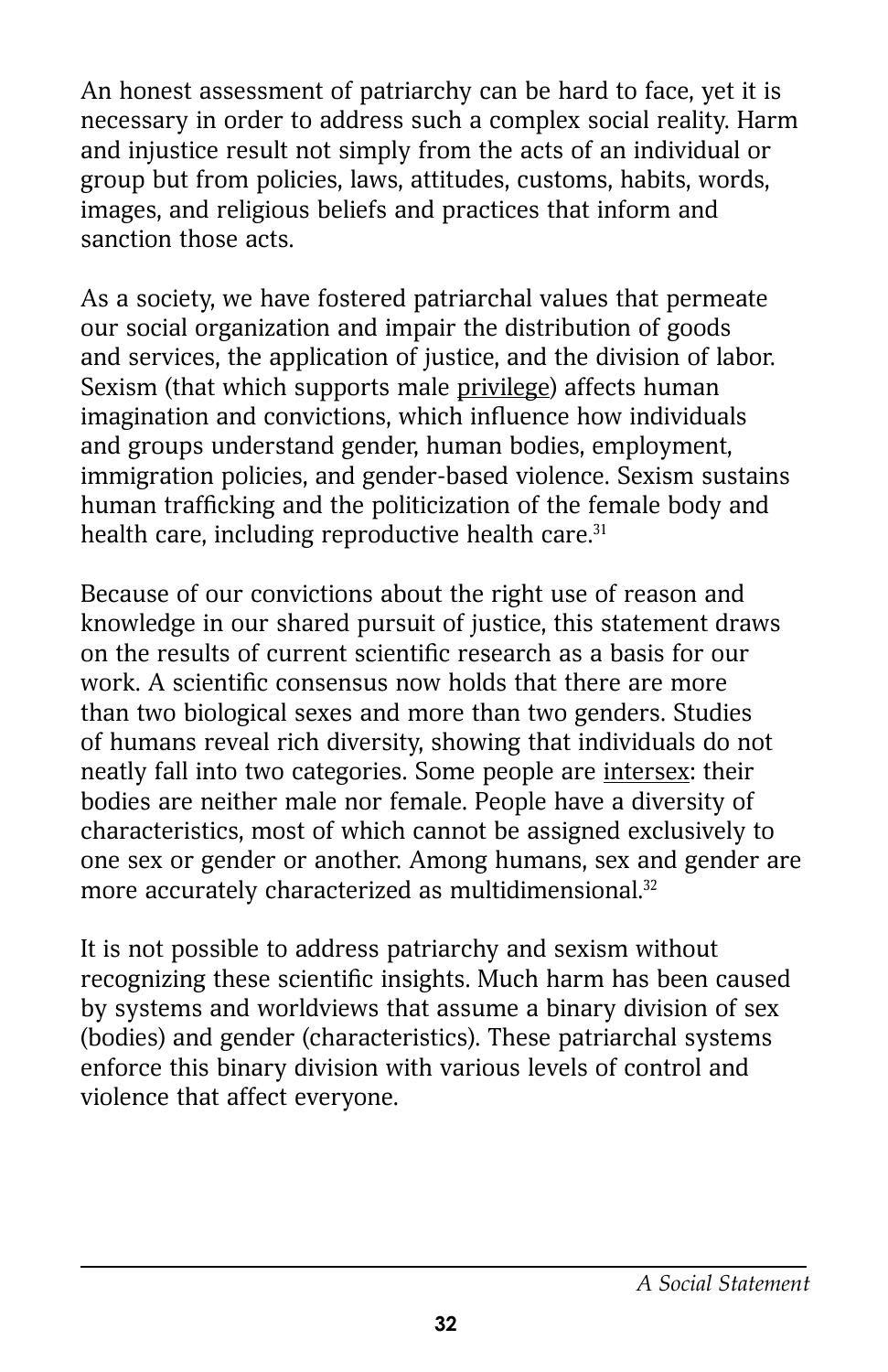An honest assessment of patriarchy can be hard to face, yet it is necessary in order to address such a complex social reality. Harm and injustice result not simply from the acts of an individual or group but from policies, laws, attitudes, customs, habits, words, images, and religious beliefs and practices that inform and sanction those acts.

As a society, we have fostered patriarchal values that permeate our social organization and impair the distribution of goods and services, the application of justice, and the division of labor. Sexism (that which supports male privilege) affects human imagination and convictions, which influence how individuals and groups understand gender, human bodies, employment, immigration policies, and gender-based violence. Sexism sustains human trafficking and the politicization of the female body and health care, including reproductive health care.[31]

Because of our convictions about the right use of reason and knowledge in our shared pursuit of justice, this statement draws on the results of current scientific research as a basis for our work. A scientific consensus now holds that there are more than two biological sexes and more than two genders. Studies of humans reveal rich diversity, showing that individuals do not neatly fall into two categories. Some people are intersex: their bodies are neither male nor female. People have a diversity of characteristics, most of which cannot be assigned exclusively to one sex or gender or another. Among humans, sex and gender are more accurately characterized as multidimensional.[32]

It is not possible to address patriarchy and sexism without recognizing these scientific insights. Much harm has been caused by systems and worldviews that assume a binary division of sex (bodies) and gender (characteristics). These patriarchal systems enforce this binary division with various levels of control and violence that affect everyone.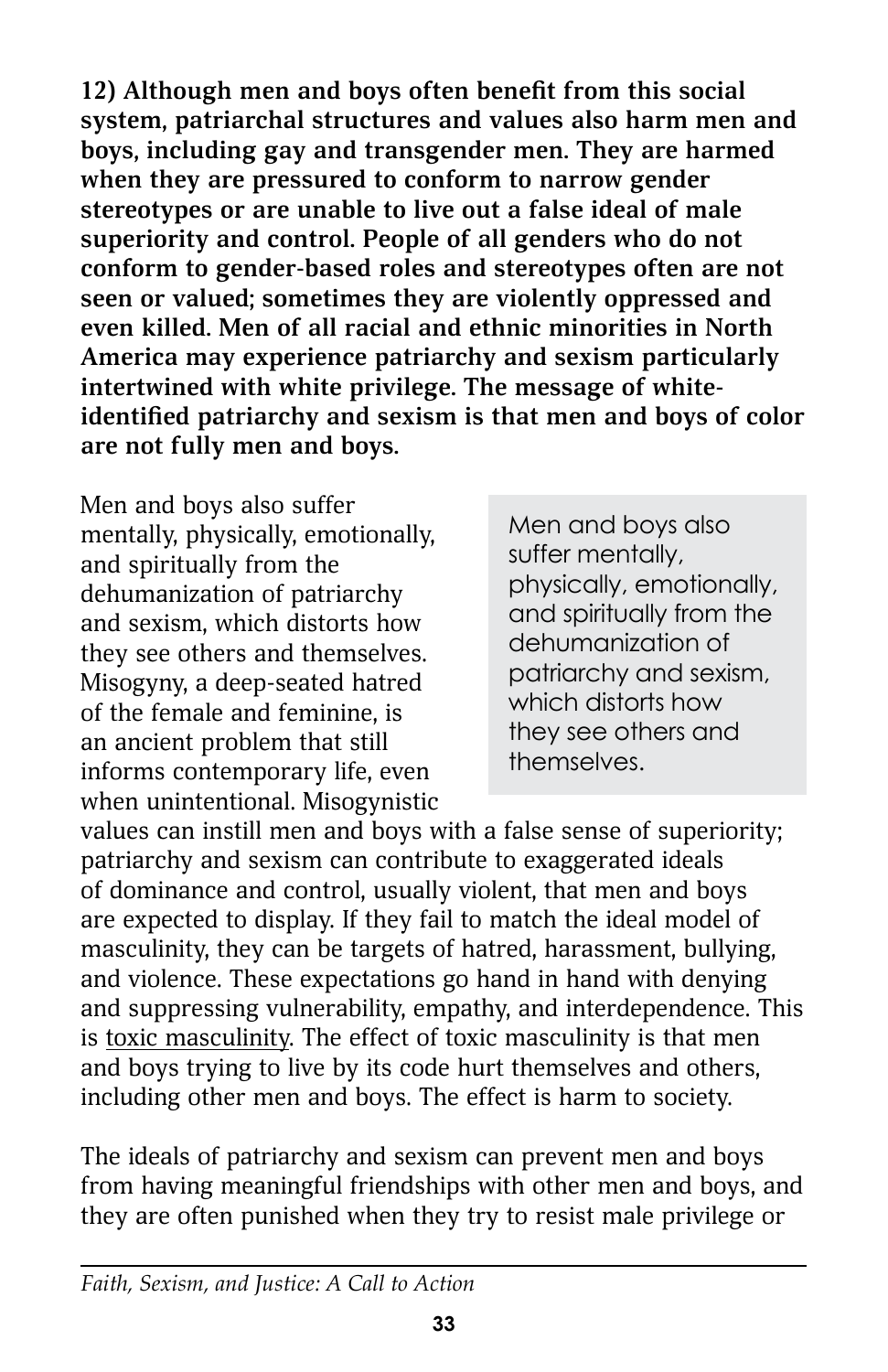**12) Although men and boys often benefit from this social system, patriarchal structures and values also harm men and boys, including gay and transgender men. They are harmed when they are pressured to conform to narrow gender stereotypes or are unable to live out a false ideal of male superiority and control. People of all genders who do not conform to gender-based roles and stereotypes often are not seen or valued; sometimes they are violently oppressed and even killed. Men of all racial and ethnic minorities in North America may experience patriarchy and sexism particularly intertwined with white privilege. The message of white-identified patriarchy and sexism is that men and boys of color are not fully men and boys.**

Men and boys also suffer mentally, physically, emotionally, and spiritually from the dehumanization of patriarchy and sexism, which distorts how they see others and themselves. Misogyny, a deep-seated hatred of the female and feminine, is an ancient problem that still informs contemporary life, even when unintentional. Misogynistic values can instill men and boys with a false sense of superiority; patriarchy and sexism can contribute to exaggerated ideals of dominance and control, usually violent, that men and boys are expected to display. If they fail to match the ideal model of masculinity, they can be targets of hatred, harassment, bullying, and violence. These expectations go hand in hand with denying and suppressing vulnerability, empathy, and interdependence. This is toxic masculinity. The effect of toxic masculinity is that men and boys trying to live by its code hurt themselves and others, including other men and boys. The effect is harm to society.

> Men and boys also suffer mentally, physically, emotionally, and spiritually from the dehumanization of patriarchy and sexism, which distorts how they see others and themselves.

The ideals of patriarchy and sexism can prevent men and boys from having meaningful friendships with other men and boys, and they are often punished when they try to resist male privilege or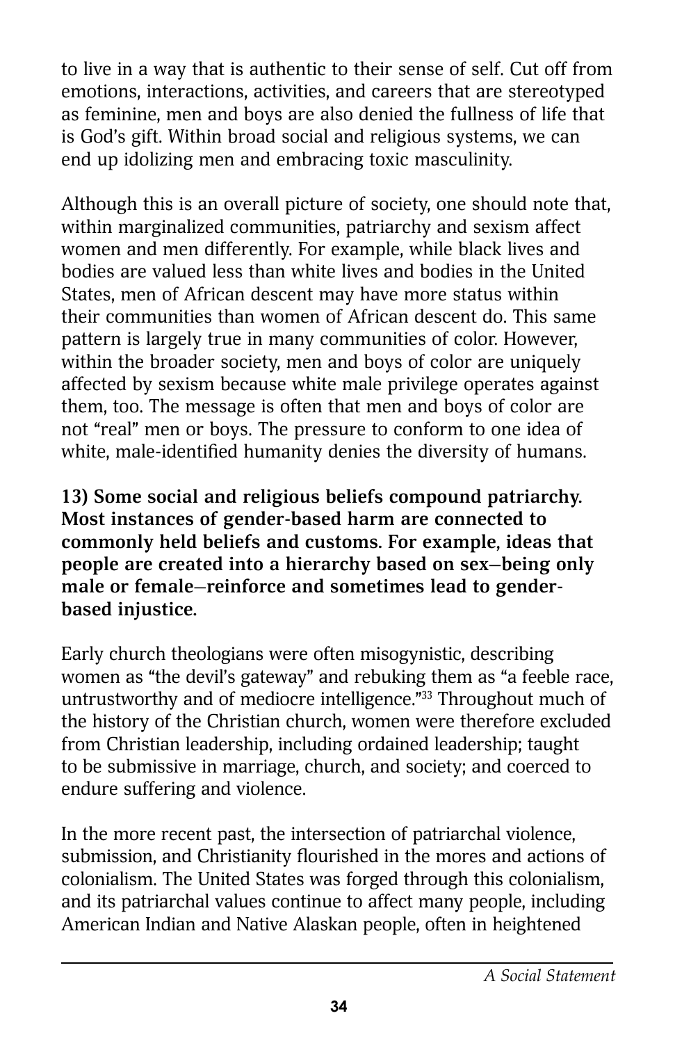to live in a way that is authentic to their sense of self. Cut off from emotions, interactions, activities, and careers that are stereotyped as feminine, men and boys are also denied the fullness of life that is God's gift. Within broad social and religious systems, we can end up idolizing men and embracing toxic masculinity.

Although this is an overall picture of society, one should note that, within marginalized communities, patriarchy and sexism affect women and men differently. For example, while black lives and bodies are valued less than white lives and bodies in the United States, men of African descent may have more status within their communities than women of African descent do. This same pattern is largely true in many communities of color. However, within the broader society, men and boys of color are uniquely affected by sexism because white male privilege operates against them, too. The message is often that men and boys of color are not "real" men or boys. The pressure to conform to one idea of white, male-identified humanity denies the diversity of humans.

**13) Some social and religious beliefs compound patriarchy. Most instances of gender-based harm are connected to commonly held beliefs and customs. For example, ideas that people are created into a hierarchy based on sex—being only male or female—reinforce and sometimes lead to gender-based injustice.**

Early church theologians were often misogynistic, describing women as "the devil's gateway" and rebuking them as "a feeble race, untrustworthy and of mediocre intelligence."[33] Throughout much of the history of the Christian church, women were therefore excluded from Christian leadership, including ordained leadership; taught to be submissive in marriage, church, and society; and coerced to endure suffering and violence.

In the more recent past, the intersection of patriarchal violence, submission, and Christianity flourished in the mores and actions of colonialism. The United States was forged through this colonialism, and its patriarchal values continue to affect many people, including American Indian and Native Alaskan people, often in heightened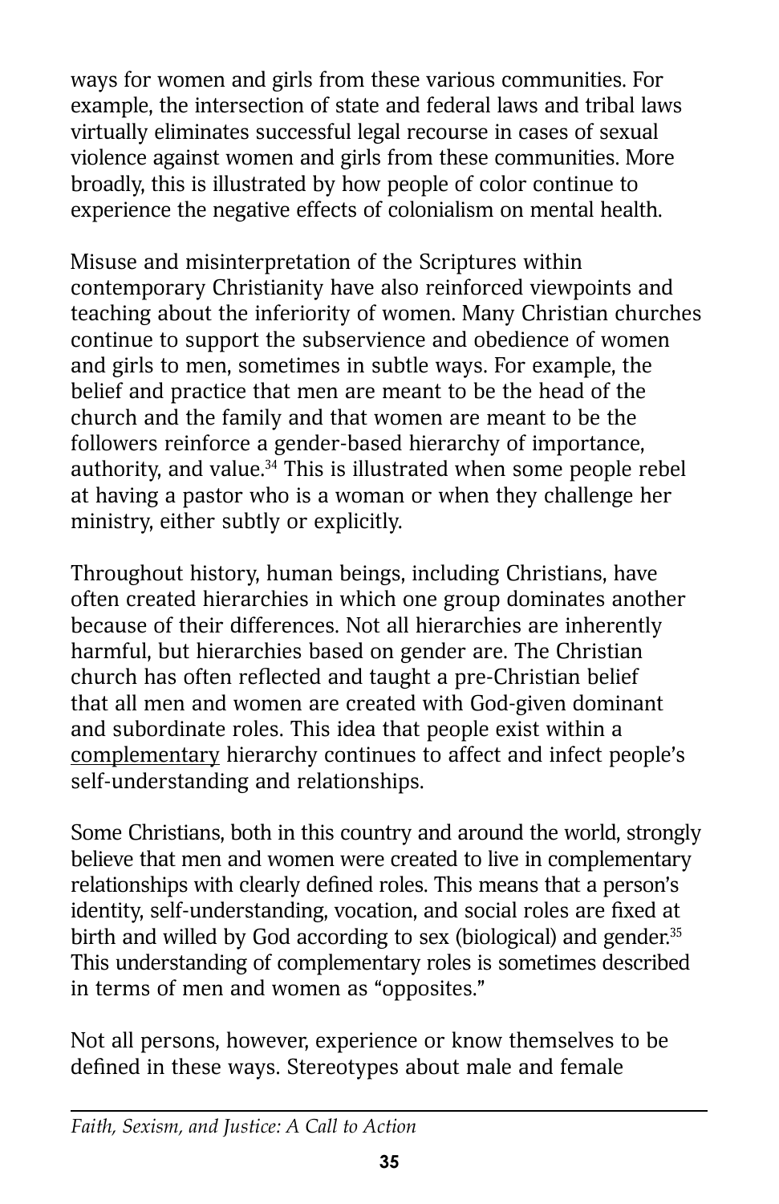ways for women and girls from these various communities. For example, the intersection of state and federal laws and tribal laws virtually eliminates successful legal recourse in cases of sexual violence against women and girls from these communities. More broadly, this is illustrated by how people of color continue to experience the negative effects of colonialism on mental health.

Misuse and misinterpretation of the Scriptures within contemporary Christianity have also reinforced viewpoints and teaching about the inferiority of women. Many Christian churches continue to support the subservience and obedience of women and girls to men, sometimes in subtle ways. For example, the belief and practice that men are meant to be the head of the church and the family and that women are meant to be the followers reinforce a gender-based hierarchy of importance, authority, and value.[34] This is illustrated when some people rebel at having a pastor who is a woman or when they challenge her ministry, either subtly or explicitly.

Throughout history, human beings, including Christians, have often created hierarchies in which one group dominates another because of their differences. Not all hierarchies are inherently harmful, but hierarchies based on gender are. The Christian church has often reflected and taught a pre-Christian belief that all men and women are created with God-given dominant and subordinate roles. This idea that people exist within a complementary hierarchy continues to affect and infect people's self-understanding and relationships.

Some Christians, both in this country and around the world, strongly believe that men and women were created to live in complementary relationships with clearly defined roles. This means that a person's identity, self-understanding, vocation, and social roles are fixed at birth and willed by God according to sex (biological) and gender.[35] This understanding of complementary roles is sometimes described in terms of men and women as "opposites."

Not all persons, however, experience or know themselves to be defined in these ways. Stereotypes about male and female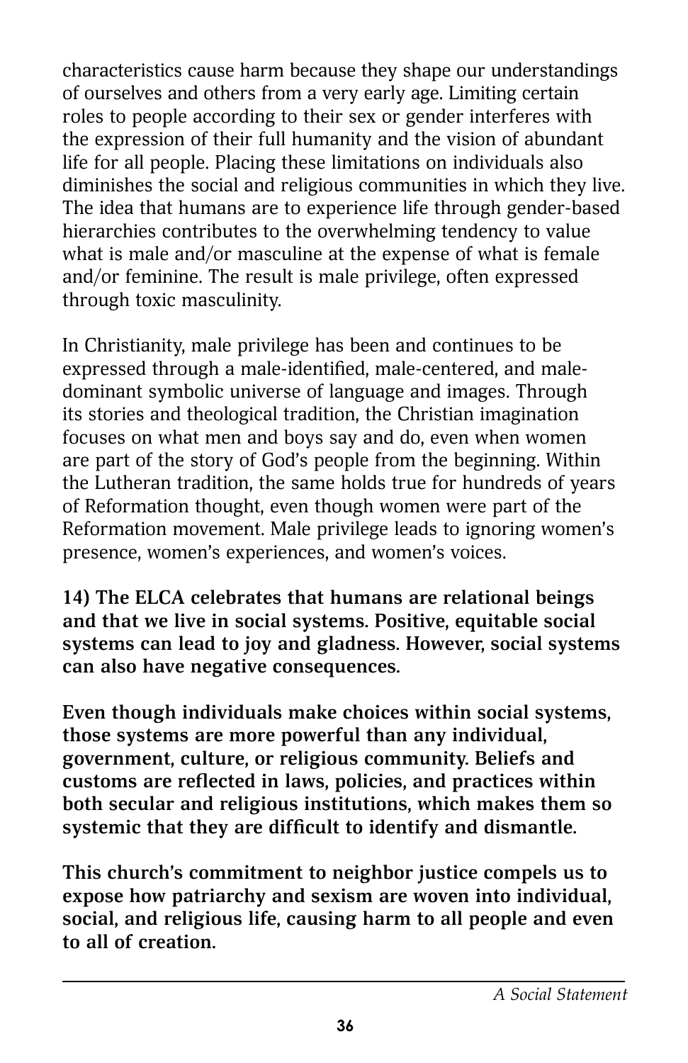characteristics cause harm because they shape our understandings of ourselves and others from a very early age. Limiting certain roles to people according to their sex or gender interferes with the expression of their full humanity and the vision of abundant life for all people. Placing these limitations on individuals also diminishes the social and religious communities in which they live. The idea that humans are to experience life through gender-based hierarchies contributes to the overwhelming tendency to value what is male and/or masculine at the expense of what is female and/or feminine. The result is male privilege, often expressed through toxic masculinity.

In Christianity, male privilege has been and continues to be expressed through a male-identified, male-centered, and male-dominant symbolic universe of language and images. Through its stories and theological tradition, the Christian imagination focuses on what men and boys say and do, even when women are part of the story of God's people from the beginning. Within the Lutheran tradition, the same holds true for hundreds of years of Reformation thought, even though women were part of the Reformation movement. Male privilege leads to ignoring women's presence, women's experiences, and women's voices.

**14) The ELCA celebrates that humans are relational beings and that we live in social systems. Positive, equitable social systems can lead to joy and gladness. However, social systems can also have negative consequences.**

**Even though individuals make choices within social systems, those systems are more powerful than any individual, government, culture, or religious community. Beliefs and customs are reflected in laws, policies, and practices within both secular and religious institutions, which makes them so systemic that they are difficult to identify and dismantle.**

**This church's commitment to neighbor justice compels us to expose how patriarchy and sexism are woven into individual, social, and religious life, causing harm to all people and even to all of creation.**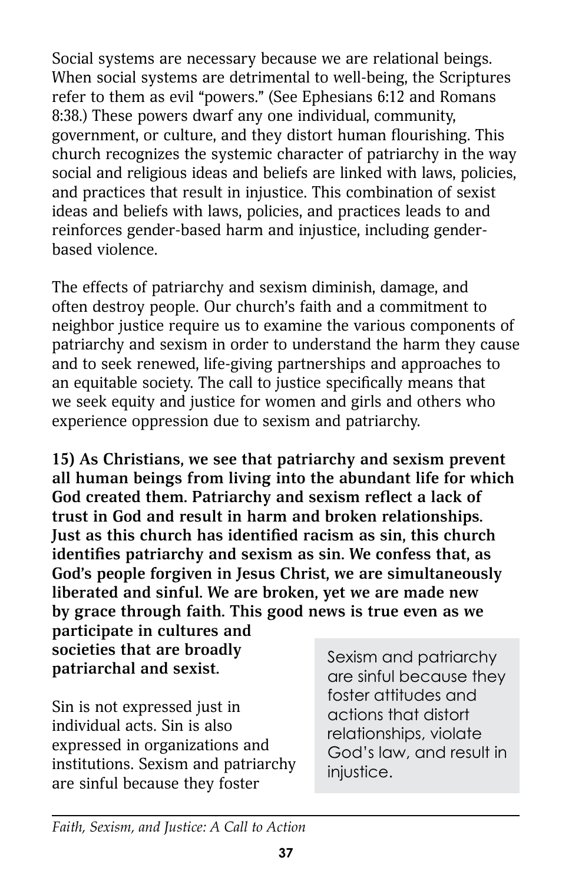Social systems are necessary because we are relational beings. When social systems are detrimental to well-being, the Scriptures refer to them as evil "powers." (See Ephesians 6:12 and Romans 8:38.) These powers dwarf any one individual, community, government, or culture, and they distort human flourishing. This church recognizes the systemic character of patriarchy in the way social and religious ideas and beliefs are linked with laws, policies, and practices that result in injustice. This combination of sexist ideas and beliefs with laws, policies, and practices leads to and reinforces gender-based harm and injustice, including gender-based violence.

The effects of patriarchy and sexism diminish, damage, and often destroy people. Our church's faith and a commitment to neighbor justice require us to examine the various components of patriarchy and sexism in order to understand the harm they cause and to seek renewed, life-giving partnerships and approaches to an equitable society. The call to justice specifically means that we seek equity and justice for women and girls and others who experience oppression due to sexism and patriarchy.

**15) As Christians, we see that patriarchy and sexism prevent all human beings from living into the abundant life for which God created them. Patriarchy and sexism reflect a lack of trust in God and result in harm and broken relationships. Just as this church has identified racism as sin, this church identifies patriarchy and sexism as sin. We confess that, as God's people forgiven in Jesus Christ, we are simultaneously liberated and sinful. We are broken, yet we are made new by grace through faith. This good news is true even as we participate in cultures and societies that are broadly patriarchal and sexist.**

> Sexism and patriarchy are sinful because they foster attitudes and actions that distort relationships, violate God's law, and result in injustice.

Sin is not expressed just in individual acts. Sin is also expressed in organizations and institutions. Sexism and patriarchy are sinful because they foster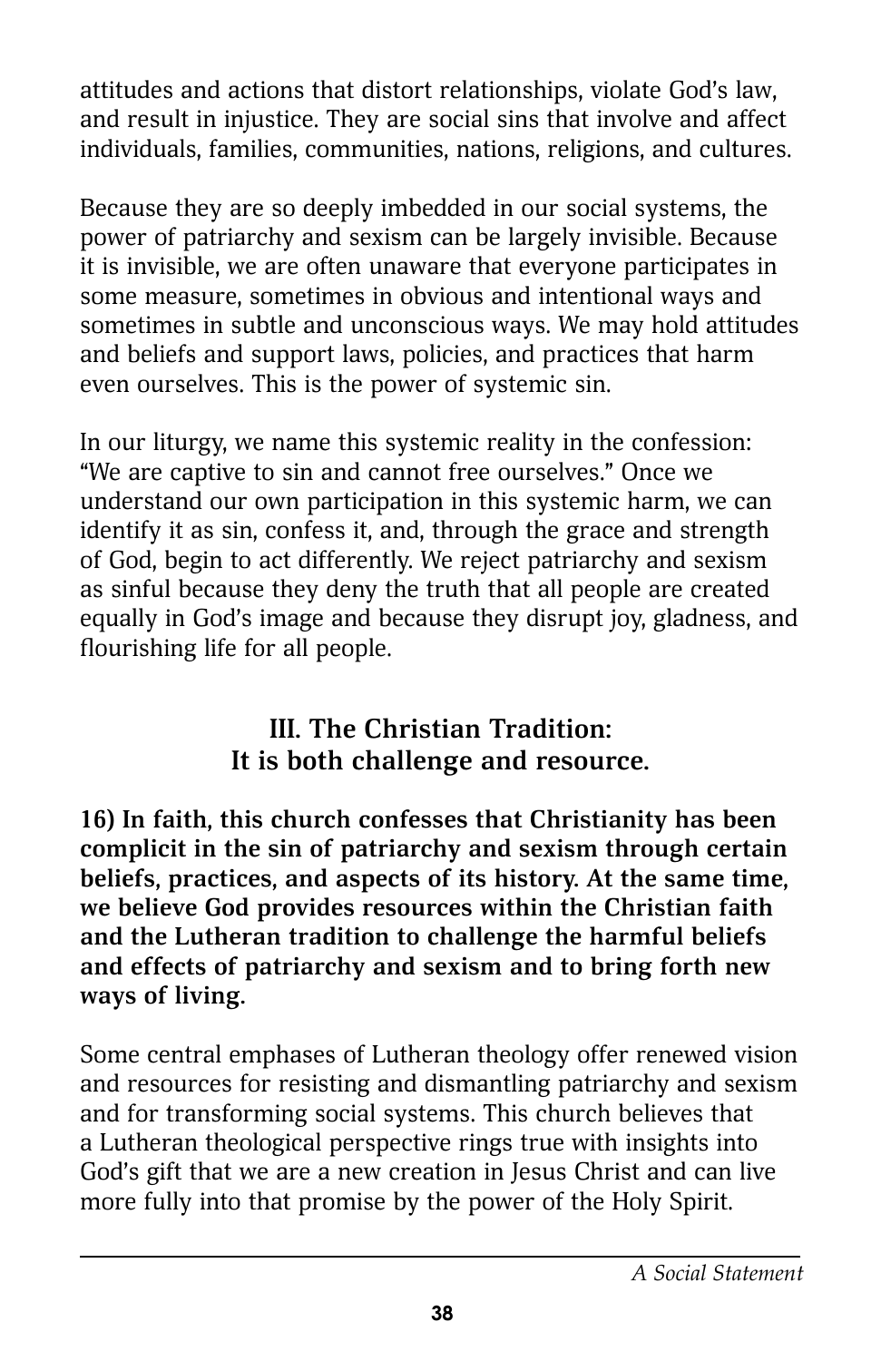attitudes and actions that distort relationships, violate God's law, and result in injustice. They are social sins that involve and affect individuals, families, communities, nations, religions, and cultures.

Because they are so deeply imbedded in our social systems, the power of patriarchy and sexism can be largely invisible. Because it is invisible, we are often unaware that everyone participates in some measure, sometimes in obvious and intentional ways and sometimes in subtle and unconscious ways. We may hold attitudes and beliefs and support laws, policies, and practices that harm even ourselves. This is the power of systemic sin.

In our liturgy, we name this systemic reality in the confession: "We are captive to sin and cannot free ourselves." Once we understand our own participation in this systemic harm, we can identify it as sin, confess it, and, through the grace and strength of God, begin to act differently. We reject patriarchy and sexism as sinful because they deny the truth that all people are created equally in God's image and because they disrupt joy, gladness, and flourishing life for all people.

## III. The Christian Tradition: It is both challenge and resource.

**16) In faith, this church confesses that Christianity has been complicit in the sin of patriarchy and sexism through certain beliefs, practices, and aspects of its history. At the same time, we believe God provides resources within the Christian faith and the Lutheran tradition to challenge the harmful beliefs and effects of patriarchy and sexism and to bring forth new ways of living.**

Some central emphases of Lutheran theology offer renewed vision and resources for resisting and dismantling patriarchy and sexism and for transforming social systems. This church believes that a Lutheran theological perspective rings true with insights into God's gift that we are a new creation in Jesus Christ and can live more fully into that promise by the power of the Holy Spirit.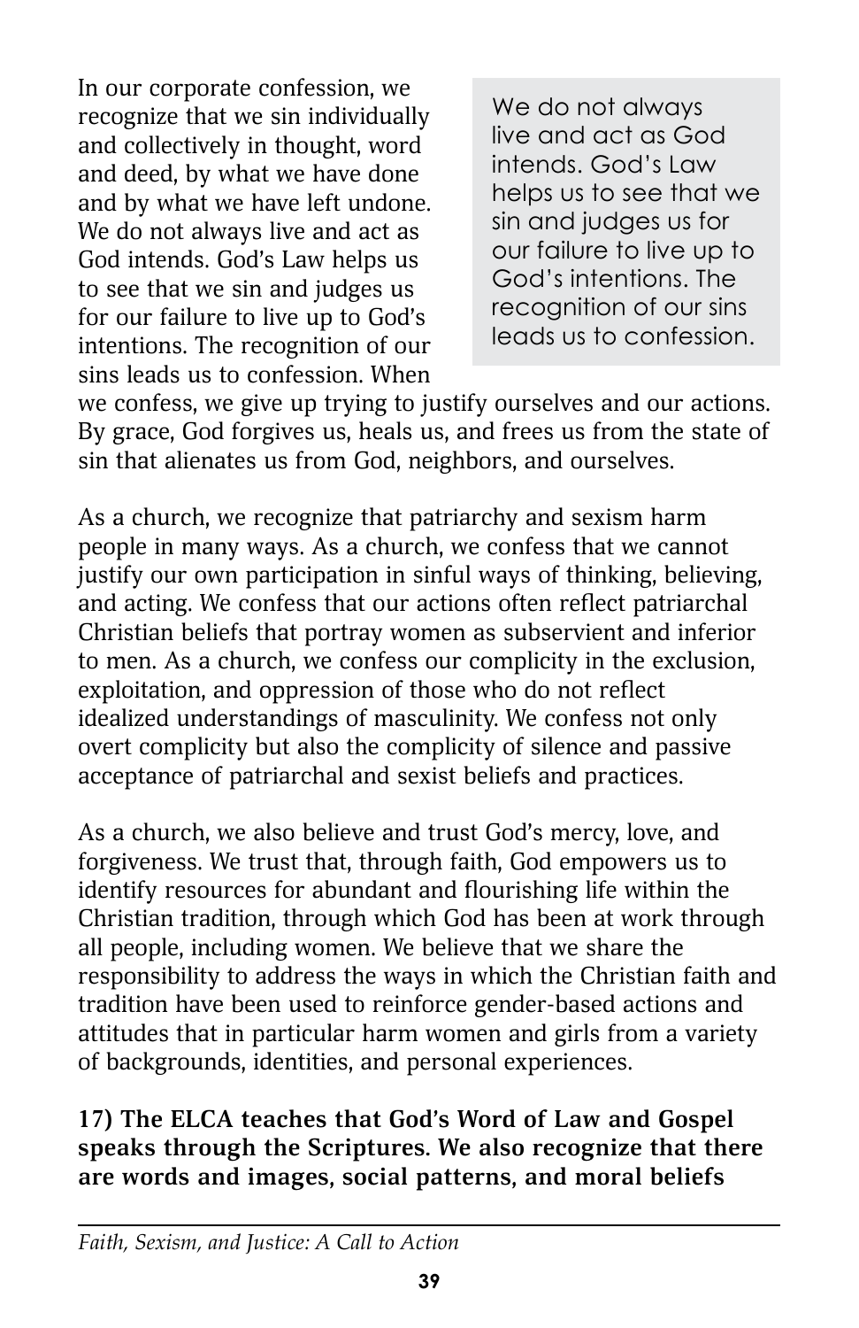In our corporate confession, we recognize that we sin individually and collectively in thought, word and deed, by what we have done and by what we have left undone. We do not always live and act as God intends. God's Law helps us to see that we sin and judges us for our failure to live up to God's intentions. The recognition of our sins leads us to confession. When we confess, we give up trying to justify ourselves and our actions. By grace, God forgives us, heals us, and frees us from the state of sin that alienates us from God, neighbors, and ourselves.

> We do not always live and act as God intends. God's Law helps us to see that we sin and judges us for our failure to live up to God's intentions. The recognition of our sins leads us to confession.

As a church, we recognize that patriarchy and sexism harm people in many ways. As a church, we confess that we cannot justify our own participation in sinful ways of thinking, believing, and acting. We confess that our actions often reflect patriarchal Christian beliefs that portray women as subservient and inferior to men. As a church, we confess our complicity in the exclusion, exploitation, and oppression of those who do not reflect idealized understandings of masculinity. We confess not only overt complicity but also the complicity of silence and passive acceptance of patriarchal and sexist beliefs and practices.

As a church, we also believe and trust God's mercy, love, and forgiveness. We trust that, through faith, God empowers us to identify resources for abundant and flourishing life within the Christian tradition, through which God has been at work through all people, including women. We believe that we share the responsibility to address the ways in which the Christian faith and tradition have been used to reinforce gender-based actions and attitudes that in particular harm women and girls from a variety of backgrounds, identities, and personal experiences.

**17) The ELCA teaches that God's Word of Law and Gospel speaks through the Scriptures. We also recognize that there are words and images, social patterns, and moral beliefs**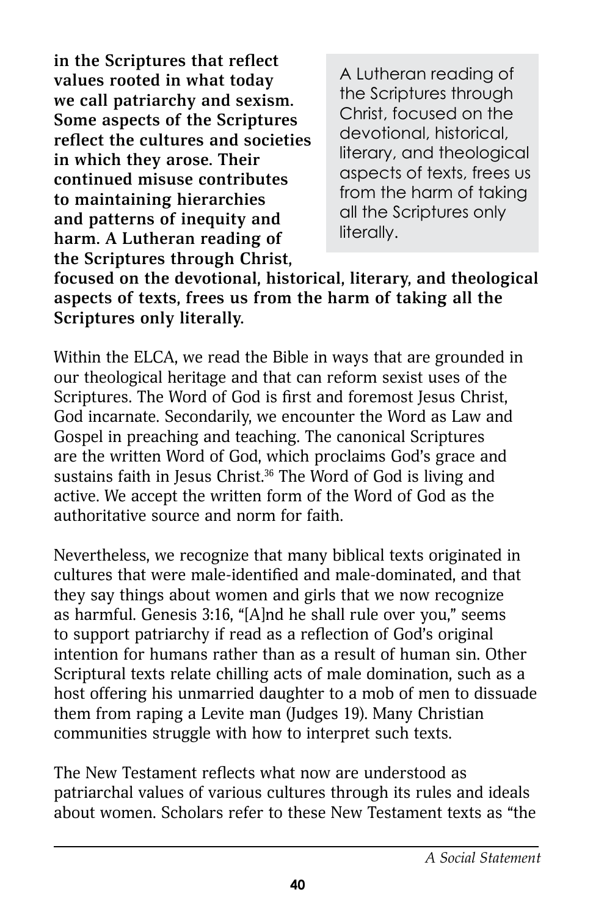**in the Scriptures that reflect values rooted in what today we call patriarchy and sexism. Some aspects of the Scriptures reflect the cultures and societies in which they arose. Their continued misuse contributes to maintaining hierarchies and patterns of inequity and harm. A Lutheran reading of the Scriptures through Christ, focused on the devotional, historical, literary, and theological aspects of texts, frees us from the harm of taking all the Scriptures only literally.**

> A Lutheran reading of the Scriptures through Christ, focused on the devotional, historical, literary, and theological aspects of texts, frees us from the harm of taking all the Scriptures only literally.

Within the ELCA, we read the Bible in ways that are grounded in our theological heritage and that can reform sexist uses of the Scriptures. The Word of God is first and foremost Jesus Christ, God incarnate. Secondarily, we encounter the Word as Law and Gospel in preaching and teaching. The canonical Scriptures are the written Word of God, which proclaims God's grace and sustains faith in Jesus Christ.[36] The Word of God is living and active. We accept the written form of the Word of God as the authoritative source and norm for faith.

Nevertheless, we recognize that many biblical texts originated in cultures that were male-identified and male-dominated, and that they say things about women and girls that we now recognize as harmful. Genesis 3:16, "[A]nd he shall rule over you," seems to support patriarchy if read as a reflection of God's original intention for humans rather than as a result of human sin. Other Scriptural texts relate chilling acts of male domination, such as a host offering his unmarried daughter to a mob of men to dissuade them from raping a Levite man (Judges 19). Many Christian communities struggle with how to interpret such texts.

The New Testament reflects what now are understood as patriarchal values of various cultures through its rules and ideals about women. Scholars refer to these New Testament texts as "the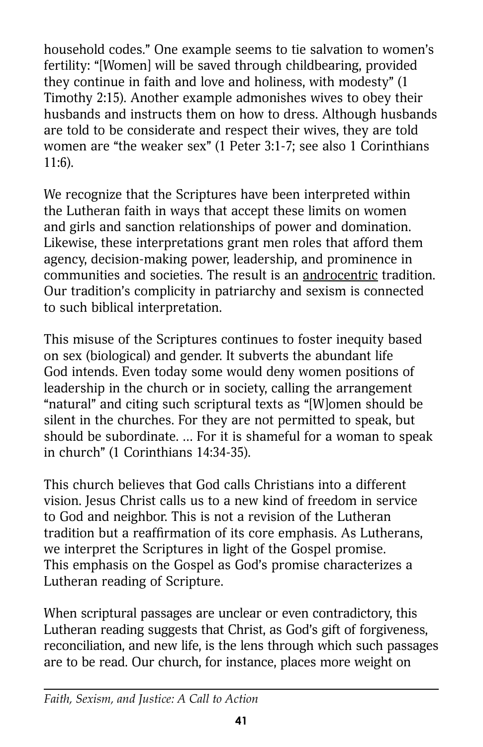household codes." One example seems to tie salvation to women's fertility: "[Women] will be saved through childbearing, provided they continue in faith and love and holiness, with modesty" (1 Timothy 2:15). Another example admonishes wives to obey their husbands and instructs them on how to dress. Although husbands are told to be considerate and respect their wives, they are told women are "the weaker sex" (1 Peter 3:1-7; see also 1 Corinthians 11:6).

We recognize that the Scriptures have been interpreted within the Lutheran faith in ways that accept these limits on women and girls and sanction relationships of power and domination. Likewise, these interpretations grant men roles that afford them agency, decision-making power, leadership, and prominence in communities and societies. The result is an androcentric tradition. Our tradition's complicity in patriarchy and sexism is connected to such biblical interpretation.

This misuse of the Scriptures continues to foster inequity based on sex (biological) and gender. It subverts the abundant life God intends. Even today some would deny women positions of leadership in the church or in society, calling the arrangement "natural" and citing such scriptural texts as "[W]omen should be silent in the churches. For they are not permitted to speak, but should be subordinate. ... For it is shameful for a woman to speak in church" (1 Corinthians 14:34-35).

This church believes that God calls Christians into a different vision. Jesus Christ calls us to a new kind of freedom in service to God and neighbor. This is not a revision of the Lutheran tradition but a reaffirmation of its core emphasis. As Lutherans, we interpret the Scriptures in light of the Gospel promise. This emphasis on the Gospel as God's promise characterizes a Lutheran reading of Scripture.

When scriptural passages are unclear or even contradictory, this Lutheran reading suggests that Christ, as God's gift of forgiveness, reconciliation, and new life, is the lens through which such passages are to be read. Our church, for instance, places more weight on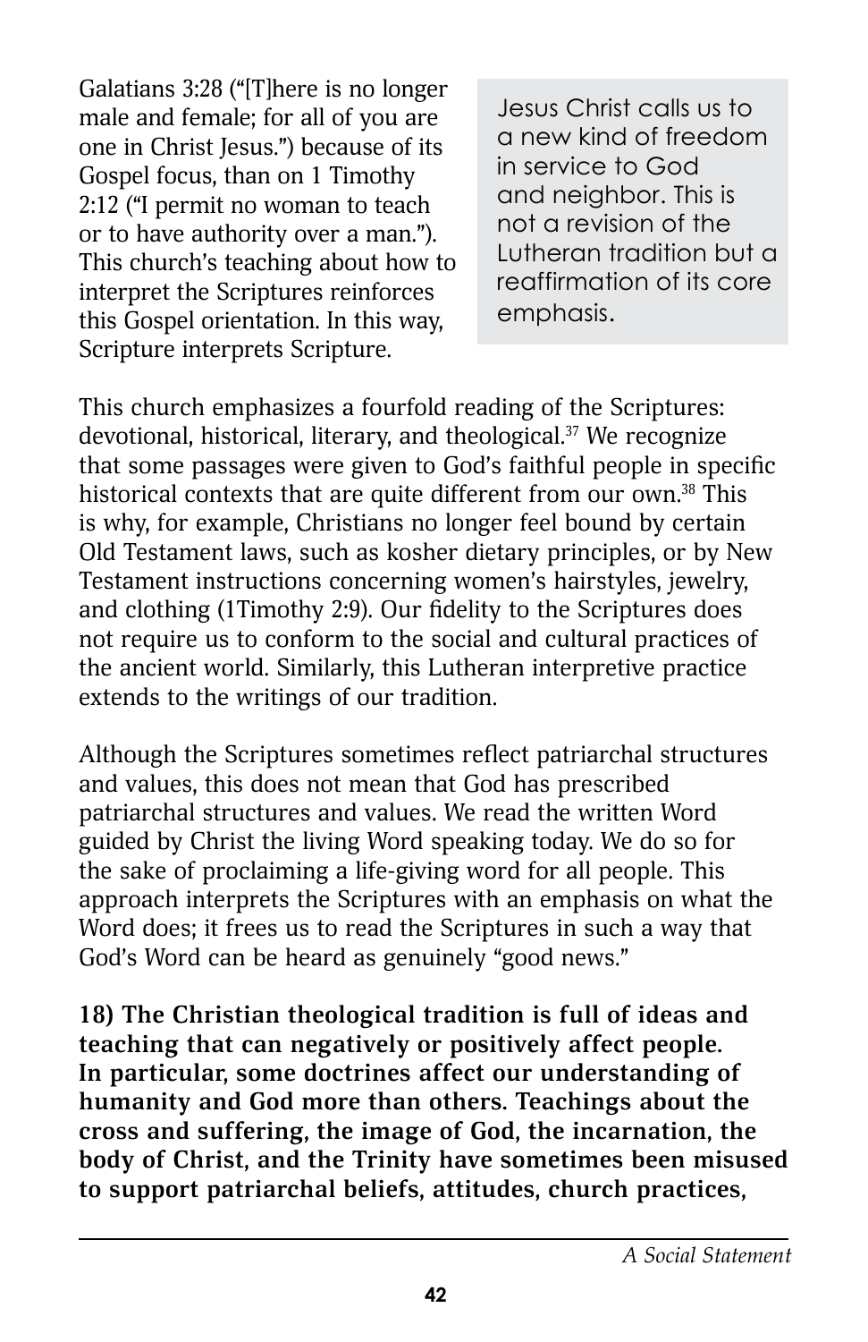Galatians 3:28 ("[T]here is no longer male and female; for all of you are one in Christ Jesus.") because of its Gospel focus, than on 1 Timothy 2:12 ("I permit no woman to teach or to have authority over a man."). This church's teaching about how to interpret the Scriptures reinforces this Gospel orientation. In this way, Scripture interprets Scripture.

> Jesus Christ calls us to a new kind of freedom in service to God and neighbor. This is not a revision of the Lutheran tradition but a reaffirmation of its core emphasis.

This church emphasizes a fourfold reading of the Scriptures: devotional, historical, literary, and theological.[37] We recognize that some passages were given to God's faithful people in specific historical contexts that are quite different from our own.[38] This is why, for example, Christians no longer feel bound by certain Old Testament laws, such as kosher dietary principles, or by New Testament instructions concerning women's hairstyles, jewelry, and clothing (1Timothy 2:9). Our fidelity to the Scriptures does not require us to conform to the social and cultural practices of the ancient world. Similarly, this Lutheran interpretive practice extends to the writings of our tradition.

Although the Scriptures sometimes reflect patriarchal structures and values, this does not mean that God has prescribed patriarchal structures and values. We read the written Word guided by Christ the living Word speaking today. We do so for the sake of proclaiming a life-giving word for all people. This approach interprets the Scriptures with an emphasis on what the Word does; it frees us to read the Scriptures in such a way that God's Word can be heard as genuinely "good news."

**18) The Christian theological tradition is full of ideas and teaching that can negatively or positively affect people. In particular, some doctrines affect our understanding of humanity and God more than others. Teachings about the cross and suffering, the image of God, the incarnation, the body of Christ, and the Trinity have sometimes been misused to support patriarchal beliefs, attitudes, church practices,**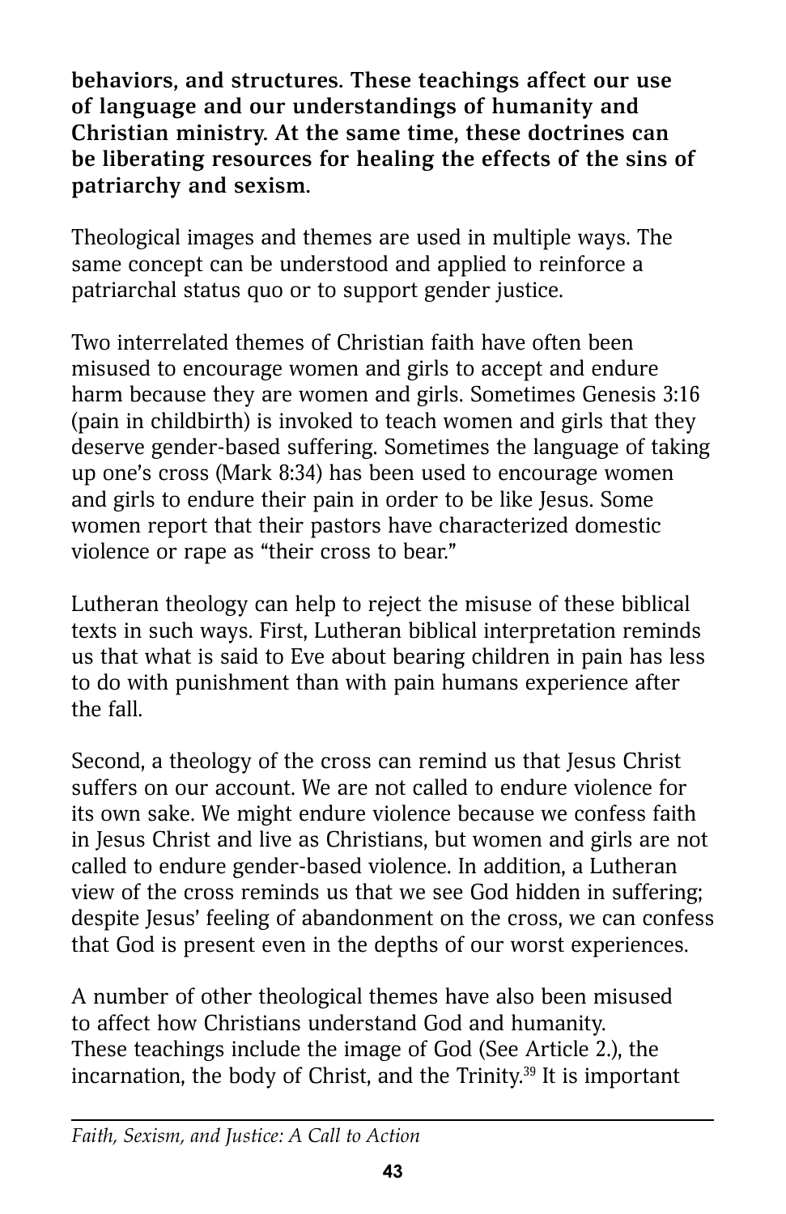**behaviors, and structures. These teachings affect our use of language and our understandings of humanity and Christian ministry. At the same time, these doctrines can be liberating resources for healing the effects of the sins of patriarchy and sexism.**

Theological images and themes are used in multiple ways. The same concept can be understood and applied to reinforce a patriarchal status quo or to support gender justice.

Two interrelated themes of Christian faith have often been misused to encourage women and girls to accept and endure harm because they are women and girls. Sometimes Genesis 3:16 (pain in childbirth) is invoked to teach women and girls that they deserve gender-based suffering. Sometimes the language of taking up one's cross (Mark 8:34) has been used to encourage women and girls to endure their pain in order to be like Jesus. Some women report that their pastors have characterized domestic violence or rape as "their cross to bear."

Lutheran theology can help to reject the misuse of these biblical texts in such ways. First, Lutheran biblical interpretation reminds us that what is said to Eve about bearing children in pain has less to do with punishment than with pain humans experience after the fall.

Second, a theology of the cross can remind us that Jesus Christ suffers on our account. We are not called to endure violence for its own sake. We might endure violence because we confess faith in Jesus Christ and live as Christians, but women and girls are not called to endure gender-based violence. In addition, a Lutheran view of the cross reminds us that we see God hidden in suffering; despite Jesus' feeling of abandonment on the cross, we can confess that God is present even in the depths of our worst experiences.

A number of other theological themes have also been misused to affect how Christians understand God and humanity. These teachings include the image of God (See Article 2.), the incarnation, the body of Christ, and the Trinity.[39] It is important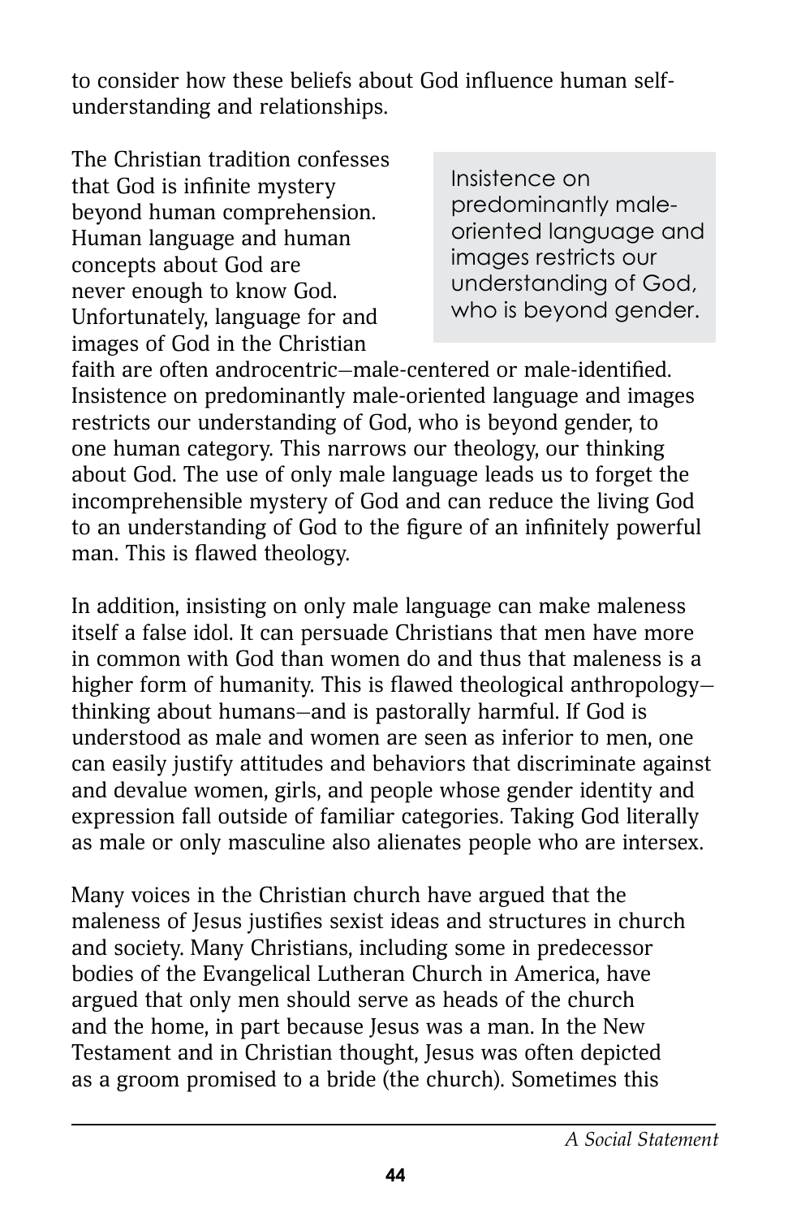to consider how these beliefs about God influence human self-understanding and relationships.

> Insistence on predominantly male-oriented language and images restricts our understanding of God, who is beyond gender.

The Christian tradition confesses that God is infinite mystery beyond human comprehension. Human language and human concepts about God are never enough to know God. Unfortunately, language for and images of God in the Christian faith are often androcentric—male-centered or male-identified. Insistence on predominantly male-oriented language and images restricts our understanding of God, who is beyond gender, to one human category. This narrows our theology, our thinking about God. The use of only male language leads us to forget the incomprehensible mystery of God and can reduce the living God to an understanding of God to the figure of an infinitely powerful man. This is flawed theology.

In addition, insisting on only male language can make maleness itself a false idol. It can persuade Christians that men have more in common with God than women do and thus that maleness is a higher form of humanity. This is flawed theological anthropology—thinking about humans—and is pastorally harmful. If God is understood as male and women are seen as inferior to men, one can easily justify attitudes and behaviors that discriminate against and devalue women, girls, and people whose gender identity and expression fall outside of familiar categories. Taking God literally as male or only masculine also alienates people who are intersex.

Many voices in the Christian church have argued that the maleness of Jesus justifies sexist ideas and structures in church and society. Many Christians, including some in predecessor bodies of the Evangelical Lutheran Church in America, have argued that only men should serve as heads of the church and the home, in part because Jesus was a man. In the New Testament and in Christian thought, Jesus was often depicted as a groom promised to a bride (the church). Sometimes this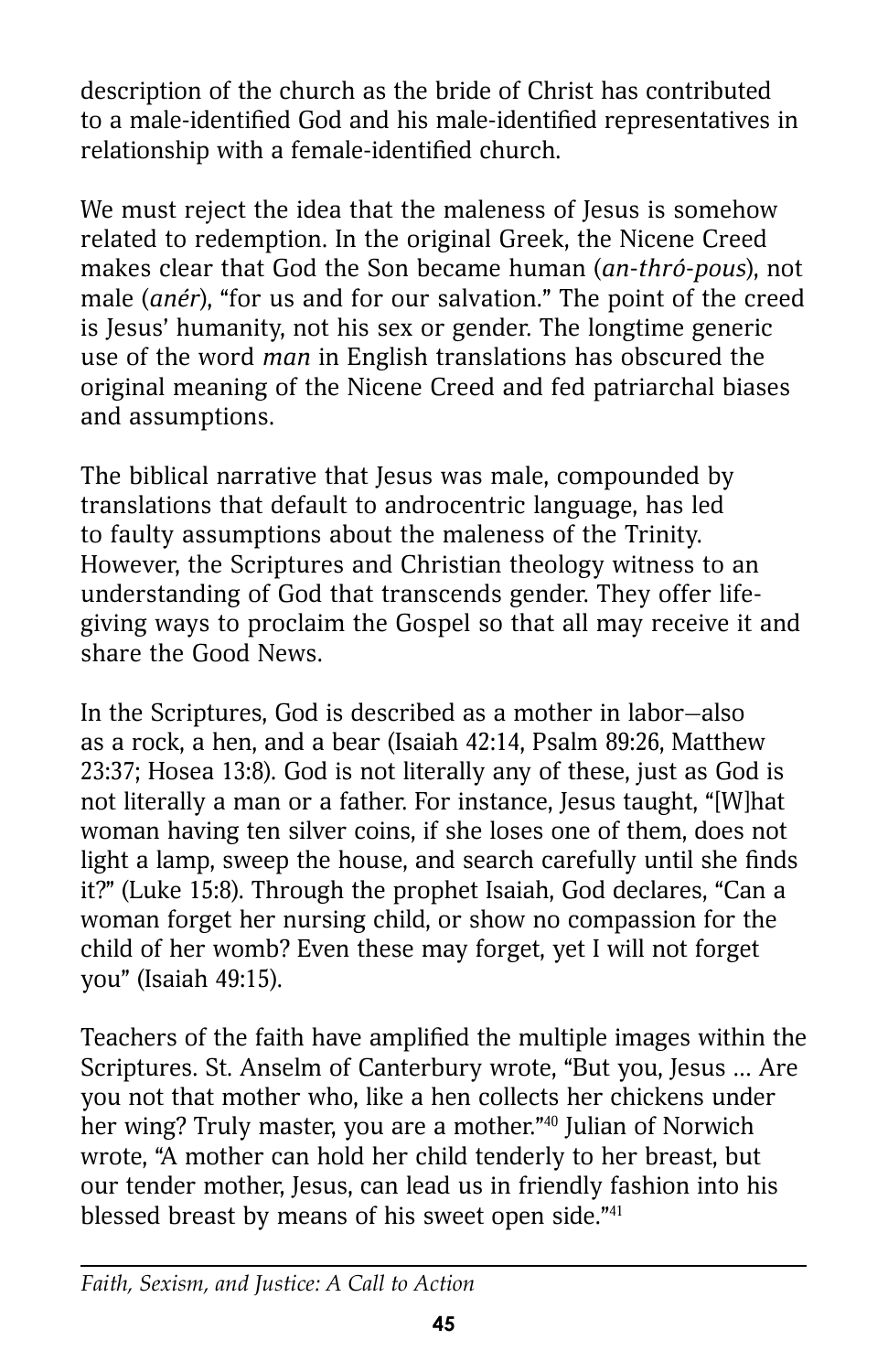description of the church as the bride of Christ has contributed to a male-identified God and his male-identified representatives in relationship with a female-identified church.

We must reject the idea that the maleness of Jesus is somehow related to redemption. In the original Greek, the Nicene Creed makes clear that God the Son became human (*an-thró-pous*), not male (*anér*), "for us and for our salvation." The point of the creed is Jesus' humanity, not his sex or gender. The longtime generic use of the word *man* in English translations has obscured the original meaning of the Nicene Creed and fed patriarchal biases and assumptions.

The biblical narrative that Jesus was male, compounded by translations that default to androcentric language, has led to faulty assumptions about the maleness of the Trinity. However, the Scriptures and Christian theology witness to an understanding of God that transcends gender. They offer life-giving ways to proclaim the Gospel so that all may receive it and share the Good News.

In the Scriptures, God is described as a mother in labor—also as a rock, a hen, and a bear (Isaiah 42:14, Psalm 89:26, Matthew 23:37; Hosea 13:8). God is not literally any of these, just as God is not literally a man or a father. For instance, Jesus taught, "[W]hat woman having ten silver coins, if she loses one of them, does not light a lamp, sweep the house, and search carefully until she finds it?" (Luke 15:8). Through the prophet Isaiah, God declares, "Can a woman forget her nursing child, or show no compassion for the child of her womb? Even these may forget, yet I will not forget you" (Isaiah 49:15).

Teachers of the faith have amplified the multiple images within the Scriptures. St. Anselm of Canterbury wrote, "But you, Jesus ... Are you not that mother who, like a hen collects her chickens under her wing? Truly master, you are a mother."[40] Julian of Norwich wrote, "A mother can hold her child tenderly to her breast, but our tender mother, Jesus, can lead us in friendly fashion into his blessed breast by means of his sweet open side."[41]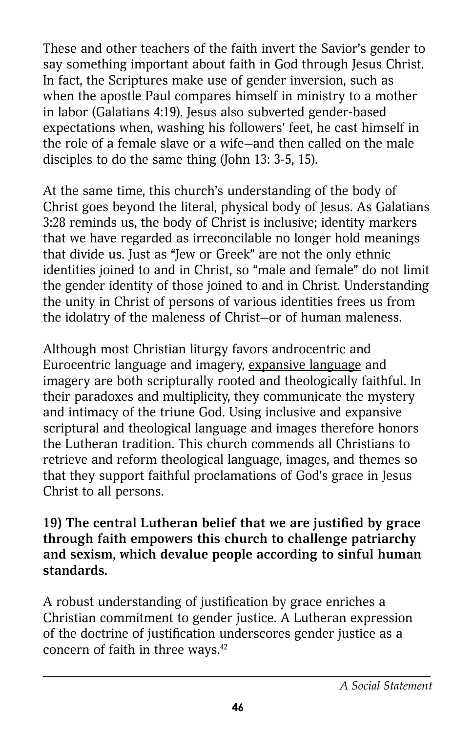These and other teachers of the faith invert the Savior's gender to say something important about faith in God through Jesus Christ. In fact, the Scriptures make use of gender inversion, such as when the apostle Paul compares himself in ministry to a mother in labor (Galatians 4:19). Jesus also subverted gender-based expectations when, washing his followers' feet, he cast himself in the role of a female slave or a wife—and then called on the male disciples to do the same thing (John 13: 3-5, 15).

At the same time, this church's understanding of the body of Christ goes beyond the literal, physical body of Jesus. As Galatians 3:28 reminds us, the body of Christ is inclusive; identity markers that we have regarded as irreconcilable no longer hold meanings that divide us. Just as "Jew or Greek" are not the only ethnic identities joined to and in Christ, so "male and female" do not limit the gender identity of those joined to and in Christ. Understanding the unity in Christ of persons of various identities frees us from the idolatry of the maleness of Christ—or of human maleness.

Although most Christian liturgy favors androcentric and Eurocentric language and imagery, expansive language and imagery are both scripturally rooted and theologically faithful. In their paradoxes and multiplicity, they communicate the mystery and intimacy of the triune God. Using inclusive and expansive scriptural and theological language and images therefore honors the Lutheran tradition. This church commends all Christians to retrieve and reform theological language, images, and themes so that they support faithful proclamations of God's grace in Jesus Christ to all persons.

**19) The central Lutheran belief that we are justified by grace through faith empowers this church to challenge patriarchy and sexism, which devalue people according to sinful human standards.**

A robust understanding of justification by grace enriches a Christian commitment to gender justice. A Lutheran expression of the doctrine of justification underscores gender justice as a concern of faith in three ways.[42]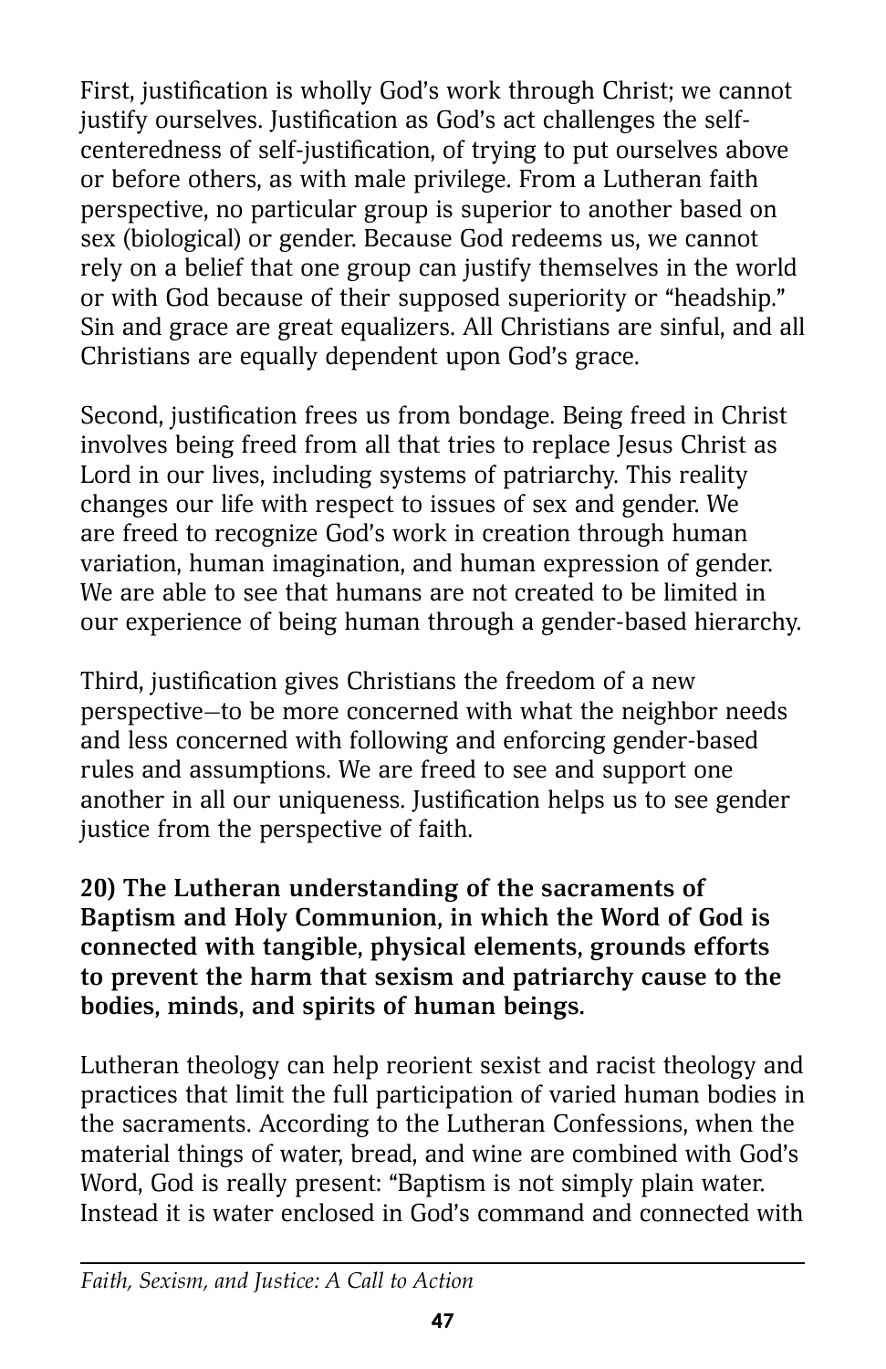First, justification is wholly God's work through Christ; we cannot justify ourselves. Justification as God's act challenges the self-centeredness of self-justification, of trying to put ourselves above or before others, as with male privilege. From a Lutheran faith perspective, no particular group is superior to another based on sex (biological) or gender. Because God redeems us, we cannot rely on a belief that one group can justify themselves in the world or with God because of their supposed superiority or "headship." Sin and grace are great equalizers. All Christians are sinful, and all Christians are equally dependent upon God's grace.

Second, justification frees us from bondage. Being freed in Christ involves being freed from all that tries to replace Jesus Christ as Lord in our lives, including systems of patriarchy. This reality changes our life with respect to issues of sex and gender. We are freed to recognize God's work in creation through human variation, human imagination, and human expression of gender. We are able to see that humans are not created to be limited in our experience of being human through a gender-based hierarchy.

Third, justification gives Christians the freedom of a new perspective—to be more concerned with what the neighbor needs and less concerned with following and enforcing gender-based rules and assumptions. We are freed to see and support one another in all our uniqueness. Justification helps us to see gender justice from the perspective of faith.

**20) The Lutheran understanding of the sacraments of Baptism and Holy Communion, in which the Word of God is connected with tangible, physical elements, grounds efforts to prevent the harm that sexism and patriarchy cause to the bodies, minds, and spirits of human beings.**

Lutheran theology can help reorient sexist and racist theology and practices that limit the full participation of varied human bodies in the sacraments. According to the Lutheran Confessions, when the material things of water, bread, and wine are combined with God's Word, God is really present: "Baptism is not simply plain water. Instead it is water enclosed in God's command and connected with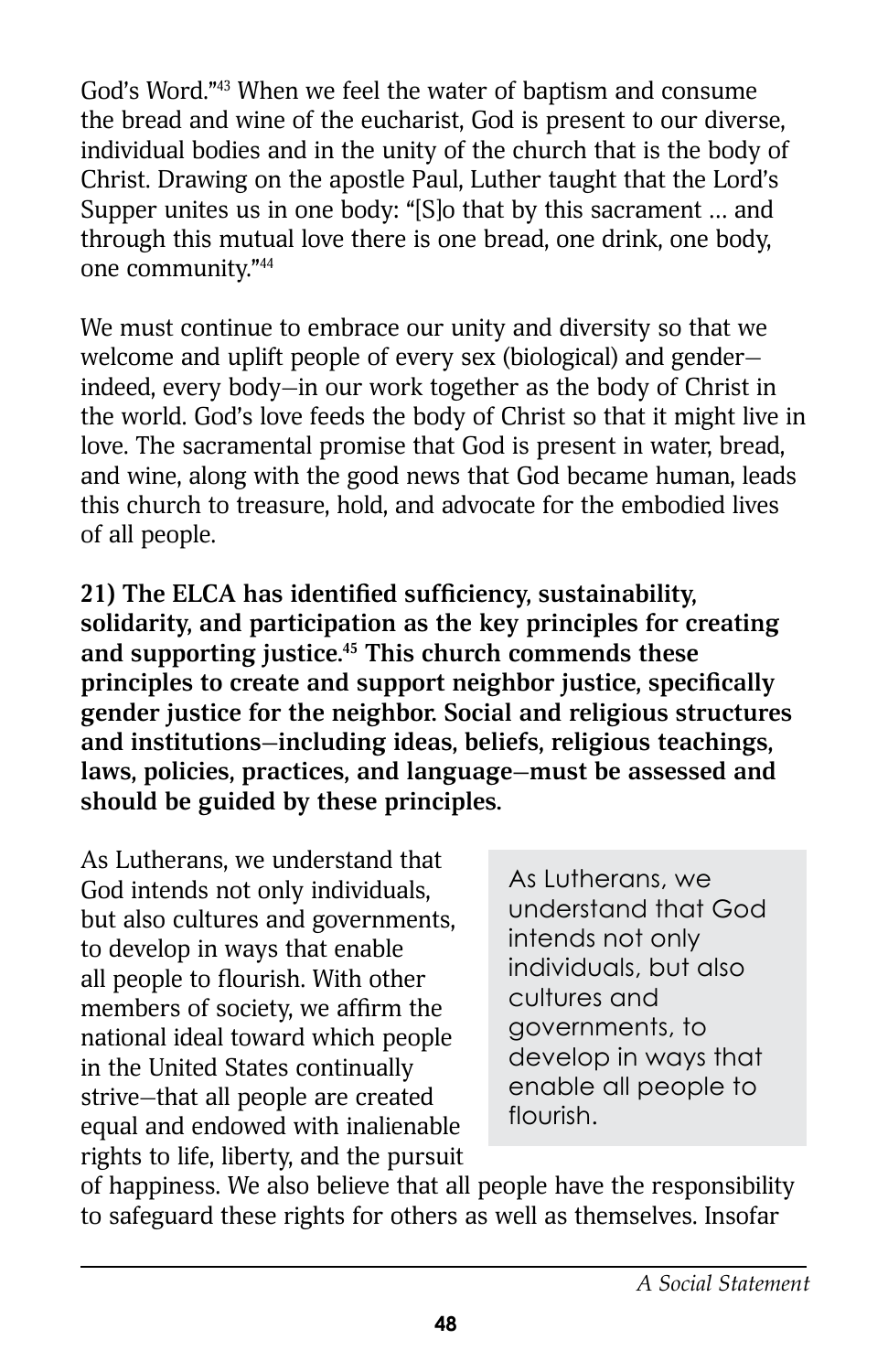God's Word."[43] When we feel the water of baptism and consume the bread and wine of the eucharist, God is present to our diverse, individual bodies and in the unity of the church that is the body of Christ. Drawing on the apostle Paul, Luther taught that the Lord's Supper unites us in one body: "[S]o that by this sacrament … and through this mutual love there is one bread, one drink, one body, one community."[44]

We must continue to embrace our unity and diversity so that we welcome and uplift people of every sex (biological) and gender—indeed, every body—in our work together as the body of Christ in the world. God's love feeds the body of Christ so that it might live in love. The sacramental promise that God is present in water, bread, and wine, along with the good news that God became human, leads this church to treasure, hold, and advocate for the embodied lives of all people.

**21) The ELCA has identified sufficiency, sustainability, solidarity, and participation as the key principles for creating and supporting justice.[45] This church commends these principles to create and support neighbor justice, specifically gender justice for the neighbor. Social and religious structures and institutions—including ideas, beliefs, religious teachings, laws, policies, practices, and language—must be assessed and should be guided by these principles.**

As Lutherans, we understand that God intends not only individuals, but also cultures and governments, to develop in ways that enable all people to flourish. With other members of society, we affirm the national ideal toward which people in the United States continually strive—that all people are created equal and endowed with inalienable rights to life, liberty, and the pursuit of happiness. We also believe that all people have the responsibility to safeguard these rights for others as well as themselves. Insofar

> As Lutherans, we understand that God intends not only individuals, but also cultures and governments, to develop in ways that enable all people to flourish.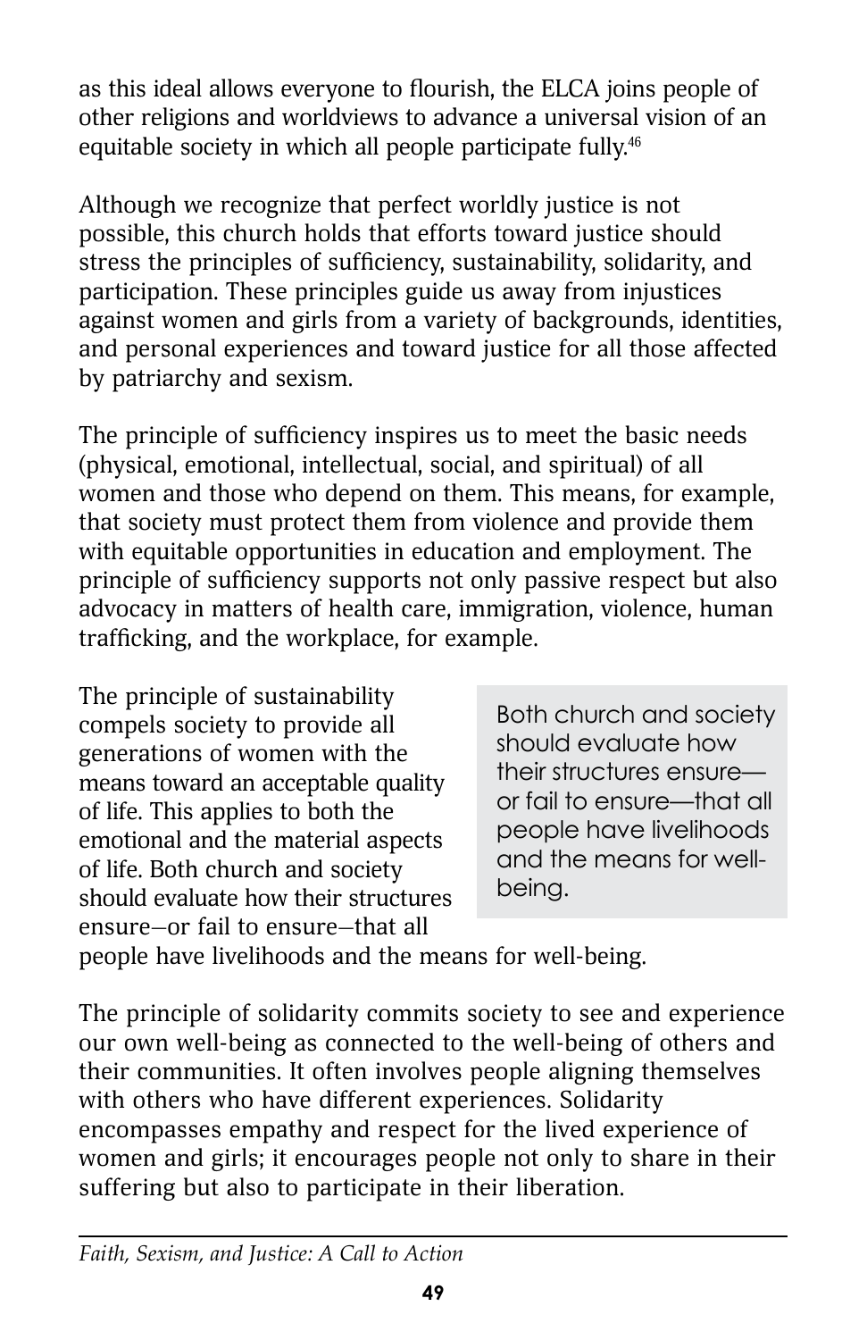as this ideal allows everyone to flourish, the ELCA joins people of other religions and worldviews to advance a universal vision of an equitable society in which all people participate fully.[46]

Although we recognize that perfect worldly justice is not possible, this church holds that efforts toward justice should stress the principles of sufficiency, sustainability, solidarity, and participation. These principles guide us away from injustices against women and girls from a variety of backgrounds, identities, and personal experiences and toward justice for all those affected by patriarchy and sexism.

The principle of sufficiency inspires us to meet the basic needs (physical, emotional, intellectual, social, and spiritual) of all women and those who depend on them. This means, for example, that society must protect them from violence and provide them with equitable opportunities in education and employment. The principle of sufficiency supports not only passive respect but also advocacy in matters of health care, immigration, violence, human trafficking, and the workplace, for example.

The principle of sustainability compels society to provide all generations of women with the means toward an acceptable quality of life. This applies to both the emotional and the material aspects of life. Both church and society should evaluate how their structures ensure—or fail to ensure—that all people have livelihoods and the means for well-being.

> Both church and society should evaluate how their structures ensure—or fail to ensure—that all people have livelihoods and the means for well-being.

The principle of solidarity commits society to see and experience our own well-being as connected to the well-being of others and their communities. It often involves people aligning themselves with others who have different experiences. Solidarity encompasses empathy and respect for the lived experience of women and girls; it encourages people not only to share in their suffering but also to participate in their liberation.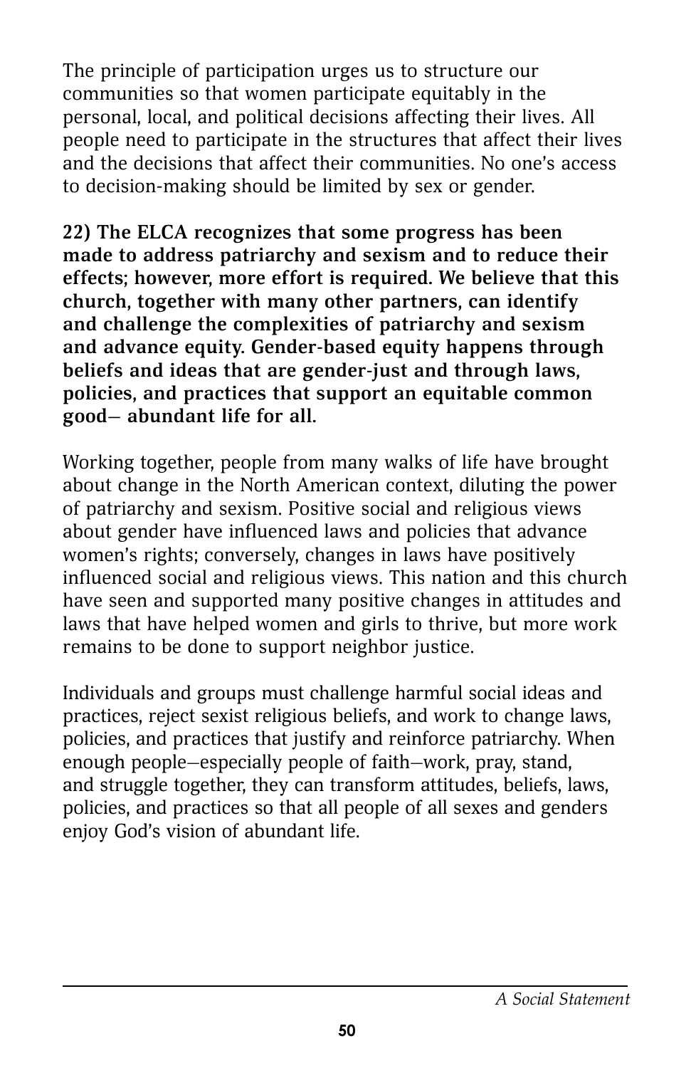The principle of participation urges us to structure our communities so that women participate equitably in the personal, local, and political decisions affecting their lives. All people need to participate in the structures that affect their lives and the decisions that affect their communities. No one's access to decision-making should be limited by sex or gender.

**22) The ELCA recognizes that some progress has been made to address patriarchy and sexism and to reduce their effects; however, more effort is required. We believe that this church, together with many other partners, can identify and challenge the complexities of patriarchy and sexism and advance equity. Gender-based equity happens through beliefs and ideas that are gender-just and through laws, policies, and practices that support an equitable common good— abundant life for all.**

Working together, people from many walks of life have brought about change in the North American context, diluting the power of patriarchy and sexism. Positive social and religious views about gender have influenced laws and policies that advance women's rights; conversely, changes in laws have positively influenced social and religious views. This nation and this church have seen and supported many positive changes in attitudes and laws that have helped women and girls to thrive, but more work remains to be done to support neighbor justice.

Individuals and groups must challenge harmful social ideas and practices, reject sexist religious beliefs, and work to change laws, policies, and practices that justify and reinforce patriarchy. When enough people—especially people of faith—work, pray, stand, and struggle together, they can transform attitudes, beliefs, laws, policies, and practices so that all people of all sexes and genders enjoy God's vision of abundant life.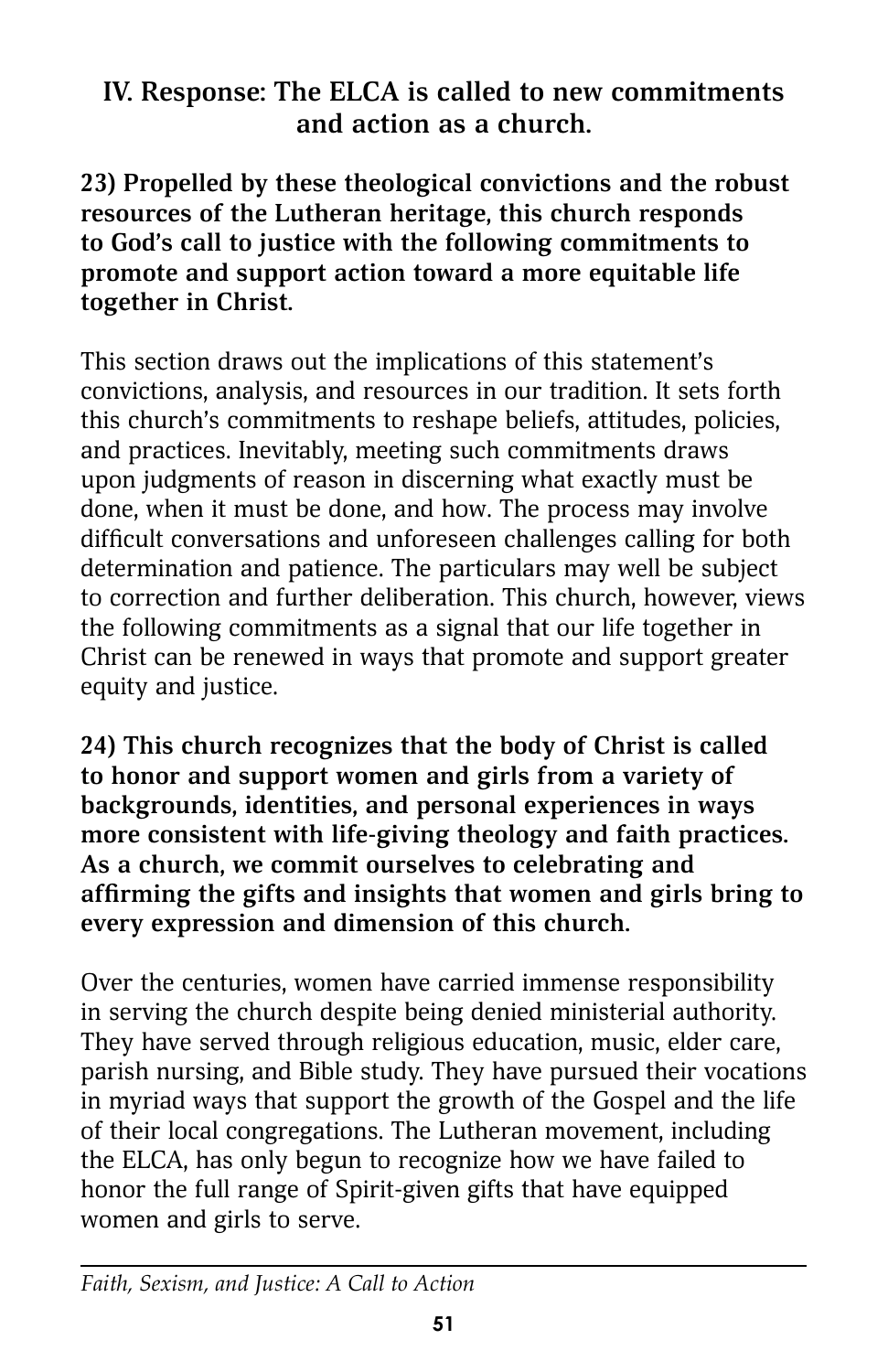## IV. Response: The ELCA is called to new commitments and action as a church.

**23) Propelled by these theological convictions and the robust resources of the Lutheran heritage, this church responds to God's call to justice with the following commitments to promote and support action toward a more equitable life together in Christ.**

This section draws out the implications of this statement's convictions, analysis, and resources in our tradition. It sets forth this church's commitments to reshape beliefs, attitudes, policies, and practices. Inevitably, meeting such commitments draws upon judgments of reason in discerning what exactly must be done, when it must be done, and how. The process may involve difficult conversations and unforeseen challenges calling for both determination and patience. The particulars may well be subject to correction and further deliberation. This church, however, views the following commitments as a signal that our life together in Christ can be renewed in ways that promote and support greater equity and justice.

**24) This church recognizes that the body of Christ is called to honor and support women and girls from a variety of backgrounds, identities, and personal experiences in ways more consistent with life-giving theology and faith practices. As a church, we commit ourselves to celebrating and affirming the gifts and insights that women and girls bring to every expression and dimension of this church.**

Over the centuries, women have carried immense responsibility in serving the church despite being denied ministerial authority. They have served through religious education, music, elder care, parish nursing, and Bible study. They have pursued their vocations in myriad ways that support the growth of the Gospel and the life of their local congregations. The Lutheran movement, including the ELCA, has only begun to recognize how we have failed to honor the full range of Spirit-given gifts that have equipped women and girls to serve.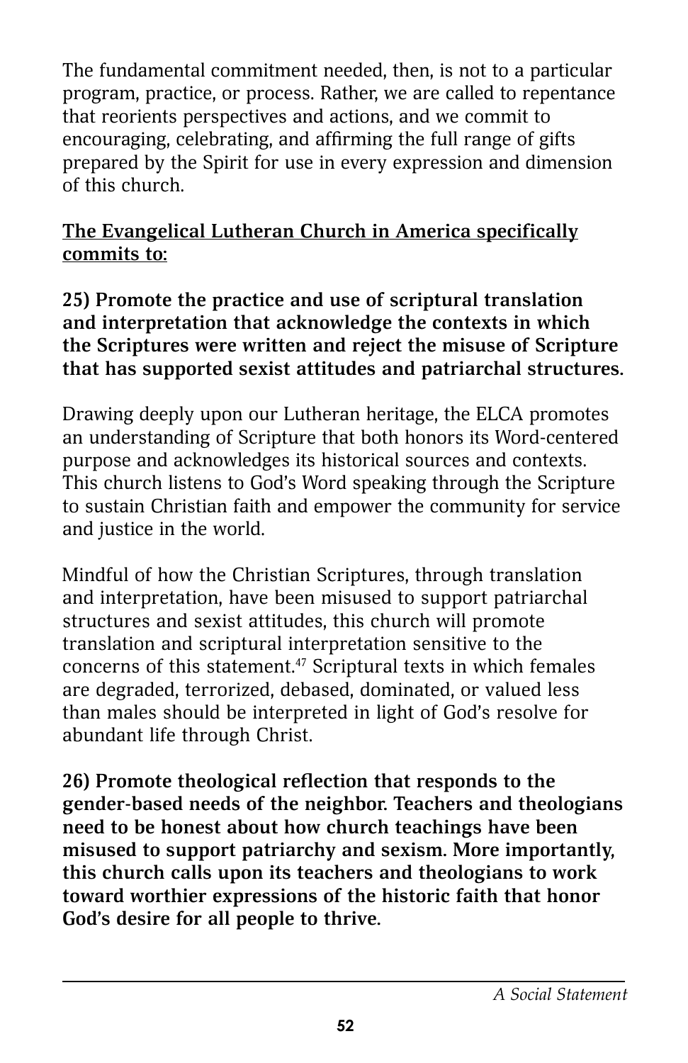The fundamental commitment needed, then, is not to a particular program, practice, or process. Rather, we are called to repentance that reorients perspectives and actions, and we commit to encouraging, celebrating, and affirming the full range of gifts prepared by the Spirit for use in every expression and dimension of this church.

**The Evangelical Lutheran Church in America specifically commits to:**

**25) Promote the practice and use of scriptural translation and interpretation that acknowledge the contexts in which the Scriptures were written and reject the misuse of Scripture that has supported sexist attitudes and patriarchal structures.**

Drawing deeply upon our Lutheran heritage, the ELCA promotes an understanding of Scripture that both honors its Word-centered purpose and acknowledges its historical sources and contexts. This church listens to God's Word speaking through the Scripture to sustain Christian faith and empower the community for service and justice in the world.

Mindful of how the Christian Scriptures, through translation and interpretation, have been misused to support patriarchal structures and sexist attitudes, this church will promote translation and scriptural interpretation sensitive to the concerns of this statement.[47] Scriptural texts in which females are degraded, terrorized, debased, dominated, or valued less than males should be interpreted in light of God's resolve for abundant life through Christ.

**26) Promote theological reflection that responds to the gender-based needs of the neighbor. Teachers and theologians need to be honest about how church teachings have been misused to support patriarchy and sexism. More importantly, this church calls upon its teachers and theologians to work toward worthier expressions of the historic faith that honor God's desire for all people to thrive.**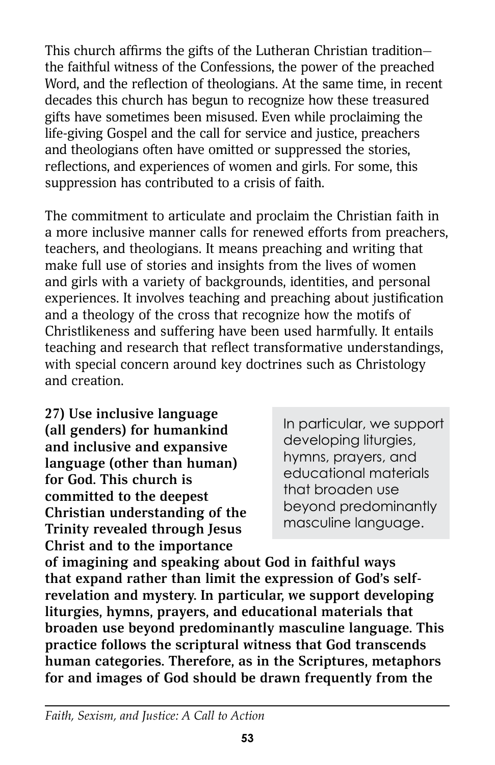This church affirms the gifts of the Lutheran Christian tradition—the faithful witness of the Confessions, the power of the preached Word, and the reflection of theologians. At the same time, in recent decades this church has begun to recognize how these treasured gifts have sometimes been misused. Even while proclaiming the life-giving Gospel and the call for service and justice, preachers and theologians often have omitted or suppressed the stories, reflections, and experiences of women and girls. For some, this suppression has contributed to a crisis of faith.

The commitment to articulate and proclaim the Christian faith in a more inclusive manner calls for renewed efforts from preachers, teachers, and theologians. It means preaching and writing that make full use of stories and insights from the lives of women and girls with a variety of backgrounds, identities, and personal experiences. It involves teaching and preaching about justification and a theology of the cross that recognize how the motifs of Christlikeness and suffering have been used harmfully. It entails teaching and research that reflect transformative understandings, with special concern around key doctrines such as Christology and creation.

> In particular, we support developing liturgies, hymns, prayers, and educational materials that broaden use beyond predominantly masculine language.

**27) Use inclusive language (all genders) for humankind and inclusive and expansive language (other than human) for God. This church is committed to the deepest Christian understanding of the Trinity revealed through Jesus Christ and to the importance of imagining and speaking about God in faithful ways that expand rather than limit the expression of God's self-revelation and mystery. In particular, we support developing liturgies, hymns, prayers, and educational materials that broaden use beyond predominantly masculine language. This practice follows the scriptural witness that God transcends human categories. Therefore, as in the Scriptures, metaphors for and images of God should be drawn frequently from the**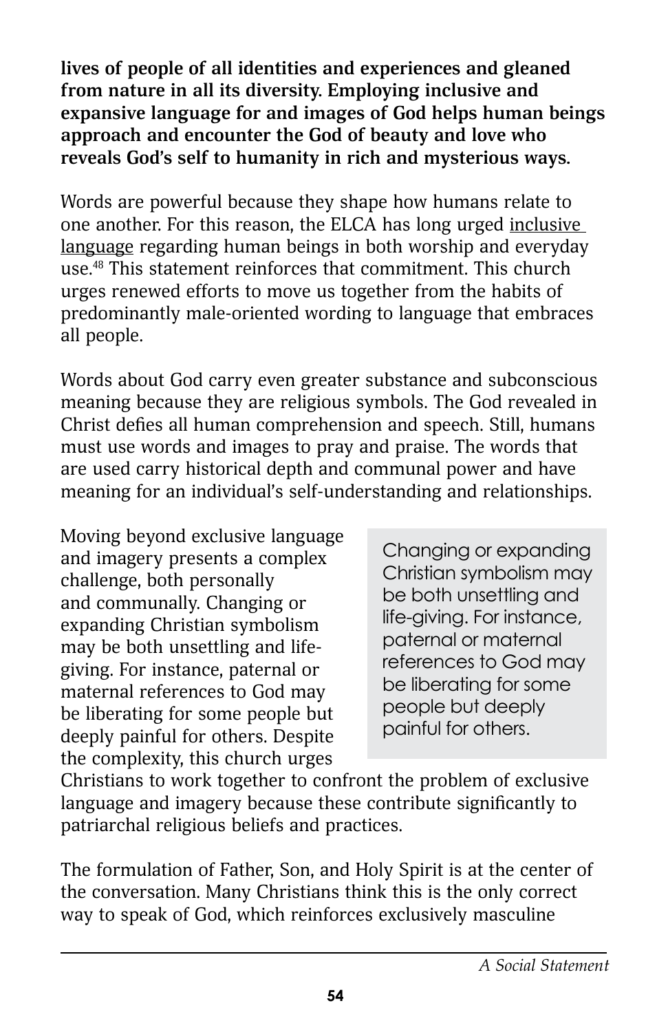**lives of people of all identities and experiences and gleaned from nature in all its diversity. Employing inclusive and expansive language for and images of God helps human beings approach and encounter the God of beauty and love who reveals God's self to humanity in rich and mysterious ways.**

Words are powerful because they shape how humans relate to one another. For this reason, the ELCA has long urged inclusive language regarding human beings in both worship and everyday use.[48] This statement reinforces that commitment. This church urges renewed efforts to move us together from the habits of predominantly male-oriented wording to language that embraces all people.

Words about God carry even greater substance and subconscious meaning because they are religious symbols. The God revealed in Christ defies all human comprehension and speech. Still, humans must use words and images to pray and praise. The words that are used carry historical depth and communal power and have meaning for an individual's self-understanding and relationships.

Moving beyond exclusive language and imagery presents a complex challenge, both personally and communally. Changing or expanding Christian symbolism may be both unsettling and life-giving. For instance, paternal or maternal references to God may be liberating for some people but deeply painful for others. Despite the complexity, this church urges Christians to work together to confront the problem of exclusive language and imagery because these contribute significantly to patriarchal religious beliefs and practices.

> Changing or expanding Christian symbolism may be both unsettling and life-giving. For instance, paternal or maternal references to God may be liberating for some people but deeply painful for others.

The formulation of Father, Son, and Holy Spirit is at the center of the conversation. Many Christians think this is the only correct way to speak of God, which reinforces exclusively masculine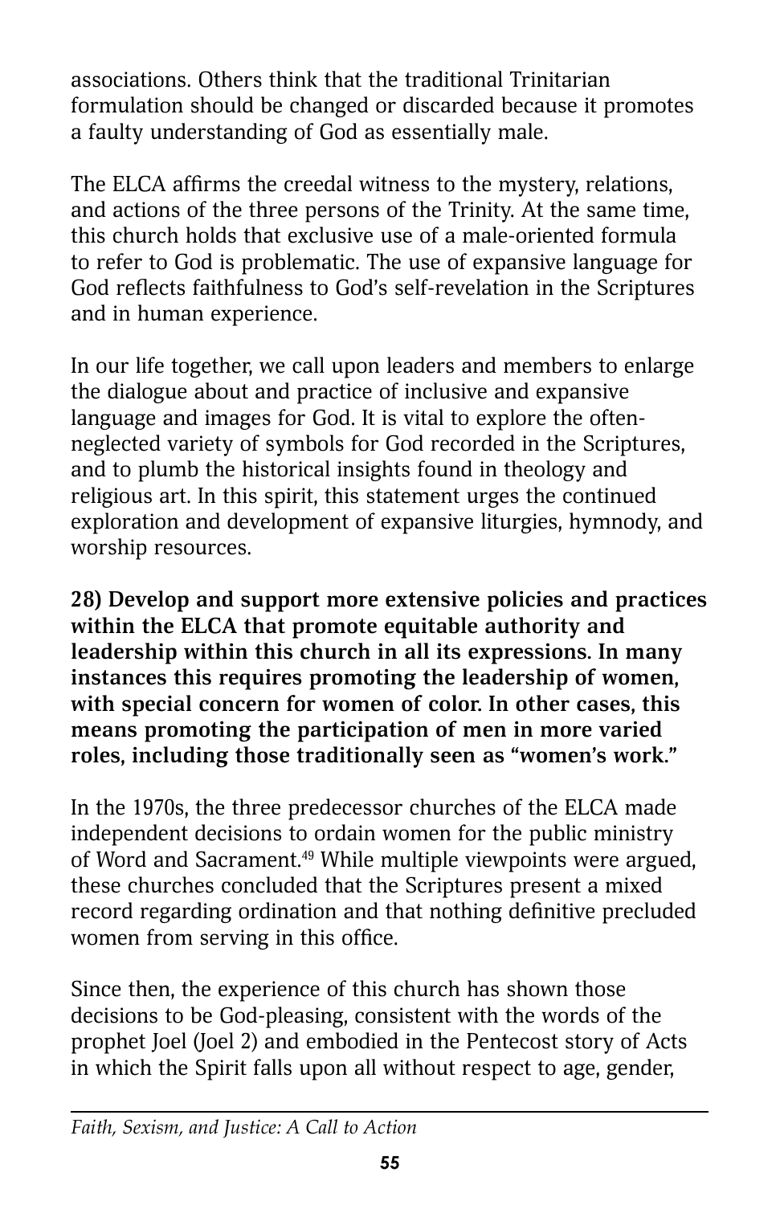associations. Others think that the traditional Trinitarian formulation should be changed or discarded because it promotes a faulty understanding of God as essentially male.

The ELCA affirms the creedal witness to the mystery, relations, and actions of the three persons of the Trinity. At the same time, this church holds that exclusive use of a male-oriented formula to refer to God is problematic. The use of expansive language for God reflects faithfulness to God's self-revelation in the Scriptures and in human experience.

In our life together, we call upon leaders and members to enlarge the dialogue about and practice of inclusive and expansive language and images for God. It is vital to explore the often-neglected variety of symbols for God recorded in the Scriptures, and to plumb the historical insights found in theology and religious art. In this spirit, this statement urges the continued exploration and development of expansive liturgies, hymnody, and worship resources.

**28) Develop and support more extensive policies and practices within the ELCA that promote equitable authority and leadership within this church in all its expressions. In many instances this requires promoting the leadership of women, with special concern for women of color. In other cases, this means promoting the participation of men in more varied roles, including those traditionally seen as "women's work."**

In the 1970s, the three predecessor churches of the ELCA made independent decisions to ordain women for the public ministry of Word and Sacrament.[49] While multiple viewpoints were argued, these churches concluded that the Scriptures present a mixed record regarding ordination and that nothing definitive precluded women from serving in this office.

Since then, the experience of this church has shown those decisions to be God-pleasing, consistent with the words of the prophet Joel (Joel 2) and embodied in the Pentecost story of Acts in which the Spirit falls upon all without respect to age, gender,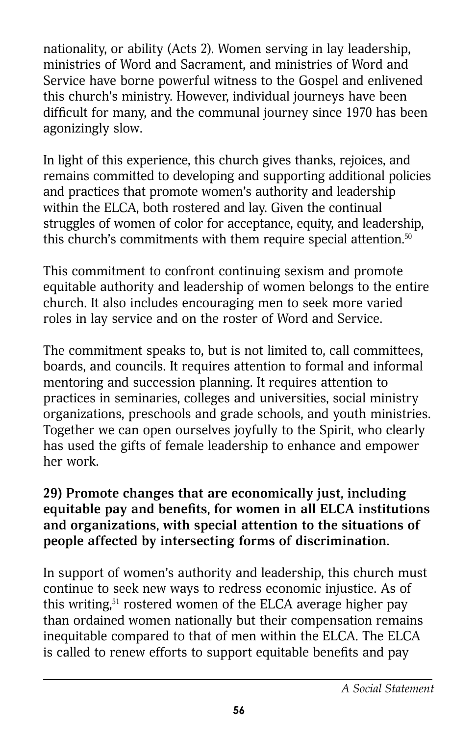nationality, or ability (Acts 2). Women serving in lay leadership, ministries of Word and Sacrament, and ministries of Word and Service have borne powerful witness to the Gospel and enlivened this church's ministry. However, individual journeys have been difficult for many, and the communal journey since 1970 has been agonizingly slow.

In light of this experience, this church gives thanks, rejoices, and remains committed to developing and supporting additional policies and practices that promote women's authority and leadership within the ELCA, both rostered and lay. Given the continual struggles of women of color for acceptance, equity, and leadership, this church's commitments with them require special attention.[50]

This commitment to confront continuing sexism and promote equitable authority and leadership of women belongs to the entire church. It also includes encouraging men to seek more varied roles in lay service and on the roster of Word and Service.

The commitment speaks to, but is not limited to, call committees, boards, and councils. It requires attention to formal and informal mentoring and succession planning. It requires attention to practices in seminaries, colleges and universities, social ministry organizations, preschools and grade schools, and youth ministries. Together we can open ourselves joyfully to the Spirit, who clearly has used the gifts of female leadership to enhance and empower her work.

**29) Promote changes that are economically just, including equitable pay and benefits, for women in all ELCA institutions and organizations, with special attention to the situations of people affected by intersecting forms of discrimination.**

In support of women's authority and leadership, this church must continue to seek new ways to redress economic injustice. As of this writing,[51] rostered women of the ELCA average higher pay than ordained women nationally but their compensation remains inequitable compared to that of men within the ELCA. The ELCA is called to renew efforts to support equitable benefits and pay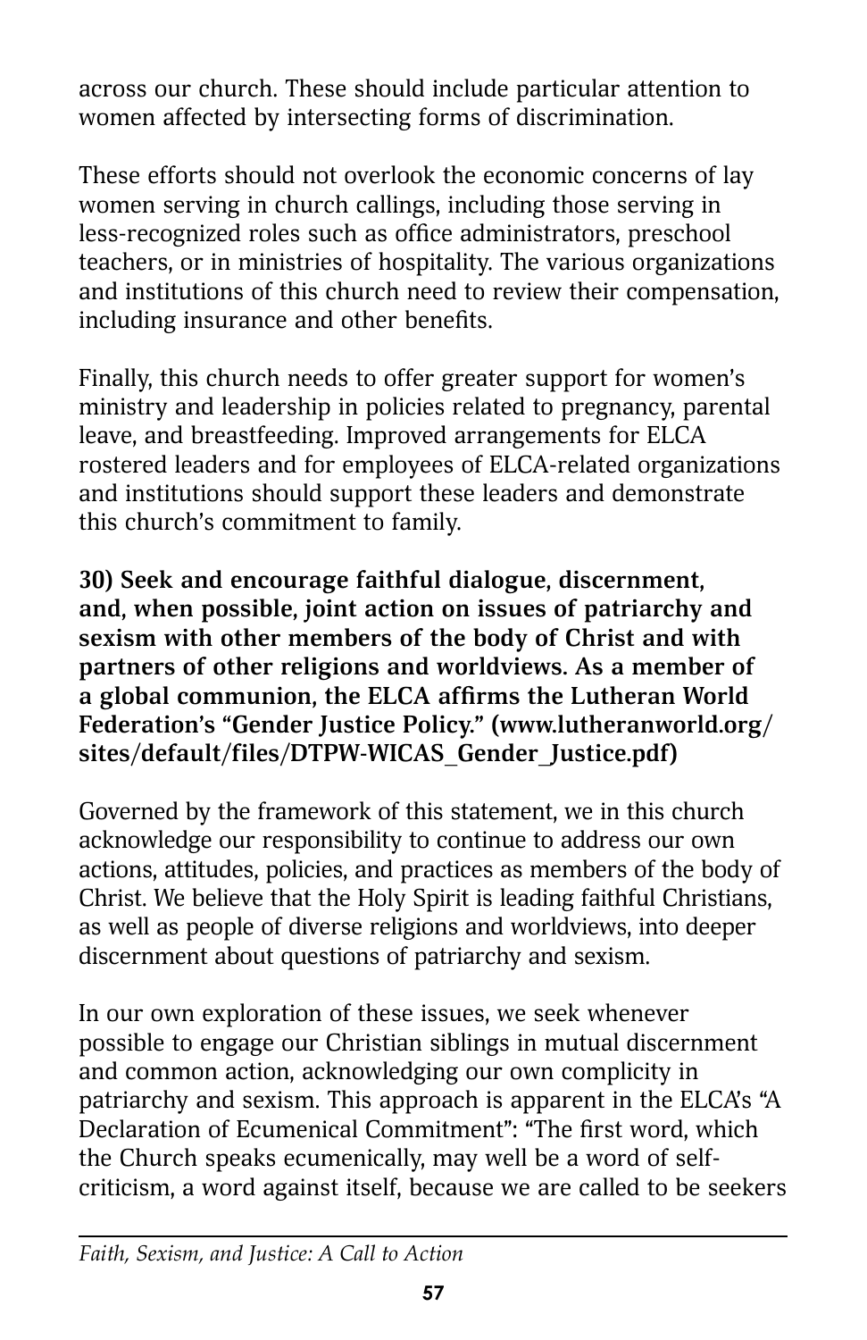across our church. These should include particular attention to women affected by intersecting forms of discrimination.

These efforts should not overlook the economic concerns of lay women serving in church callings, including those serving in less-recognized roles such as office administrators, preschool teachers, or in ministries of hospitality. The various organizations and institutions of this church need to review their compensation, including insurance and other benefits.

Finally, this church needs to offer greater support for women's ministry and leadership in policies related to pregnancy, parental leave, and breastfeeding. Improved arrangements for ELCA rostered leaders and for employees of ELCA-related organizations and institutions should support these leaders and demonstrate this church's commitment to family.

**30) Seek and encourage faithful dialogue, discernment, and, when possible, joint action on issues of patriarchy and sexism with other members of the body of Christ and with partners of other religions and worldviews. As a member of a global communion, the ELCA affirms the Lutheran World Federation's "Gender Justice Policy." (www.lutheranworld.org/sites/default/files/DTPW-WICAS_Gender_Justice.pdf)**

Governed by the framework of this statement, we in this church acknowledge our responsibility to continue to address our own actions, attitudes, policies, and practices as members of the body of Christ. We believe that the Holy Spirit is leading faithful Christians, as well as people of diverse religions and worldviews, into deeper discernment about questions of patriarchy and sexism.

In our own exploration of these issues, we seek whenever possible to engage our Christian siblings in mutual discernment and common action, acknowledging our own complicity in patriarchy and sexism. This approach is apparent in the ELCA's "A Declaration of Ecumenical Commitment": "The first word, which the Church speaks ecumenically, may well be a word of self-criticism, a word against itself, because we are called to be seekers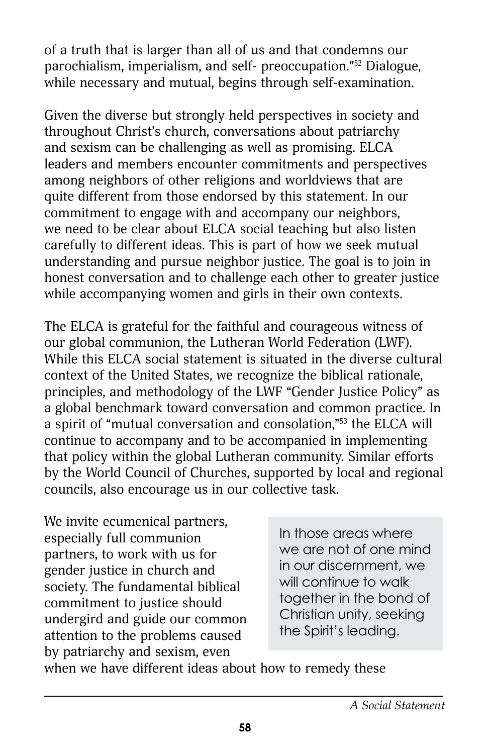of a truth that is larger than all of us and that condemns our parochialism, imperialism, and self- preoccupation."[52] Dialogue, while necessary and mutual, begins through self-examination.

Given the diverse but strongly held perspectives in society and throughout Christ's church, conversations about patriarchy and sexism can be challenging as well as promising. ELCA leaders and members encounter commitments and perspectives among neighbors of other religions and worldviews that are quite different from those endorsed by this statement. In our commitment to engage with and accompany our neighbors, we need to be clear about ELCA social teaching but also listen carefully to different ideas. This is part of how we seek mutual understanding and pursue neighbor justice. The goal is to join in honest conversation and to challenge each other to greater justice while accompanying women and girls in their own contexts.

The ELCA is grateful for the faithful and courageous witness of our global communion, the Lutheran World Federation (LWF). While this ELCA social statement is situated in the diverse cultural context of the United States, we recognize the biblical rationale, principles, and methodology of the LWF "Gender Justice Policy" as a global benchmark toward conversation and common practice. In a spirit of "mutual conversation and consolation,"[53] the ELCA will continue to accompany and to be accompanied in implementing that policy within the global Lutheran community. Similar efforts by the World Council of Churches, supported by local and regional councils, also encourage us in our collective task.

We invite ecumenical partners, especially full communion partners, to work with us for gender justice in church and society. The fundamental biblical commitment to justice should undergird and guide our common attention to the problems caused by patriarchy and sexism, even when we have different ideas about how to remedy these

> In those areas where we are not of one mind in our discernment, we will continue to walk together in the bond of Christian unity, seeking the Spirit's leading.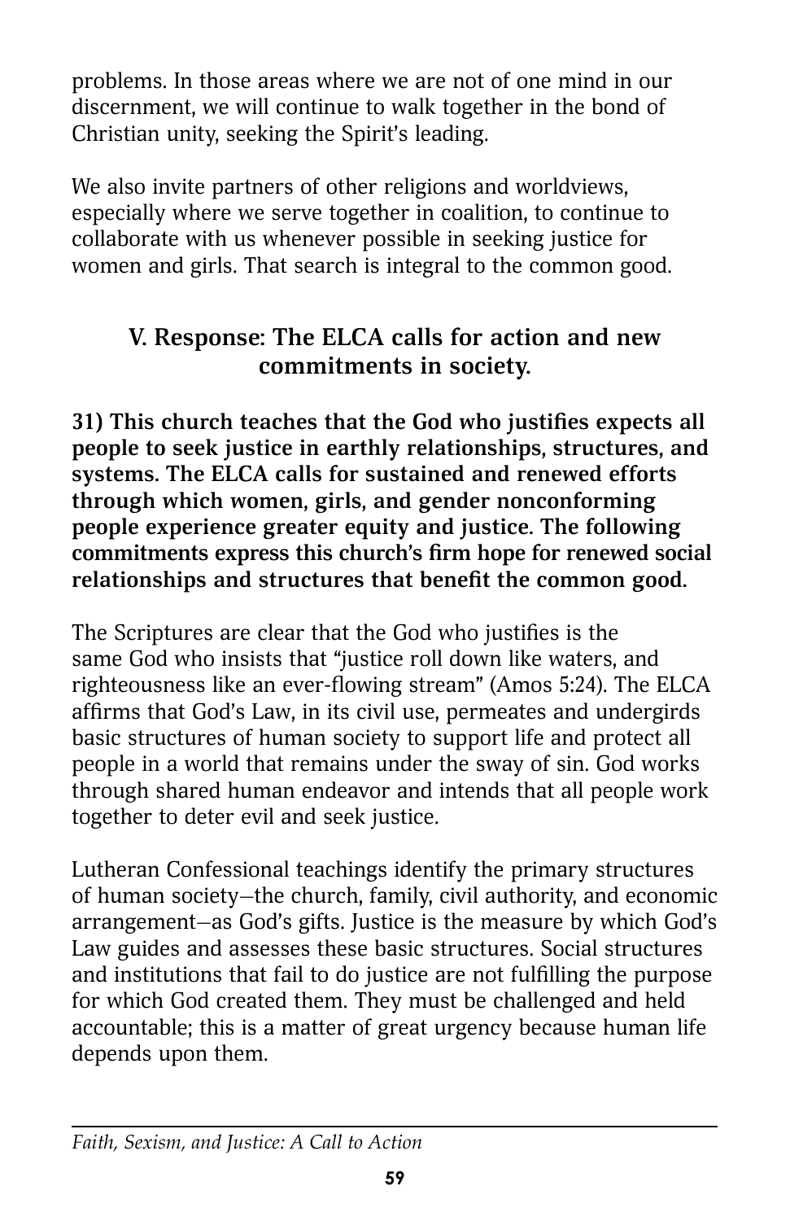problems. In those areas where we are not of one mind in our discernment, we will continue to walk together in the bond of Christian unity, seeking the Spirit's leading.

We also invite partners of other religions and worldviews, especially where we serve together in coalition, to continue to collaborate with us whenever possible in seeking justice for women and girls. That search is integral to the common good.

## V. Response: The ELCA calls for action and new commitments in society.

**31) This church teaches that the God who justifies expects all people to seek justice in earthly relationships, structures, and systems. The ELCA calls for sustained and renewed efforts through which women, girls, and gender nonconforming people experience greater equity and justice. The following commitments express this church's firm hope for renewed social relationships and structures that benefit the common good.**

The Scriptures are clear that the God who justifies is the same God who insists that "justice roll down like waters, and righteousness like an ever-flowing stream" (Amos 5:24). The ELCA affirms that God's Law, in its civil use, permeates and undergirds basic structures of human society to support life and protect all people in a world that remains under the sway of sin. God works through shared human endeavor and intends that all people work together to deter evil and seek justice.

Lutheran Confessional teachings identify the primary structures of human society—the church, family, civil authority, and economic arrangement—as God's gifts. Justice is the measure by which God's Law guides and assesses these basic structures. Social structures and institutions that fail to do justice are not fulfilling the purpose for which God created them. They must be challenged and held accountable; this is a matter of great urgency because human life depends upon them.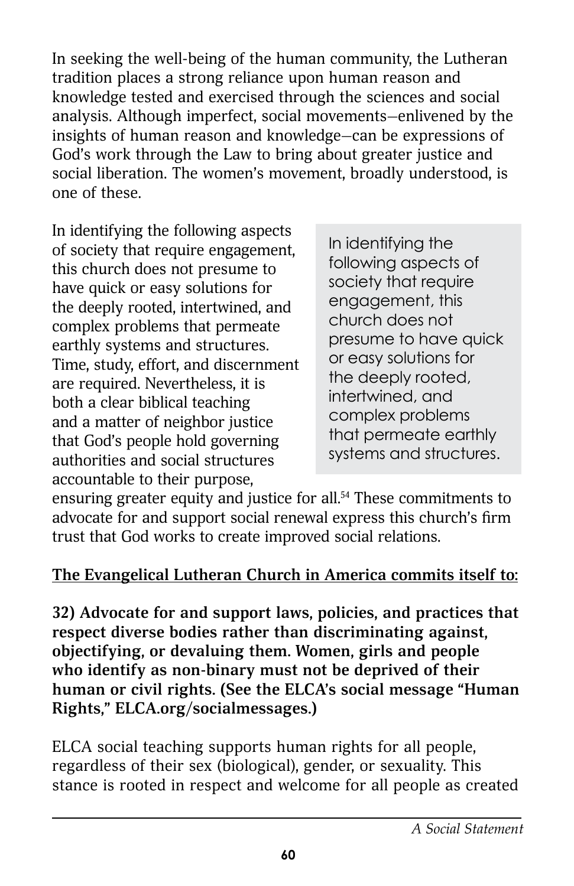In seeking the well-being of the human community, the Lutheran tradition places a strong reliance upon human reason and knowledge tested and exercised through the sciences and social analysis. Although imperfect, social movements—enlivened by the insights of human reason and knowledge—can be expressions of God's work through the Law to bring about greater justice and social liberation. The women's movement, broadly understood, is one of these.

In identifying the following aspects of society that require engagement, this church does not presume to have quick or easy solutions for the deeply rooted, intertwined, and complex problems that permeate earthly systems and structures. Time, study, effort, and discernment are required. Nevertheless, it is both a clear biblical teaching and a matter of neighbor justice that God's people hold governing authorities and social structures accountable to their purpose, ensuring greater equity and justice for all.[54] These commitments to advocate for and support social renewal express this church's firm trust that God works to create improved social relations.

> In identifying the following aspects of society that require engagement, this church does not presume to have quick or easy solutions for the deeply rooted, intertwined, and complex problems that permeate earthly systems and structures.

**The Evangelical Lutheran Church in America commits itself to:**

**32) Advocate for and support laws, policies, and practices that respect diverse bodies rather than discriminating against, objectifying, or devaluing them. Women, girls and people who identify as non-binary must not be deprived of their human or civil rights. (See the ELCA's social message "Human Rights," ELCA.org/socialmessages.)**

ELCA social teaching supports human rights for all people, regardless of their sex (biological), gender, or sexuality. This stance is rooted in respect and welcome for all people as created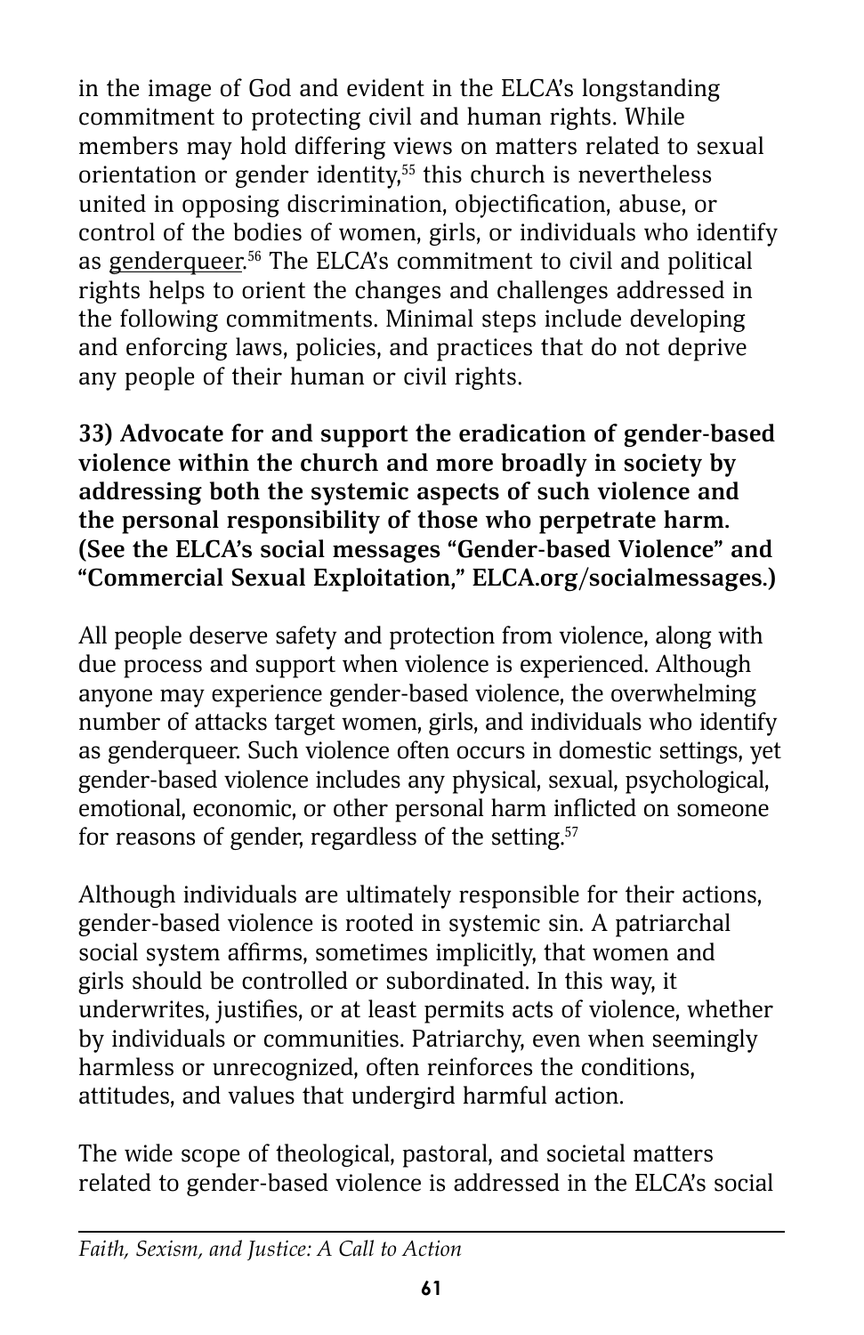in the image of God and evident in the ELCA's longstanding commitment to protecting civil and human rights. While members may hold differing views on matters related to sexual orientation or gender identity,[55] this church is nevertheless united in opposing discrimination, objectification, abuse, or control of the bodies of women, girls, or individuals who identify as genderqueer.[56] The ELCA's commitment to civil and political rights helps to orient the changes and challenges addressed in the following commitments. Minimal steps include developing and enforcing laws, policies, and practices that do not deprive any people of their human or civil rights.

**33) Advocate for and support the eradication of gender-based violence within the church and more broadly in society by addressing both the systemic aspects of such violence and the personal responsibility of those who perpetrate harm. (See the ELCA's social messages "Gender-based Violence" and "Commercial Sexual Exploitation," ELCA.org/socialmessages.)**

All people deserve safety and protection from violence, along with due process and support when violence is experienced. Although anyone may experience gender-based violence, the overwhelming number of attacks target women, girls, and individuals who identify as genderqueer. Such violence often occurs in domestic settings, yet gender-based violence includes any physical, sexual, psychological, emotional, economic, or other personal harm inflicted on someone for reasons of gender, regardless of the setting.[57]

Although individuals are ultimately responsible for their actions, gender-based violence is rooted in systemic sin. A patriarchal social system affirms, sometimes implicitly, that women and girls should be controlled or subordinated. In this way, it underwrites, justifies, or at least permits acts of violence, whether by individuals or communities. Patriarchy, even when seemingly harmless or unrecognized, often reinforces the conditions, attitudes, and values that undergird harmful action.

The wide scope of theological, pastoral, and societal matters related to gender-based violence is addressed in the ELCA's social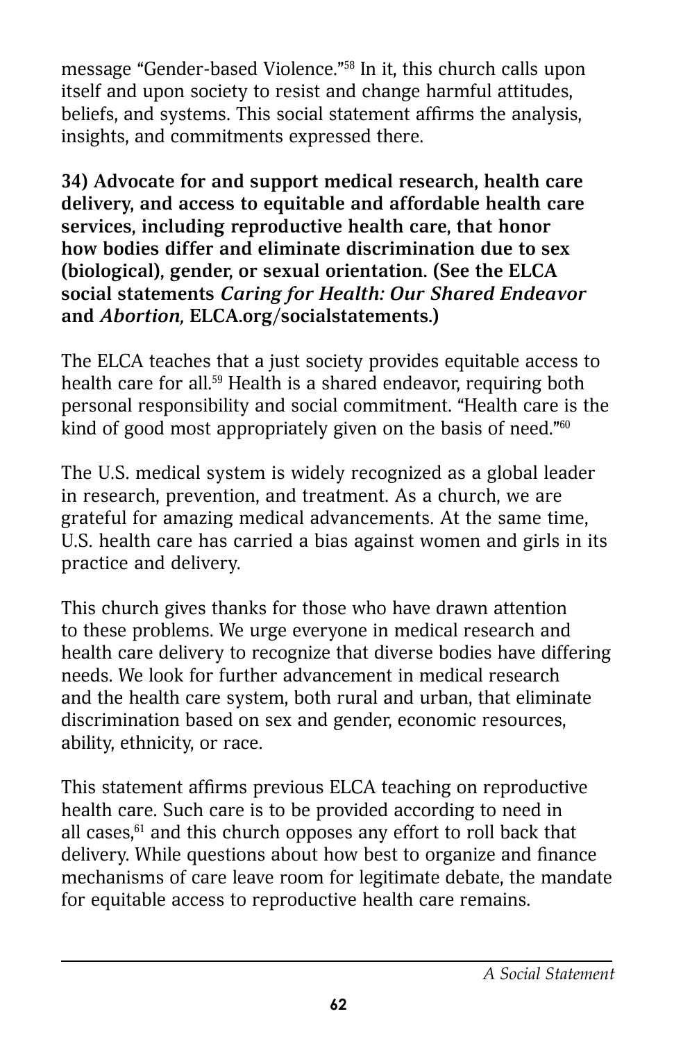message "Gender-based Violence."[58] In it, this church calls upon itself and upon society to resist and change harmful attitudes, beliefs, and systems. This social statement affirms the analysis, insights, and commitments expressed there.

**34) Advocate for and support medical research, health care delivery, and access to equitable and affordable health care services, including reproductive health care, that honor how bodies differ and eliminate discrimination due to sex (biological), gender, or sexual orientation. (See the ELCA social statements *Caring for Health: Our Shared Endeavor* and *Abortion,* ELCA.org/socialstatements.)**

The ELCA teaches that a just society provides equitable access to health care for all.[59] Health is a shared endeavor, requiring both personal responsibility and social commitment. "Health care is the kind of good most appropriately given on the basis of need."[60]

The U.S. medical system is widely recognized as a global leader in research, prevention, and treatment. As a church, we are grateful for amazing medical advancements. At the same time, U.S. health care has carried a bias against women and girls in its practice and delivery.

This church gives thanks for those who have drawn attention to these problems. We urge everyone in medical research and health care delivery to recognize that diverse bodies have differing needs. We look for further advancement in medical research and the health care system, both rural and urban, that eliminate discrimination based on sex and gender, economic resources, ability, ethnicity, or race.

This statement affirms previous ELCA teaching on reproductive health care. Such care is to be provided according to need in all cases,[61] and this church opposes any effort to roll back that delivery. While questions about how best to organize and finance mechanisms of care leave room for legitimate debate, the mandate for equitable access to reproductive health care remains.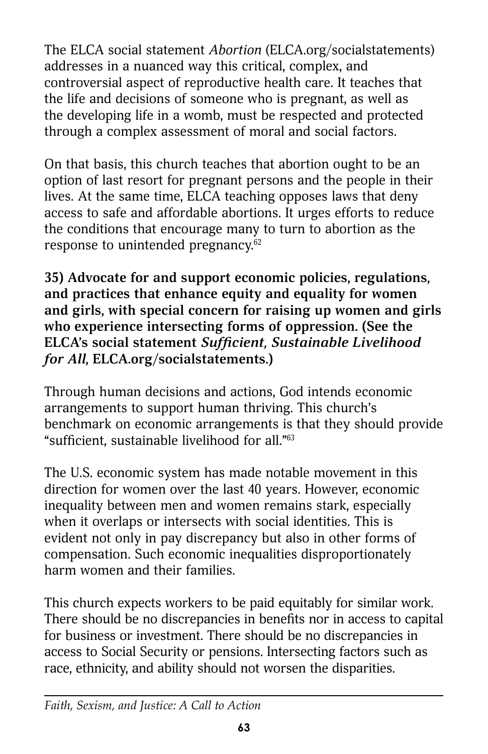The ELCA social statement *Abortion* (ELCA.org/socialstatements) addresses in a nuanced way this critical, complex, and controversial aspect of reproductive health care. It teaches that the life and decisions of someone who is pregnant, as well as the developing life in a womb, must be respected and protected through a complex assessment of moral and social factors.

On that basis, this church teaches that abortion ought to be an option of last resort for pregnant persons and the people in their lives. At the same time, ELCA teaching opposes laws that deny access to safe and affordable abortions. It urges efforts to reduce the conditions that encourage many to turn to abortion as the response to unintended pregnancy.[62]

**35) Advocate for and support economic policies, regulations, and practices that enhance equity and equality for women and girls, with special concern for raising up women and girls who experience intersecting forms of oppression. (See the ELCA's social statement *Sufficient, Sustainable Livelihood for All*, ELCA.org/socialstatements.)**

Through human decisions and actions, God intends economic arrangements to support human thriving. This church's benchmark on economic arrangements is that they should provide "sufficient, sustainable livelihood for all."[63]

The U.S. economic system has made notable movement in this direction for women over the last 40 years. However, economic inequality between men and women remains stark, especially when it overlaps or intersects with social identities. This is evident not only in pay discrepancy but also in other forms of compensation. Such economic inequalities disproportionately harm women and their families.

This church expects workers to be paid equitably for similar work. There should be no discrepancies in benefits nor in access to capital for business or investment. There should be no discrepancies in access to Social Security or pensions. Intersecting factors such as race, ethnicity, and ability should not worsen the disparities.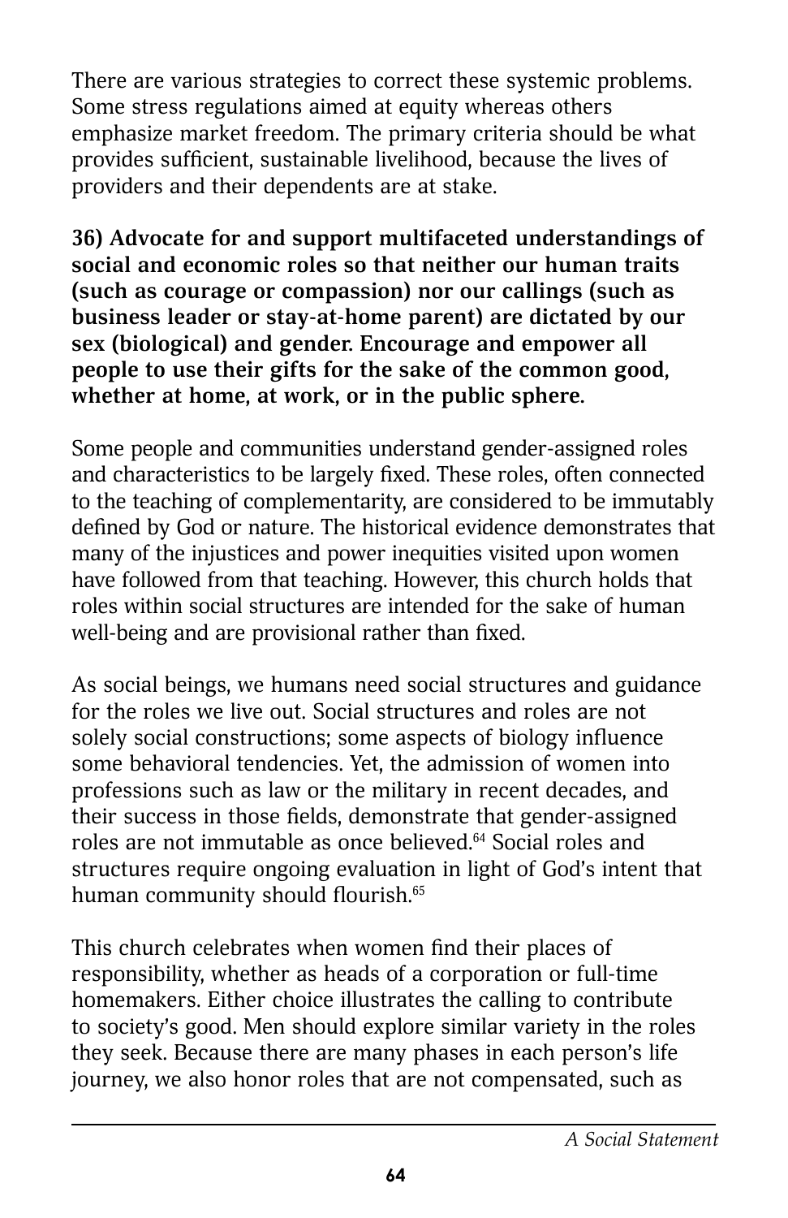There are various strategies to correct these systemic problems. Some stress regulations aimed at equity whereas others emphasize market freedom. The primary criteria should be what provides sufficient, sustainable livelihood, because the lives of providers and their dependents are at stake.

**36) Advocate for and support multifaceted understandings of social and economic roles so that neither our human traits (such as courage or compassion) nor our callings (such as business leader or stay-at-home parent) are dictated by our sex (biological) and gender. Encourage and empower all people to use their gifts for the sake of the common good, whether at home, at work, or in the public sphere.**

Some people and communities understand gender-assigned roles and characteristics to be largely fixed. These roles, often connected to the teaching of complementarity, are considered to be immutably defined by God or nature. The historical evidence demonstrates that many of the injustices and power inequities visited upon women have followed from that teaching. However, this church holds that roles within social structures are intended for the sake of human well-being and are provisional rather than fixed.

As social beings, we humans need social structures and guidance for the roles we live out. Social structures and roles are not solely social constructions; some aspects of biology influence some behavioral tendencies. Yet, the admission of women into professions such as law or the military in recent decades, and their success in those fields, demonstrate that gender-assigned roles are not immutable as once believed.[64] Social roles and structures require ongoing evaluation in light of God's intent that human community should flourish.[65]

This church celebrates when women find their places of responsibility, whether as heads of a corporation or full-time homemakers. Either choice illustrates the calling to contribute to society's good. Men should explore similar variety in the roles they seek. Because there are many phases in each person's life journey, we also honor roles that are not compensated, such as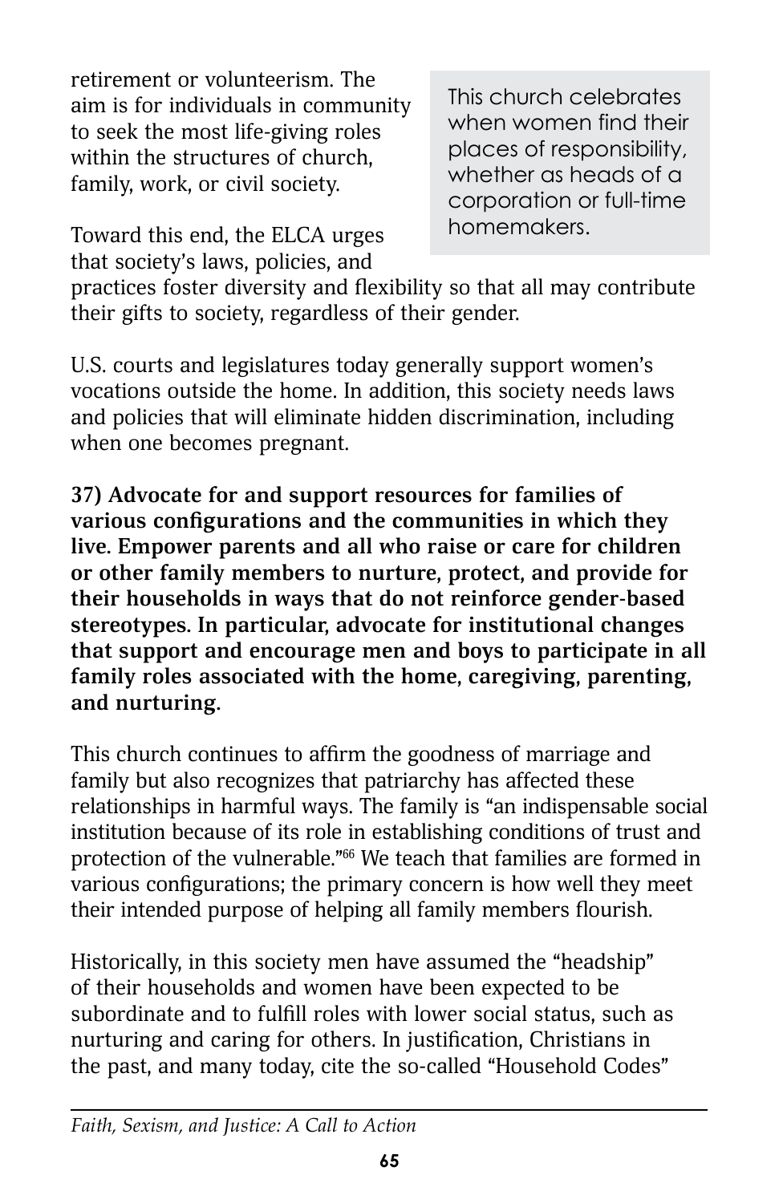retirement or volunteerism. The aim is for individuals in community to seek the most life-giving roles within the structures of church, family, work, or civil society.

> This church celebrates when women find their places of responsibility, whether as heads of a corporation or full-time homemakers.

Toward this end, the ELCA urges that society's laws, policies, and practices foster diversity and flexibility so that all may contribute their gifts to society, regardless of their gender.

U.S. courts and legislatures today generally support women's vocations outside the home. In addition, this society needs laws and policies that will eliminate hidden discrimination, including when one becomes pregnant.

**37) Advocate for and support resources for families of various configurations and the communities in which they live. Empower parents and all who raise or care for children or other family members to nurture, protect, and provide for their households in ways that do not reinforce gender-based stereotypes. In particular, advocate for institutional changes that support and encourage men and boys to participate in all family roles associated with the home, caregiving, parenting, and nurturing.**

This church continues to affirm the goodness of marriage and family but also recognizes that patriarchy has affected these relationships in harmful ways. The family is "an indispensable social institution because of its role in establishing conditions of trust and protection of the vulnerable."[66] We teach that families are formed in various configurations; the primary concern is how well they meet their intended purpose of helping all family members flourish.

Historically, in this society men have assumed the "headship" of their households and women have been expected to be subordinate and to fulfill roles with lower social status, such as nurturing and caring for others. In justification, Christians in the past, and many today, cite the so-called "Household Codes"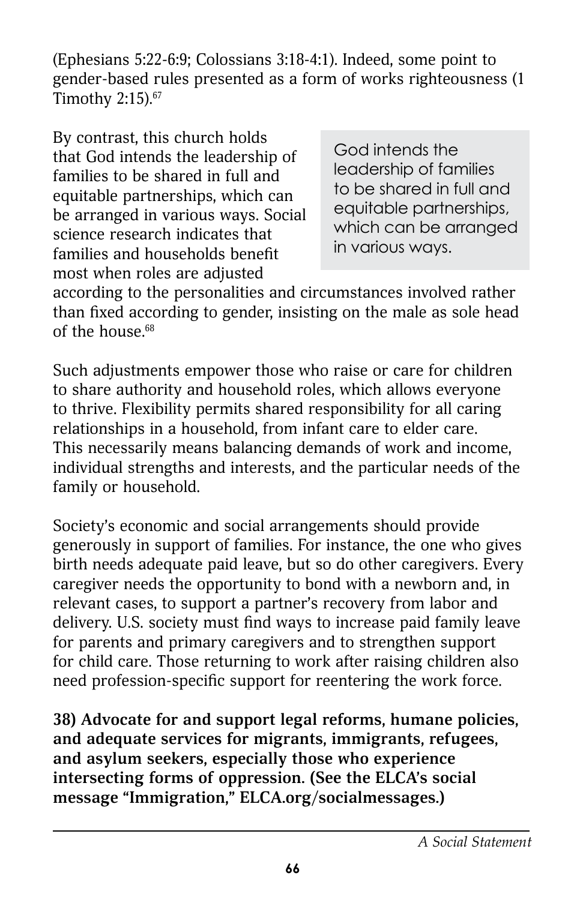(Ephesians 5:22-6:9; Colossians 3:18-4:1). Indeed, some point to gender-based rules presented as a form of works righteousness (1 Timothy 2:15).[67]

By contrast, this church holds that God intends the leadership of families to be shared in full and equitable partnerships, which can be arranged in various ways. Social science research indicates that families and households benefit most when roles are adjusted according to the personalities and circumstances involved rather than fixed according to gender, insisting on the male as sole head of the house.[68]

> God intends the leadership of families to be shared in full and equitable partnerships, which can be arranged in various ways.

Such adjustments empower those who raise or care for children to share authority and household roles, which allows everyone to thrive. Flexibility permits shared responsibility for all caring relationships in a household, from infant care to elder care. This necessarily means balancing demands of work and income, individual strengths and interests, and the particular needs of the family or household.

Society's economic and social arrangements should provide generously in support of families. For instance, the one who gives birth needs adequate paid leave, but so do other caregivers. Every caregiver needs the opportunity to bond with a newborn and, in relevant cases, to support a partner's recovery from labor and delivery. U.S. society must find ways to increase paid family leave for parents and primary caregivers and to strengthen support for child care. Those returning to work after raising children also need profession-specific support for reentering the work force.

**38) Advocate for and support legal reforms, humane policies, and adequate services for migrants, immigrants, refugees, and asylum seekers, especially those who experience intersecting forms of oppression. (See the ELCA's social message "Immigration," ELCA.org/socialmessages.)**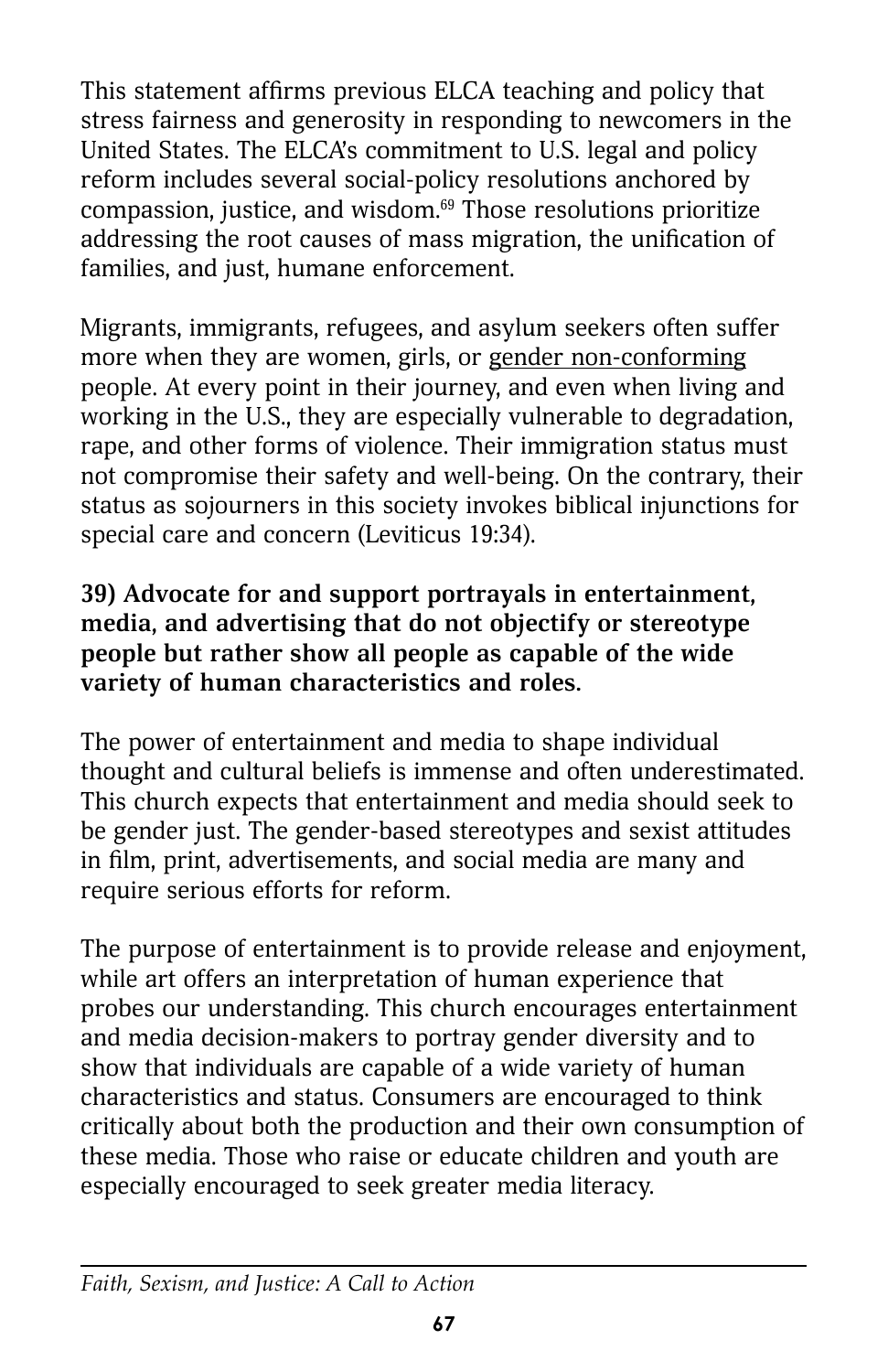This statement affirms previous ELCA teaching and policy that stress fairness and generosity in responding to newcomers in the United States. The ELCA's commitment to U.S. legal and policy reform includes several social-policy resolutions anchored by compassion, justice, and wisdom.[69] Those resolutions prioritize addressing the root causes of mass migration, the unification of families, and just, humane enforcement.

Migrants, immigrants, refugees, and asylum seekers often suffer more when they are women, girls, or gender non-conforming people. At every point in their journey, and even when living and working in the U.S., they are especially vulnerable to degradation, rape, and other forms of violence. Their immigration status must not compromise their safety and well-being. On the contrary, their status as sojourners in this society invokes biblical injunctions for special care and concern (Leviticus 19:34).

**39) Advocate for and support portrayals in entertainment, media, and advertising that do not objectify or stereotype people but rather show all people as capable of the wide variety of human characteristics and roles.**

The power of entertainment and media to shape individual thought and cultural beliefs is immense and often underestimated. This church expects that entertainment and media should seek to be gender just. The gender-based stereotypes and sexist attitudes in film, print, advertisements, and social media are many and require serious efforts for reform.

The purpose of entertainment is to provide release and enjoyment, while art offers an interpretation of human experience that probes our understanding. This church encourages entertainment and media decision-makers to portray gender diversity and to show that individuals are capable of a wide variety of human characteristics and status. Consumers are encouraged to think critically about both the production and their own consumption of these media. Those who raise or educate children and youth are especially encouraged to seek greater media literacy.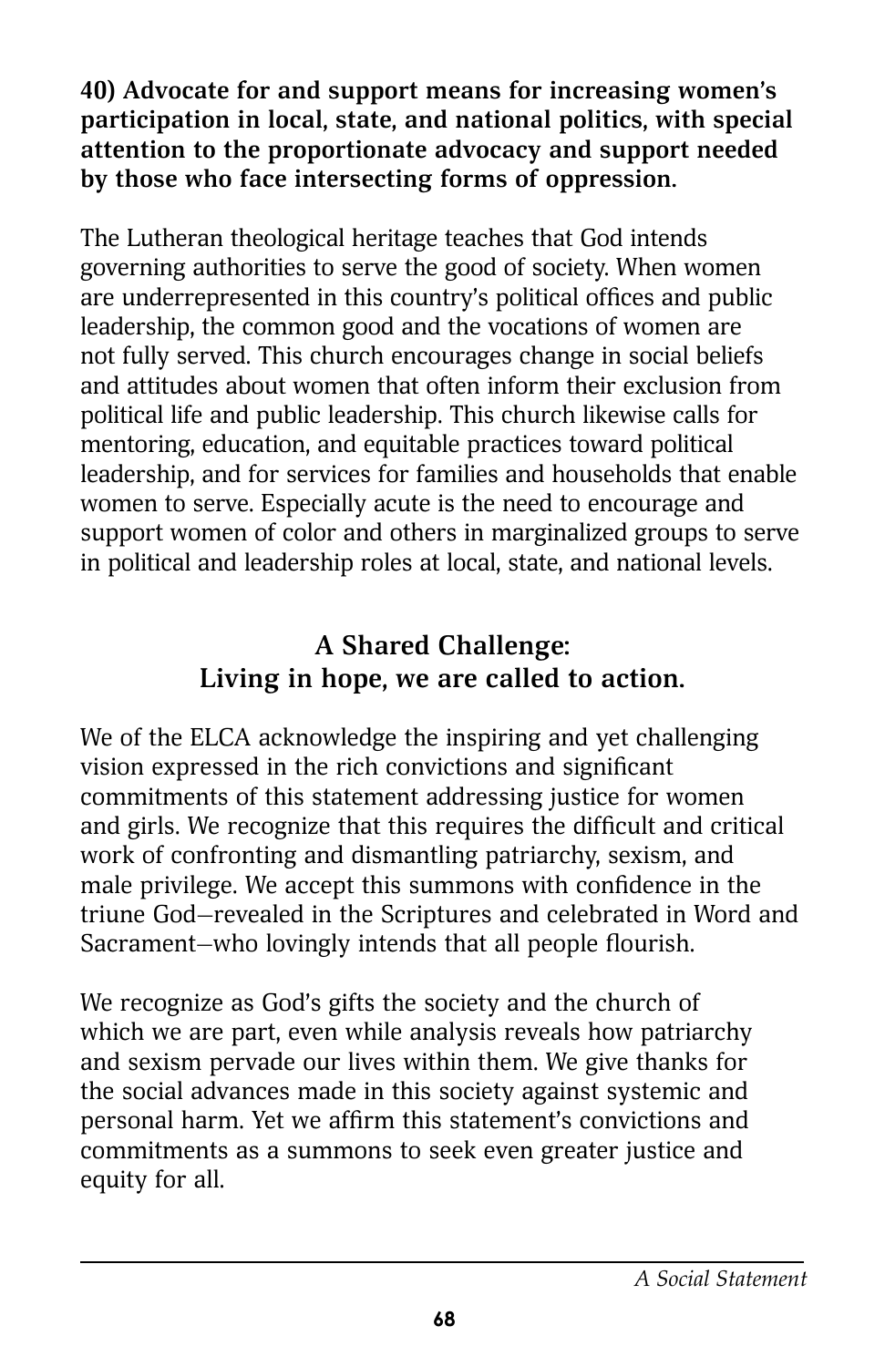**40) Advocate for and support means for increasing women's participation in local, state, and national politics, with special attention to the proportionate advocacy and support needed by those who face intersecting forms of oppression.**

The Lutheran theological heritage teaches that God intends governing authorities to serve the good of society. When women are underrepresented in this country's political offices and public leadership, the common good and the vocations of women are not fully served. This church encourages change in social beliefs and attitudes about women that often inform their exclusion from political life and public leadership. This church likewise calls for mentoring, education, and equitable practices toward political leadership, and for services for families and households that enable women to serve. Especially acute is the need to encourage and support women of color and others in marginalized groups to serve in political and leadership roles at local, state, and national levels.

## A Shared Challenge: Living in hope, we are called to action.

We of the ELCA acknowledge the inspiring and yet challenging vision expressed in the rich convictions and significant commitments of this statement addressing justice for women and girls. We recognize that this requires the difficult and critical work of confronting and dismantling patriarchy, sexism, and male privilege. We accept this summons with confidence in the triune God—revealed in the Scriptures and celebrated in Word and Sacrament—who lovingly intends that all people flourish.

We recognize as God's gifts the society and the church of which we are part, even while analysis reveals how patriarchy and sexism pervade our lives within them. We give thanks for the social advances made in this society against systemic and personal harm. Yet we affirm this statement's convictions and commitments as a summons to seek even greater justice and equity for all.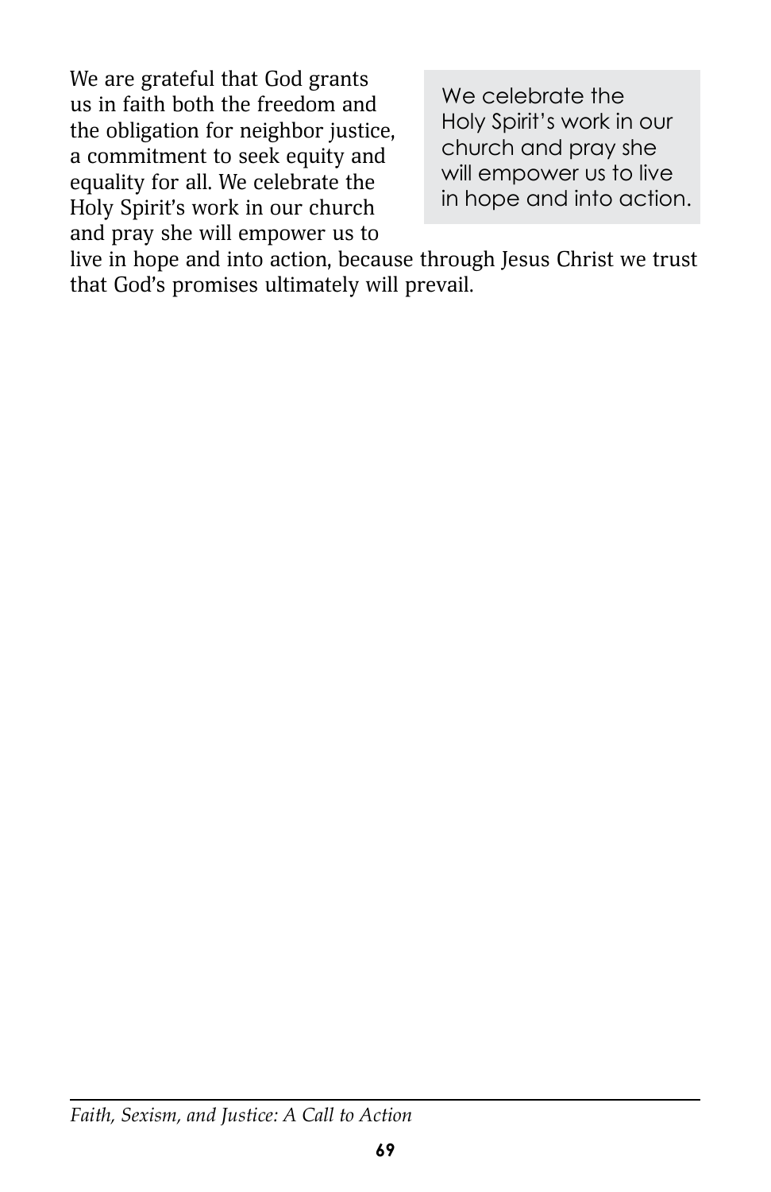We are grateful that God grants us in faith both the freedom and the obligation for neighbor justice, a commitment to seek equity and equality for all. We celebrate the Holy Spirit's work in our church and pray she will empower us to live in hope and into action, because through Jesus Christ we trust that God's promises ultimately will prevail.

> We celebrate the Holy Spirit's work in our church and pray she will empower us to live in hope and into action.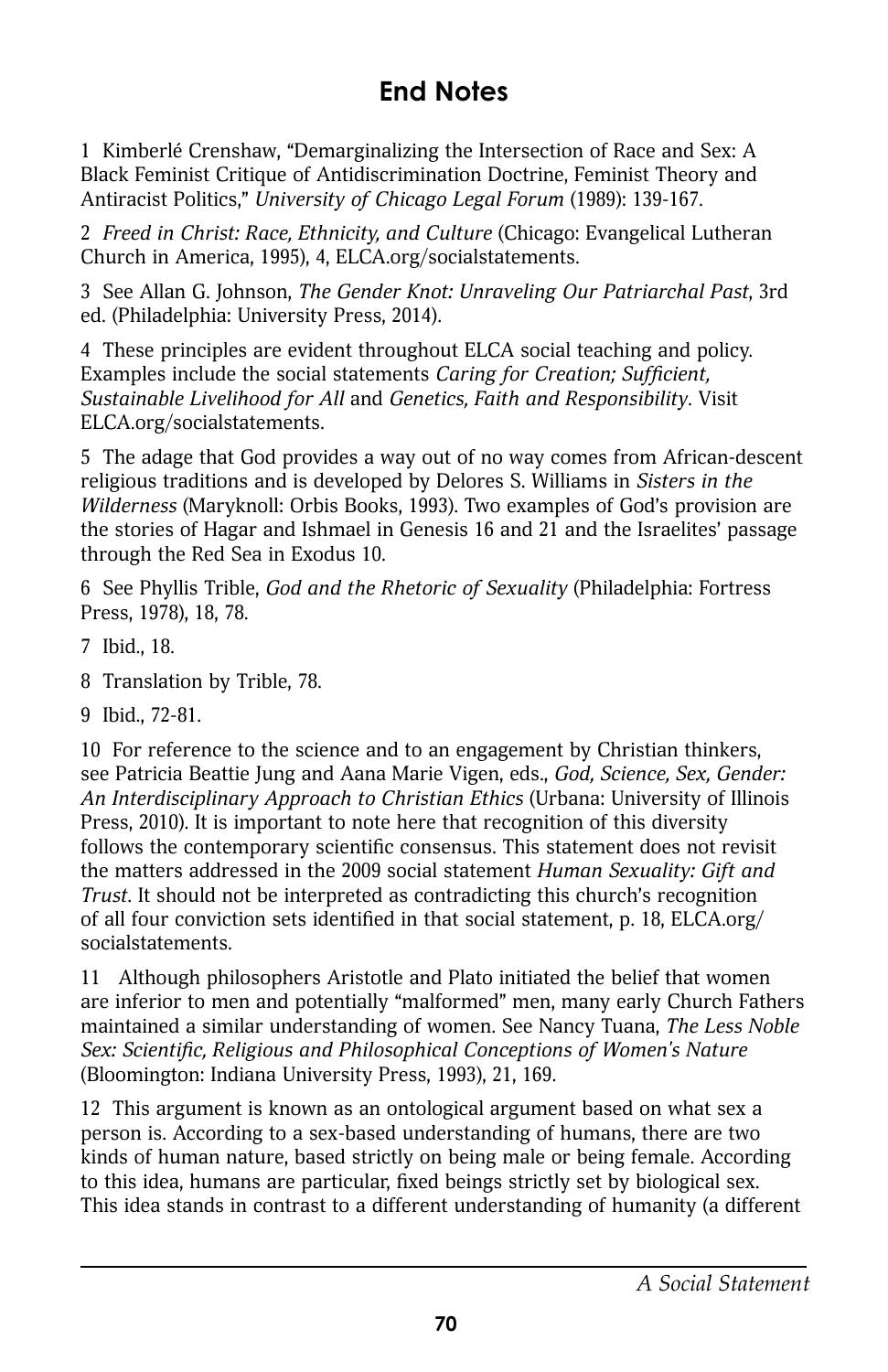# End Notes

1 Kimberlé Crenshaw, "Demarginalizing the Intersection of Race and Sex: A Black Feminist Critique of Antidiscrimination Doctrine, Feminist Theory and Antiracist Politics," *University of Chicago Legal Forum* (1989): 139-167.

2 *Freed in Christ: Race, Ethnicity, and Culture* (Chicago: Evangelical Lutheran Church in America, 1995), 4, ELCA.org/socialstatements.

3 See Allan G. Johnson, *The Gender Knot: Unraveling Our Patriarchal Past*, 3rd ed. (Philadelphia: University Press, 2014).

4 These principles are evident throughout ELCA social teaching and policy. Examples include the social statements *Caring for Creation; Sufficient, Sustainable Livelihood for All* and *Genetics, Faith and Responsibility*. Visit ELCA.org/socialstatements.

5 The adage that God provides a way out of no way comes from African-descent religious traditions and is developed by Delores S. Williams in *Sisters in the Wilderness* (Maryknoll: Orbis Books, 1993). Two examples of God's provision are the stories of Hagar and Ishmael in Genesis 16 and 21 and the Israelites' passage through the Red Sea in Exodus 10.

6 See Phyllis Trible, *God and the Rhetoric of Sexuality* (Philadelphia: Fortress Press, 1978), 18, 78.

7 Ibid., 18.

8 Translation by Trible, 78.

9 Ibid., 72-81.

10 For reference to the science and to an engagement by Christian thinkers, see Patricia Beattie Jung and Aana Marie Vigen, eds., *God, Science, Sex, Gender: An Interdisciplinary Approach to Christian Ethics* (Urbana: University of Illinois Press, 2010). It is important to note here that recognition of this diversity follows the contemporary scientific consensus. This statement does not revisit the matters addressed in the 2009 social statement *Human Sexuality: Gift and Trust*. It should not be interpreted as contradicting this church's recognition of all four conviction sets identified in that social statement, p. 18, ELCA.org/socialstatements.

11 Although philosophers Aristotle and Plato initiated the belief that women are inferior to men and potentially "malformed" men, many early Church Fathers maintained a similar understanding of women. See Nancy Tuana, *The Less Noble Sex: Scientific, Religious and Philosophical Conceptions of Women's Nature* (Bloomington: Indiana University Press, 1993), 21, 169.

12 This argument is known as an ontological argument based on what sex a person is. According to a sex-based understanding of humans, there are two kinds of human nature, based strictly on being male or being female. According to this idea, humans are particular, fixed beings strictly set by biological sex. This idea stands in contrast to a different understanding of humanity (a different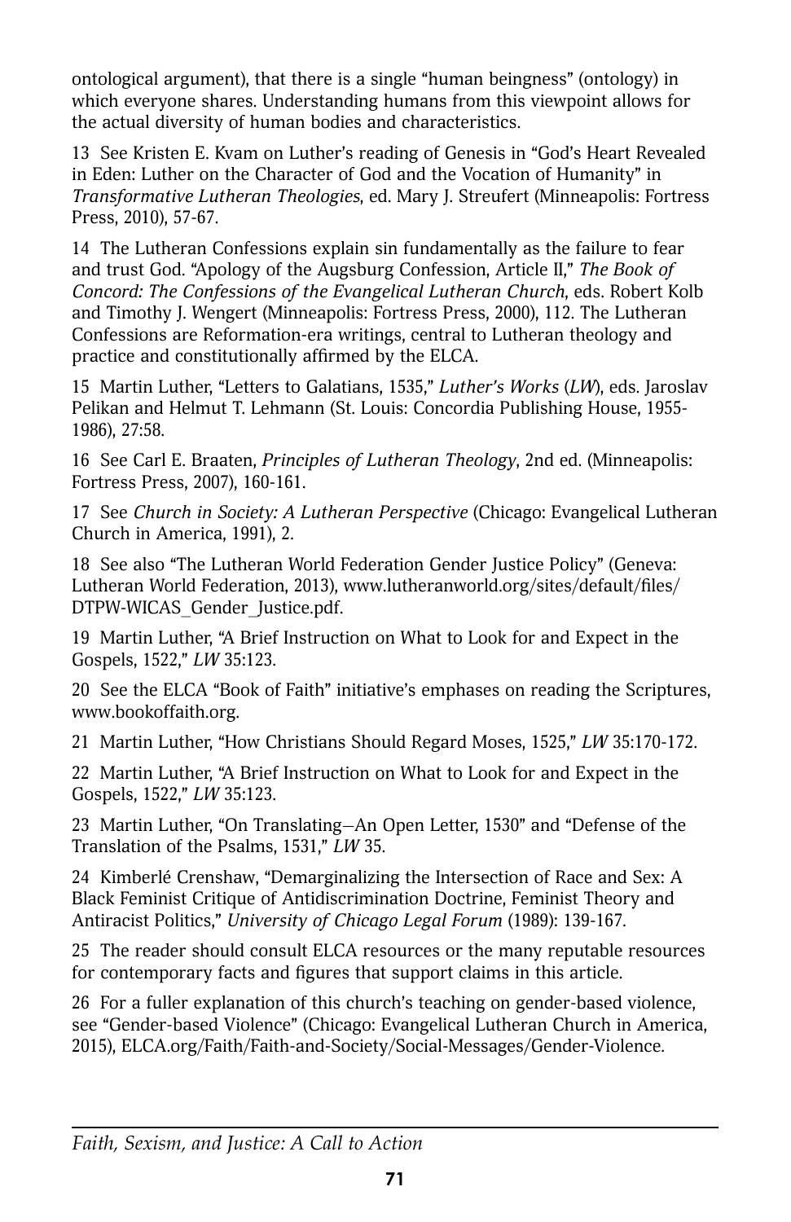ontological argument), that there is a single "human beingness" (ontology) in which everyone shares. Understanding humans from this viewpoint allows for the actual diversity of human bodies and characteristics.

13 See Kristen E. Kvam on Luther's reading of Genesis in "God's Heart Revealed in Eden: Luther on the Character of God and the Vocation of Humanity" in *Transformative Lutheran Theologies*, ed. Mary J. Streufert (Minneapolis: Fortress Press, 2010), 57-67.

14 The Lutheran Confessions explain sin fundamentally as the failure to fear and trust God. "Apology of the Augsburg Confession, Article II," *The Book of Concord: The Confessions of the Evangelical Lutheran Church*, eds. Robert Kolb and Timothy J. Wengert (Minneapolis: Fortress Press, 2000), 112. The Lutheran Confessions are Reformation-era writings, central to Lutheran theology and practice and constitutionally affirmed by the ELCA.

15 Martin Luther, "Letters to Galatians, 1535," *Luther's Works* (*LW*), eds. Jaroslav Pelikan and Helmut T. Lehmann (St. Louis: Concordia Publishing House, 1955-1986), 27:58.

16 See Carl E. Braaten, *Principles of Lutheran Theology*, 2nd ed. (Minneapolis: Fortress Press, 2007), 160-161.

17 See *Church in Society: A Lutheran Perspective* (Chicago: Evangelical Lutheran Church in America, 1991), 2.

18 See also "The Lutheran World Federation Gender Justice Policy" (Geneva: Lutheran World Federation, 2013), www.lutheranworld.org/sites/default/files/DTPW-WICAS_Gender_Justice.pdf.

19 Martin Luther, "A Brief Instruction on What to Look for and Expect in the Gospels, 1522," *LW* 35:123.

20 See the ELCA "Book of Faith" initiative's emphases on reading the Scriptures, www.bookoffaith.org.

21 Martin Luther, "How Christians Should Regard Moses, 1525," *LW* 35:170-172.

22 Martin Luther, "A Brief Instruction on What to Look for and Expect in the Gospels, 1522," *LW* 35:123.

23 Martin Luther, "On Translating—An Open Letter, 1530" and "Defense of the Translation of the Psalms, 1531," *LW* 35.

24 Kimberlé Crenshaw, "Demarginalizing the Intersection of Race and Sex: A Black Feminist Critique of Antidiscrimination Doctrine, Feminist Theory and Antiracist Politics," *University of Chicago Legal Forum* (1989): 139-167.

25 The reader should consult ELCA resources or the many reputable resources for contemporary facts and figures that support claims in this article.

26 For a fuller explanation of this church's teaching on gender-based violence, see "Gender-based Violence" (Chicago: Evangelical Lutheran Church in America, 2015), ELCA.org/Faith/Faith-and-Society/Social-Messages/Gender-Violence.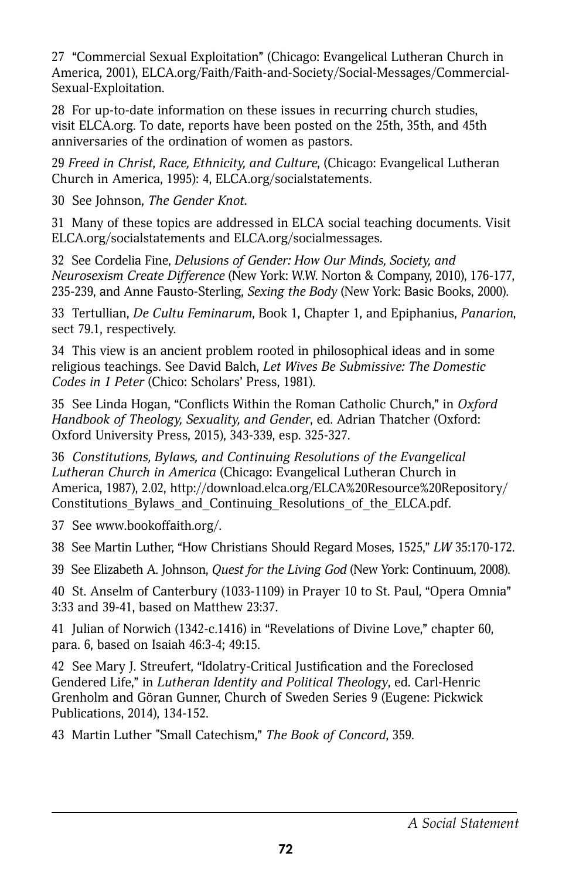27 "Commercial Sexual Exploitation" (Chicago: Evangelical Lutheran Church in America, 2001), ELCA.org/Faith/Faith-and-Society/Social-Messages/Commercial-Sexual-Exploitation.

28 For up-to-date information on these issues in recurring church studies, visit ELCA.org. To date, reports have been posted on the 25th, 35th, and 45th anniversaries of the ordination of women as pastors.

29 *Freed in Christ*, *Race, Ethnicity, and Culture*, (Chicago: Evangelical Lutheran Church in America, 1995): 4, ELCA.org/socialstatements.

30 See Johnson, *The Gender Knot*.

31 Many of these topics are addressed in ELCA social teaching documents. Visit ELCA.org/socialstatements and ELCA.org/socialmessages.

32 See Cordelia Fine, *Delusions of Gender: How Our Minds, Society, and Neurosexism Create Difference* (New York: W.W. Norton & Company, 2010), 176-177, 235-239, and Anne Fausto-Sterling, *Sexing the Body* (New York: Basic Books, 2000).

33 Tertullian, *De Cultu Feminarum*, Book 1, Chapter 1, and Epiphanius, *Panarion*, sect 79.1, respectively.

34 This view is an ancient problem rooted in philosophical ideas and in some religious teachings. See David Balch, *Let Wives Be Submissive: The Domestic Codes in 1 Peter* (Chico: Scholars' Press, 1981).

35 See Linda Hogan, "Conflicts Within the Roman Catholic Church," in *Oxford Handbook of Theology, Sexuality, and Gender*, ed. Adrian Thatcher (Oxford: Oxford University Press, 2015), 343-339, esp. 325-327.

36 *Constitutions, Bylaws, and Continuing Resolutions of the Evangelical Lutheran Church in America* (Chicago: Evangelical Lutheran Church in America, 1987), 2.02, http://download.elca.org/ELCA%20Resource%20Repository/Constitutions_Bylaws_and_Continuing_Resolutions_of_the_ELCA.pdf.

37 See www.bookoffaith.org/.

38 See Martin Luther, "How Christians Should Regard Moses, 1525," *LW* 35:170-172.

39 See Elizabeth A. Johnson, *Quest for the Living God* (New York: Continuum, 2008).

40 St. Anselm of Canterbury (1033-1109) in Prayer 10 to St. Paul, "Opera Omnia" 3:33 and 39-41, based on Matthew 23:37.

41 Julian of Norwich (1342-c.1416) in "Revelations of Divine Love," chapter 60, para. 6, based on Isaiah 46:3-4; 49:15.

42 See Mary J. Streufert, "Idolatry-Critical Justification and the Foreclosed Gendered Life," in *Lutheran Identity and Political Theology*, ed. Carl-Henric Grenholm and Göran Gunner, Church of Sweden Series 9 (Eugene: Pickwick Publications, 2014), 134-152.

43 Martin Luther "Small Catechism," *The Book of Concord*, 359.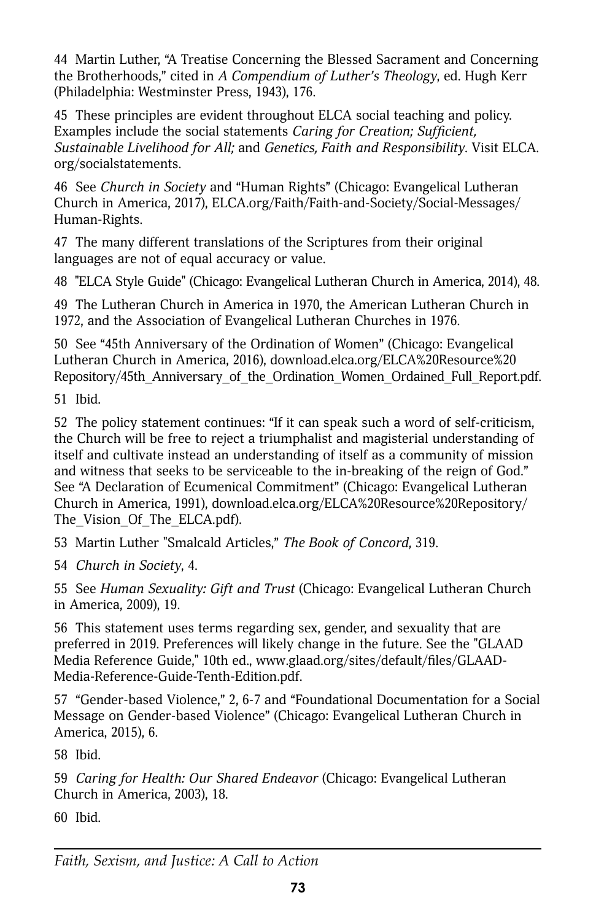44 Martin Luther, "A Treatise Concerning the Blessed Sacrament and Concerning the Brotherhoods," cited in *A Compendium of Luther's Theology*, ed. Hugh Kerr (Philadelphia: Westminster Press, 1943), 176.

45 These principles are evident throughout ELCA social teaching and policy. Examples include the social statements *Caring for Creation; Sufficient, Sustainable Livelihood for All;* and *Genetics, Faith and Responsibility*. Visit ELCA.org/socialstatements.

46 See *Church in Society* and "Human Rights" (Chicago: Evangelical Lutheran Church in America, 2017), ELCA.org/Faith/Faith-and-Society/Social-Messages/Human-Rights.

47 The many different translations of the Scriptures from their original languages are not of equal accuracy or value.

48 "ELCA Style Guide" (Chicago: Evangelical Lutheran Church in America, 2014), 48.

49 The Lutheran Church in America in 1970, the American Lutheran Church in 1972, and the Association of Evangelical Lutheran Churches in 1976.

50 See "45th Anniversary of the Ordination of Women" (Chicago: Evangelical Lutheran Church in America, 2016), download.elca.org/ELCA%20Resource%20Repository/45th_Anniversary_of_the_Ordination_Women_Ordained_Full_Report.pdf.

51 Ibid.

52 The policy statement continues: "If it can speak such a word of self-criticism, the Church will be free to reject a triumphalist and magisterial understanding of itself and cultivate instead an understanding of itself as a community of mission and witness that seeks to be serviceable to the in-breaking of the reign of God." See "A Declaration of Ecumenical Commitment" (Chicago: Evangelical Lutheran Church in America, 1991), download.elca.org/ELCA%20Resource%20Repository/The_Vision_Of_The_ELCA.pdf).

53 Martin Luther "Smalcald Articles," *The Book of Concord*, 319.

54 *Church in Society*, 4.

55 See *Human Sexuality: Gift and Trust* (Chicago: Evangelical Lutheran Church in America, 2009), 19.

56 This statement uses terms regarding sex, gender, and sexuality that are preferred in 2019. Preferences will likely change in the future. See the "GLAAD Media Reference Guide," 10th ed., www.glaad.org/sites/default/files/GLAAD-Media-Reference-Guide-Tenth-Edition.pdf.

57 "Gender-based Violence," 2, 6-7 and "Foundational Documentation for a Social Message on Gender-based Violence" (Chicago: Evangelical Lutheran Church in America, 2015), 6.

58 Ibid.

59 *Caring for Health: Our Shared Endeavor* (Chicago: Evangelical Lutheran Church in America, 2003), 18.

60 Ibid.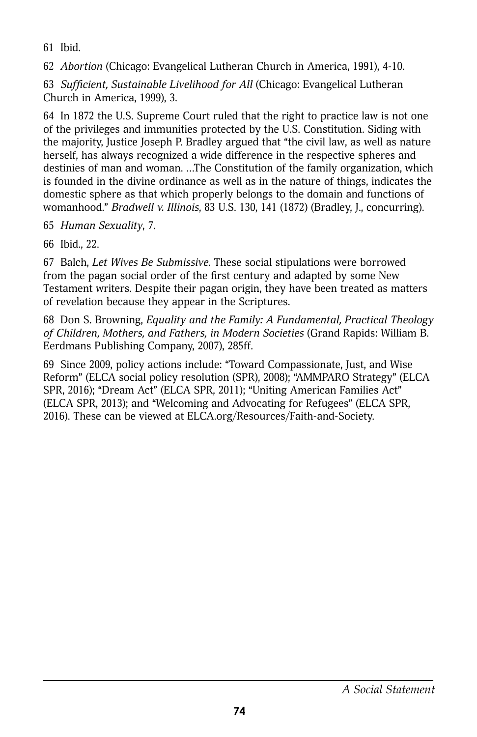61 Ibid.

62 *Abortion* (Chicago: Evangelical Lutheran Church in America, 1991), 4-10.

63 *Sufficient, Sustainable Livelihood for All* (Chicago: Evangelical Lutheran Church in America, 1999), 3.

64 In 1872 the U.S. Supreme Court ruled that the right to practice law is not one of the privileges and immunities protected by the U.S. Constitution. Siding with the majority, Justice Joseph P. Bradley argued that "the civil law, as well as nature herself, has always recognized a wide difference in the respective spheres and destinies of man and woman. …The Constitution of the family organization, which is founded in the divine ordinance as well as in the nature of things, indicates the domestic sphere as that which properly belongs to the domain and functions of womanhood." *Bradwell v. Illinois*, 83 U.S. 130, 141 (1872) (Bradley, J., concurring).

65 *Human Sexuality*, 7.

66 Ibid., 22.

67 Balch, *Let Wives Be Submissive*. These social stipulations were borrowed from the pagan social order of the first century and adapted by some New Testament writers. Despite their pagan origin, they have been treated as matters of revelation because they appear in the Scriptures.

68 Don S. Browning, *Equality and the Family: A Fundamental, Practical Theology of Children, Mothers, and Fathers, in Modern Societies* (Grand Rapids: William B. Eerdmans Publishing Company, 2007), 285ff.

69 Since 2009, policy actions include: "Toward Compassionate, Just, and Wise Reform" (ELCA social policy resolution (SPR), 2008); "AMMPARO Strategy" (ELCA SPR, 2016); "Dream Act" (ELCA SPR, 2011); "Uniting American Families Act" (ELCA SPR, 2013); and "Welcoming and Advocating for Refugees" (ELCA SPR, 2016). These can be viewed at ELCA.org/Resources/Faith-and-Society.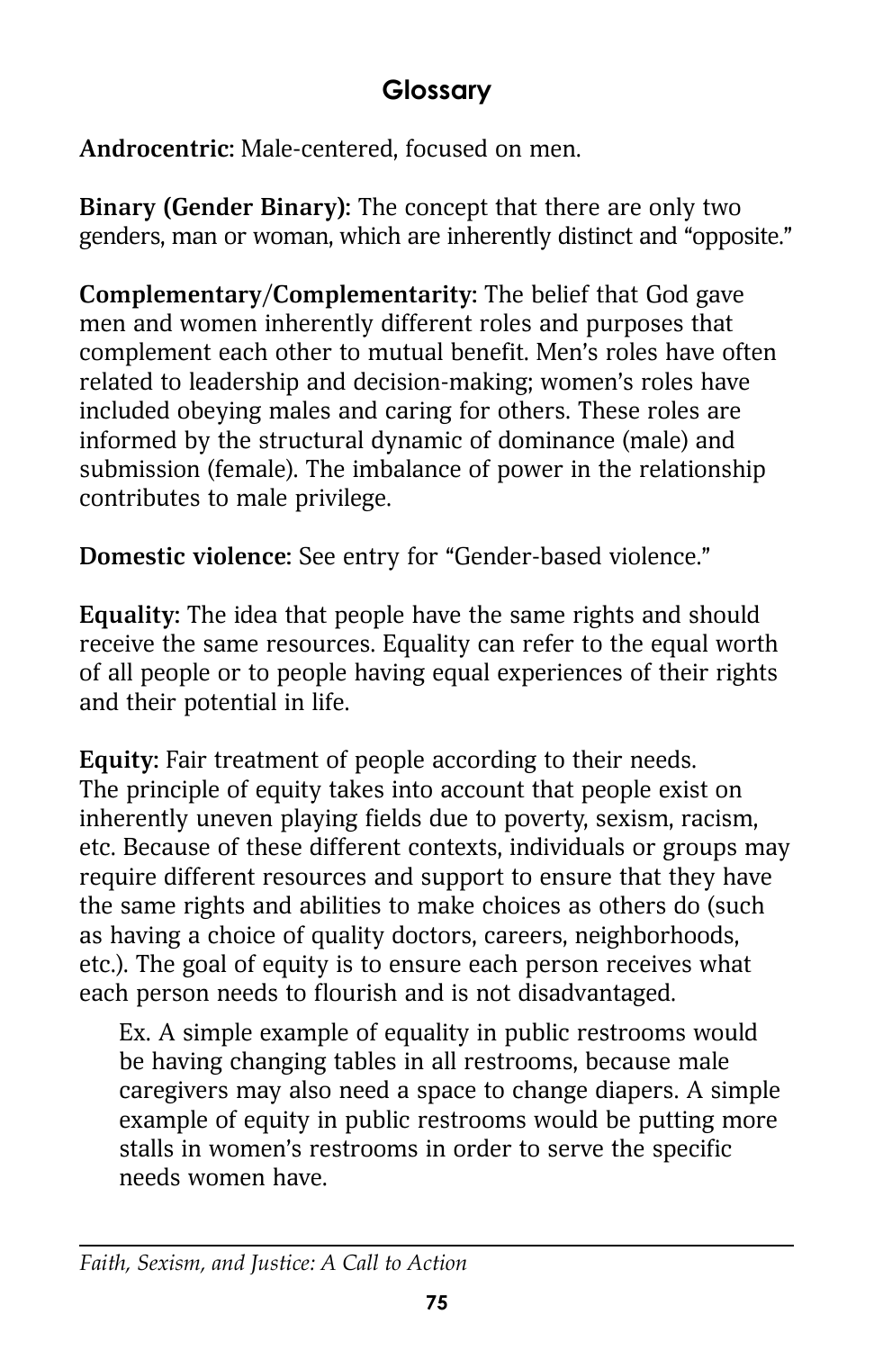## Glossary

**Androcentric:** Male-centered, focused on men.

**Binary (Gender Binary):** The concept that there are only two genders, man or woman, which are inherently distinct and "opposite."

**Complementary/Complementarity:** The belief that God gave men and women inherently different roles and purposes that complement each other to mutual benefit. Men's roles have often related to leadership and decision-making; women's roles have included obeying males and caring for others. These roles are informed by the structural dynamic of dominance (male) and submission (female). The imbalance of power in the relationship contributes to male privilege.

**Domestic violence:** See entry for "Gender-based violence."

**Equality:** The idea that people have the same rights and should receive the same resources. Equality can refer to the equal worth of all people or to people having equal experiences of their rights and their potential in life.

**Equity:** Fair treatment of people according to their needs. The principle of equity takes into account that people exist on inherently uneven playing fields due to poverty, sexism, racism, etc. Because of these different contexts, individuals or groups may require different resources and support to ensure that they have the same rights and abilities to make choices as others do (such as having a choice of quality doctors, careers, neighborhoods, etc.). The goal of equity is to ensure each person receives what each person needs to flourish and is not disadvantaged.

> Ex. A simple example of equality in public restrooms would be having changing tables in all restrooms, because male caregivers may also need a space to change diapers. A simple example of equity in public restrooms would be putting more stalls in women's restrooms in order to serve the specific needs women have.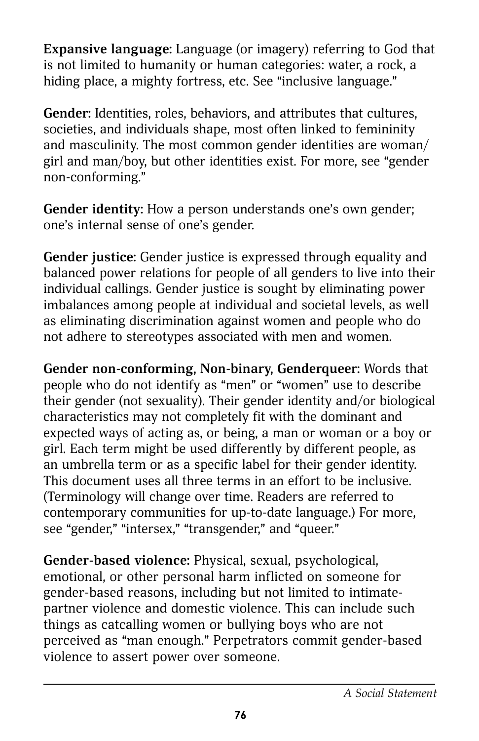**Expansive language:** Language (or imagery) referring to God that is not limited to humanity or human categories: water, a rock, a hiding place, a mighty fortress, etc. See "inclusive language."

**Gender:** Identities, roles, behaviors, and attributes that cultures, societies, and individuals shape, most often linked to femininity and masculinity. The most common gender identities are woman/girl and man/boy, but other identities exist. For more, see "gender non-conforming."

**Gender identity:** How a person understands one's own gender; one's internal sense of one's gender.

**Gender justice:** Gender justice is expressed through equality and balanced power relations for people of all genders to live into their individual callings. Gender justice is sought by eliminating power imbalances among people at individual and societal levels, as well as eliminating discrimination against women and people who do not adhere to stereotypes associated with men and women.

**Gender non-conforming, Non-binary, Genderqueer:** Words that people who do not identify as "men" or "women" use to describe their gender (not sexuality). Their gender identity and/or biological characteristics may not completely fit with the dominant and expected ways of acting as, or being, a man or woman or a boy or girl. Each term might be used differently by different people, as an umbrella term or as a specific label for their gender identity. This document uses all three terms in an effort to be inclusive. (Terminology will change over time. Readers are referred to contemporary communities for up-to-date language.) For more, see "gender," "intersex," "transgender," and "queer."

**Gender-based violence:** Physical, sexual, psychological, emotional, or other personal harm inflicted on someone for gender-based reasons, including but not limited to intimate-partner violence and domestic violence. This can include such things as catcalling women or bullying boys who are not perceived as "man enough." Perpetrators commit gender-based violence to assert power over someone.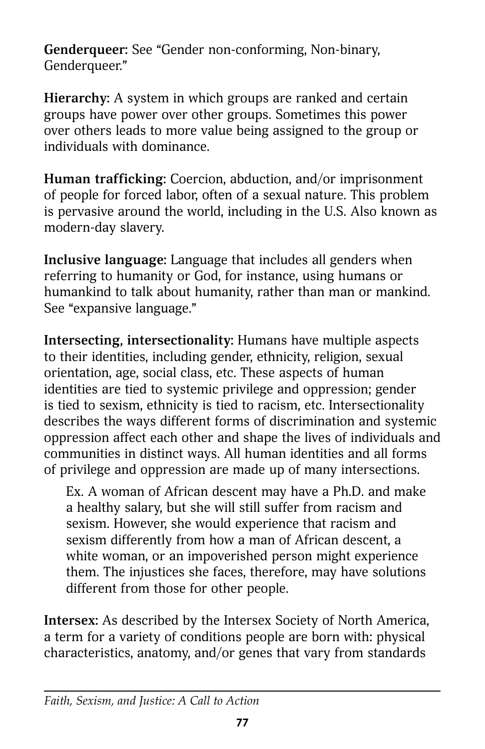**Genderqueer:** See "Gender non-conforming, Non-binary, Genderqueer."

**Hierarchy:** A system in which groups are ranked and certain groups have power over other groups. Sometimes this power over others leads to more value being assigned to the group or individuals with dominance.

**Human trafficking**: Coercion, abduction, and/or imprisonment of people for forced labor, often of a sexual nature. This problem is pervasive around the world, including in the U.S. Also known as modern-day slavery.

**Inclusive language**: Language that includes all genders when referring to humanity or God, for instance, using humans or humankind to talk about humanity, rather than man or mankind. See "expansive language."

**Intersecting, intersectionality:** Humans have multiple aspects to their identities, including gender, ethnicity, religion, sexual orientation, age, social class, etc. These aspects of human identities are tied to systemic privilege and oppression; gender is tied to sexism, ethnicity is tied to racism, etc. Intersectionality describes the ways different forms of discrimination and systemic oppression affect each other and shape the lives of individuals and communities in distinct ways. All human identities and all forms of privilege and oppression are made up of many intersections.

> Ex. A woman of African descent may have a Ph.D. and make a healthy salary, but she will still suffer from racism and sexism. However, she would experience that racism and sexism differently from how a man of African descent, a white woman, or an impoverished person might experience them. The injustices she faces, therefore, may have solutions different from those for other people.

**Intersex:** As described by the Intersex Society of North America, a term for a variety of conditions people are born with: physical characteristics, anatomy, and/or genes that vary from standards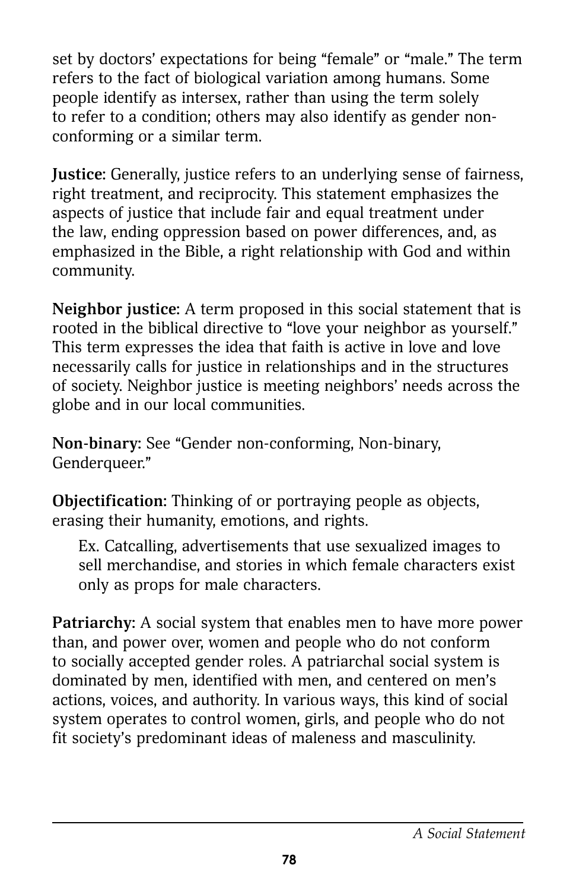set by doctors' expectations for being "female" or "male." The term refers to the fact of biological variation among humans. Some people identify as intersex, rather than using the term solely to refer to a condition; others may also identify as gender non-conforming or a similar term.

**Justice**: Generally, justice refers to an underlying sense of fairness, right treatment, and reciprocity. This statement emphasizes the aspects of justice that include fair and equal treatment under the law, ending oppression based on power differences, and, as emphasized in the Bible, a right relationship with God and within community.

**Neighbor justice**: A term proposed in this social statement that is rooted in the biblical directive to "love your neighbor as yourself." This term expresses the idea that faith is active in love and love necessarily calls for justice in relationships and in the structures of society. Neighbor justice is meeting neighbors' needs across the globe and in our local communities.

**Non-binary**: See "Gender non-conforming, Non-binary, Genderqueer."

**Objectification**: Thinking of or portraying people as objects, erasing their humanity, emotions, and rights.

> Ex. Catcalling, advertisements that use sexualized images to sell merchandise, and stories in which female characters exist only as props for male characters.

**Patriarchy**: A social system that enables men to have more power than, and power over, women and people who do not conform to socially accepted gender roles. A patriarchal social system is dominated by men, identified with men, and centered on men's actions, voices, and authority. In various ways, this kind of social system operates to control women, girls, and people who do not fit society's predominant ideas of maleness and masculinity.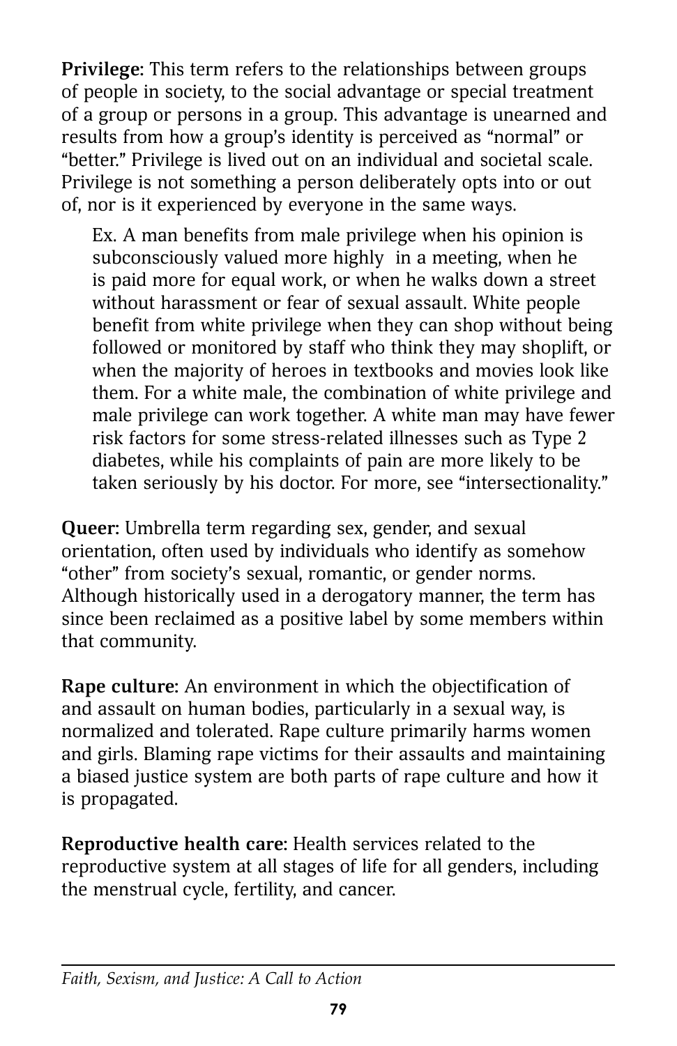**Privilege**: This term refers to the relationships between groups of people in society, to the social advantage or special treatment of a group or persons in a group. This advantage is unearned and results from how a group's identity is perceived as "normal" or "better." Privilege is lived out on an individual and societal scale. Privilege is not something a person deliberately opts into or out of, nor is it experienced by everyone in the same ways.

> Ex. A man benefits from male privilege when his opinion is subconsciously valued more highly in a meeting, when he is paid more for equal work, or when he walks down a street without harassment or fear of sexual assault. White people benefit from white privilege when they can shop without being followed or monitored by staff who think they may shoplift, or when the majority of heroes in textbooks and movies look like them. For a white male, the combination of white privilege and male privilege can work together. A white man may have fewer risk factors for some stress-related illnesses such as Type 2 diabetes, while his complaints of pain are more likely to be taken seriously by his doctor. For more, see "intersectionality."

**Queer:** Umbrella term regarding sex, gender, and sexual orientation, often used by individuals who identify as somehow "other" from society's sexual, romantic, or gender norms. Although historically used in a derogatory manner, the term has since been reclaimed as a positive label by some members within that community.

**Rape culture:** An environment in which the objectification of and assault on human bodies, particularly in a sexual way, is normalized and tolerated. Rape culture primarily harms women and girls. Blaming rape victims for their assaults and maintaining a biased justice system are both parts of rape culture and how it is propagated.

**Reproductive health care:** Health services related to the reproductive system at all stages of life for all genders, including the menstrual cycle, fertility, and cancer.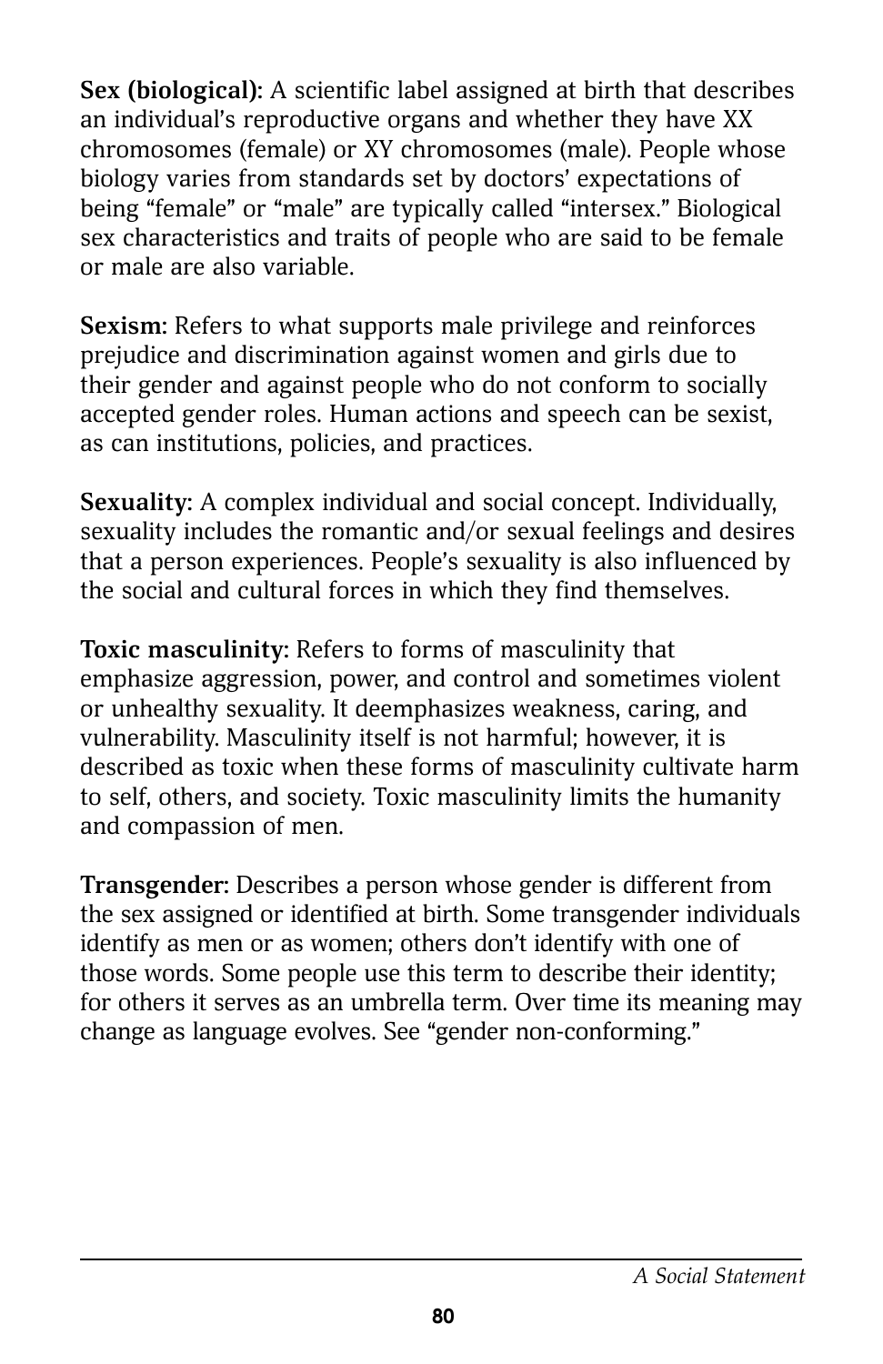**Sex (biological):** A scientific label assigned at birth that describes an individual's reproductive organs and whether they have XX chromosomes (female) or XY chromosomes (male). People whose biology varies from standards set by doctors' expectations of being "female" or "male" are typically called "intersex." Biological sex characteristics and traits of people who are said to be female or male are also variable.

**Sexism:** Refers to what supports male privilege and reinforces prejudice and discrimination against women and girls due to their gender and against people who do not conform to socially accepted gender roles. Human actions and speech can be sexist, as can institutions, policies, and practices.

**Sexuality:** A complex individual and social concept. Individually, sexuality includes the romantic and/or sexual feelings and desires that a person experiences. People's sexuality is also influenced by the social and cultural forces in which they find themselves.

**Toxic masculinity:** Refers to forms of masculinity that emphasize aggression, power, and control and sometimes violent or unhealthy sexuality. It deemphasizes weakness, caring, and vulnerability. Masculinity itself is not harmful; however, it is described as toxic when these forms of masculinity cultivate harm to self, others, and society. Toxic masculinity limits the humanity and compassion of men.

**Transgender:** Describes a person whose gender is different from the sex assigned or identified at birth. Some transgender individuals identify as men or as women; others don't identify with one of those words. Some people use this term to describe their identity; for others it serves as an umbrella term. Over time its meaning may change as language evolves. See "gender non-conforming."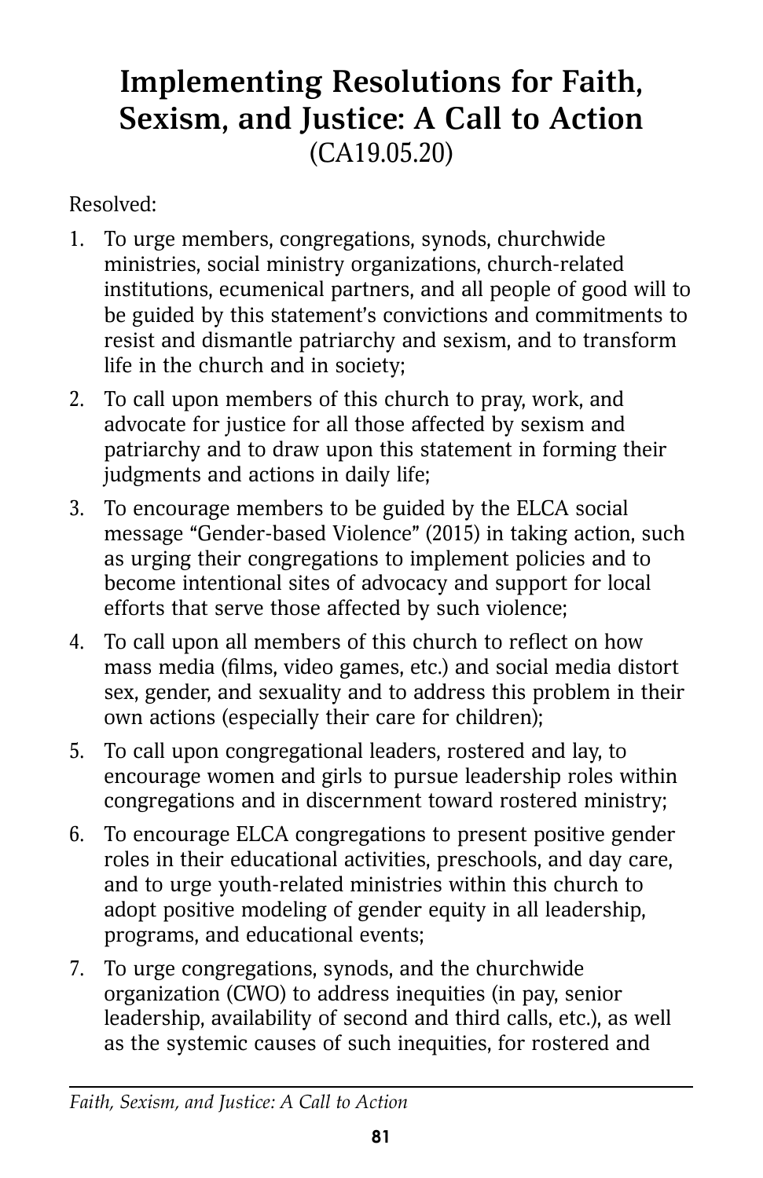# Implementing Resolutions for Faith, Sexism, and Justice: A Call to Action

(CA19.05.20)

Resolved:

1. To urge members, congregations, synods, churchwide ministries, social ministry organizations, church-related institutions, ecumenical partners, and all people of good will to be guided by this statement's convictions and commitments to resist and dismantle patriarchy and sexism, and to transform life in the church and in society;
2. To call upon members of this church to pray, work, and advocate for justice for all those affected by sexism and patriarchy and to draw upon this statement in forming their judgments and actions in daily life;
3. To encourage members to be guided by the ELCA social message "Gender-based Violence" (2015) in taking action, such as urging their congregations to implement policies and to become intentional sites of advocacy and support for local efforts that serve those affected by such violence;
4. To call upon all members of this church to reflect on how mass media (films, video games, etc.) and social media distort sex, gender, and sexuality and to address this problem in their own actions (especially their care for children);
5. To call upon congregational leaders, rostered and lay, to encourage women and girls to pursue leadership roles within congregations and in discernment toward rostered ministry;
6. To encourage ELCA congregations to present positive gender roles in their educational activities, preschools, and day care, and to urge youth-related ministries within this church to adopt positive modeling of gender equity in all leadership, programs, and educational events;
7. To urge congregations, synods, and the churchwide organization (CWO) to address inequities (in pay, senior leadership, availability of second and third calls, etc.), as well as the systemic causes of such inequities, for rostered and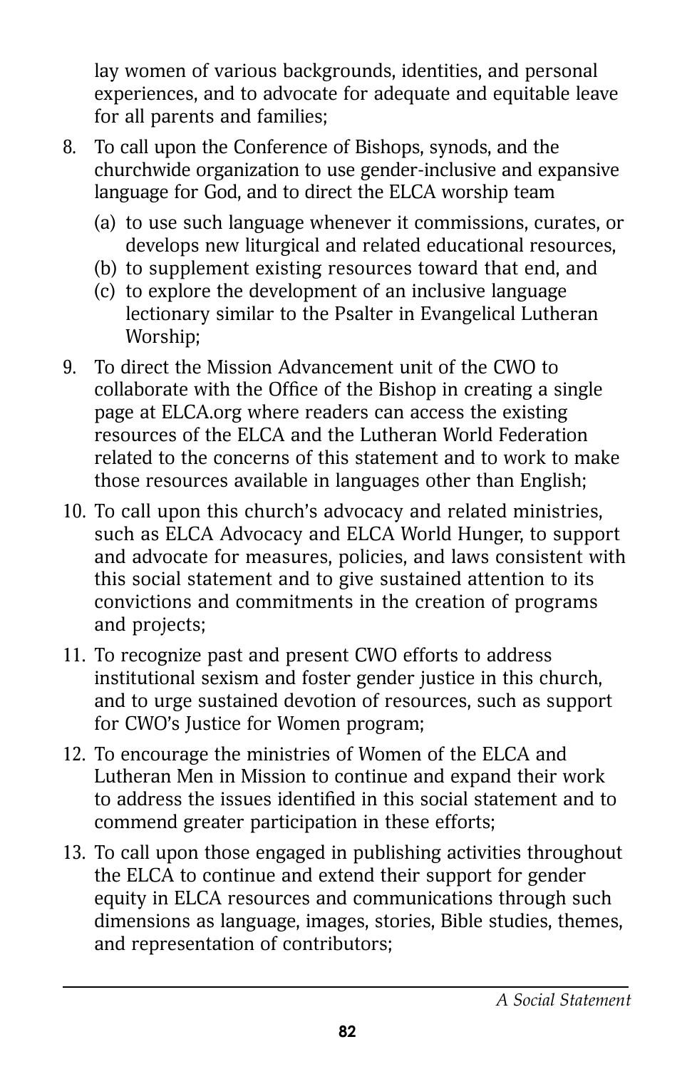lay women of various backgrounds, identities, and personal experiences, and to advocate for adequate and equitable leave for all parents and families;

8. To call upon the Conference of Bishops, synods, and the churchwide organization to use gender-inclusive and expansive language for God, and to direct the ELCA worship team
   (a) to use such language whenever it commissions, curates, or develops new liturgical and related educational resources,
   (b) to supplement existing resources toward that end, and
   (c) to explore the development of an inclusive language lectionary similar to the Psalter in Evangelical Lutheran Worship;
9. To direct the Mission Advancement unit of the CWO to collaborate with the Office of the Bishop in creating a single page at ELCA.org where readers can access the existing resources of the ELCA and the Lutheran World Federation related to the concerns of this statement and to work to make those resources available in languages other than English;
10. To call upon this church's advocacy and related ministries, such as ELCA Advocacy and ELCA World Hunger, to support and advocate for measures, policies, and laws consistent with this social statement and to give sustained attention to its convictions and commitments in the creation of programs and projects;
11. To recognize past and present CWO efforts to address institutional sexism and foster gender justice in this church, and to urge sustained devotion of resources, such as support for CWO's Justice for Women program;
12. To encourage the ministries of Women of the ELCA and Lutheran Men in Mission to continue and expand their work to address the issues identified in this social statement and to commend greater participation in these efforts;
13. To call upon those engaged in publishing activities throughout the ELCA to continue and extend their support for gender equity in ELCA resources and communications through such dimensions as language, images, stories, Bible studies, themes, and representation of contributors;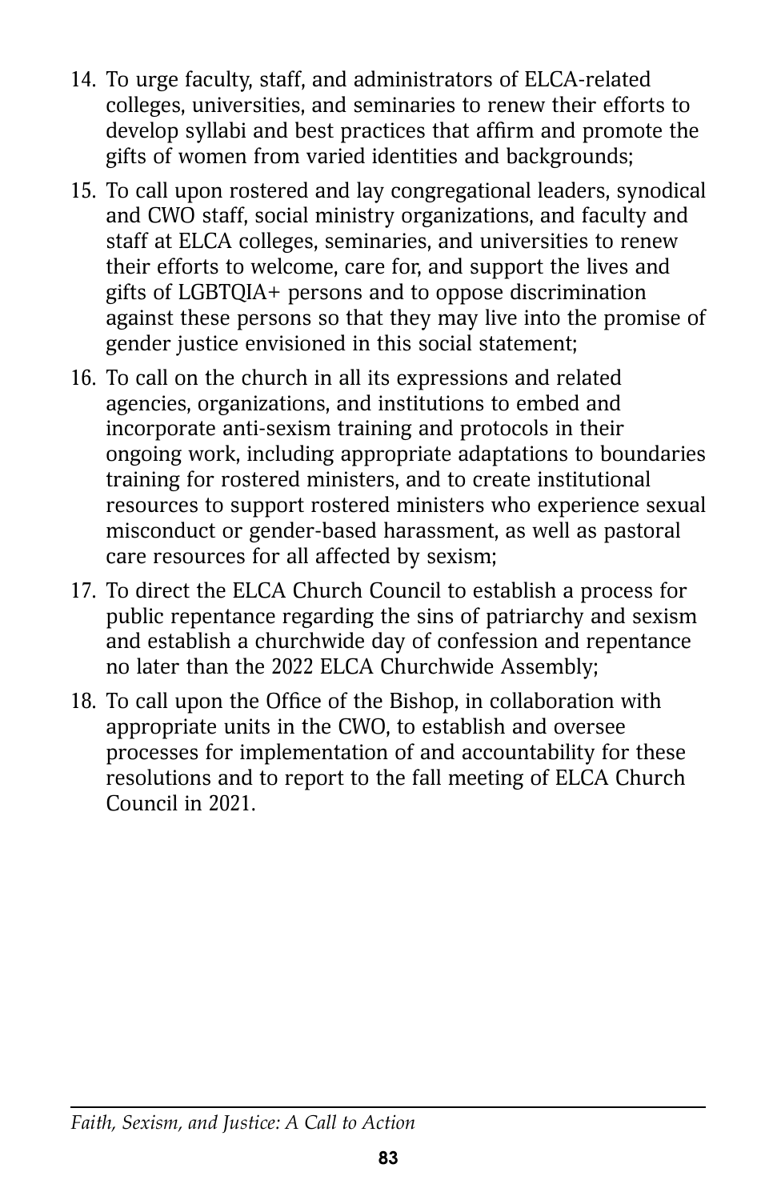14. To urge faculty, staff, and administrators of ELCA-related colleges, universities, and seminaries to renew their efforts to develop syllabi and best practices that affirm and promote the gifts of women from varied identities and backgrounds;
15. To call upon rostered and lay congregational leaders, synodical and CWO staff, social ministry organizations, and faculty and staff at ELCA colleges, seminaries, and universities to renew their efforts to welcome, care for, and support the lives and gifts of LGBTQIA+ persons and to oppose discrimination against these persons so that they may live into the promise of gender justice envisioned in this social statement;
16. To call on the church in all its expressions and related agencies, organizations, and institutions to embed and incorporate anti-sexism training and protocols in their ongoing work, including appropriate adaptations to boundaries training for rostered ministers, and to create institutional resources to support rostered ministers who experience sexual misconduct or gender-based harassment, as well as pastoral care resources for all affected by sexism;
17. To direct the ELCA Church Council to establish a process for public repentance regarding the sins of patriarchy and sexism and establish a churchwide day of confession and repentance no later than the 2022 ELCA Churchwide Assembly;
18. To call upon the Office of the Bishop, in collaboration with appropriate units in the CWO, to establish and oversee processes for implementation of and accountability for these resolutions and to report to the fall meeting of ELCA Church Council in 2021.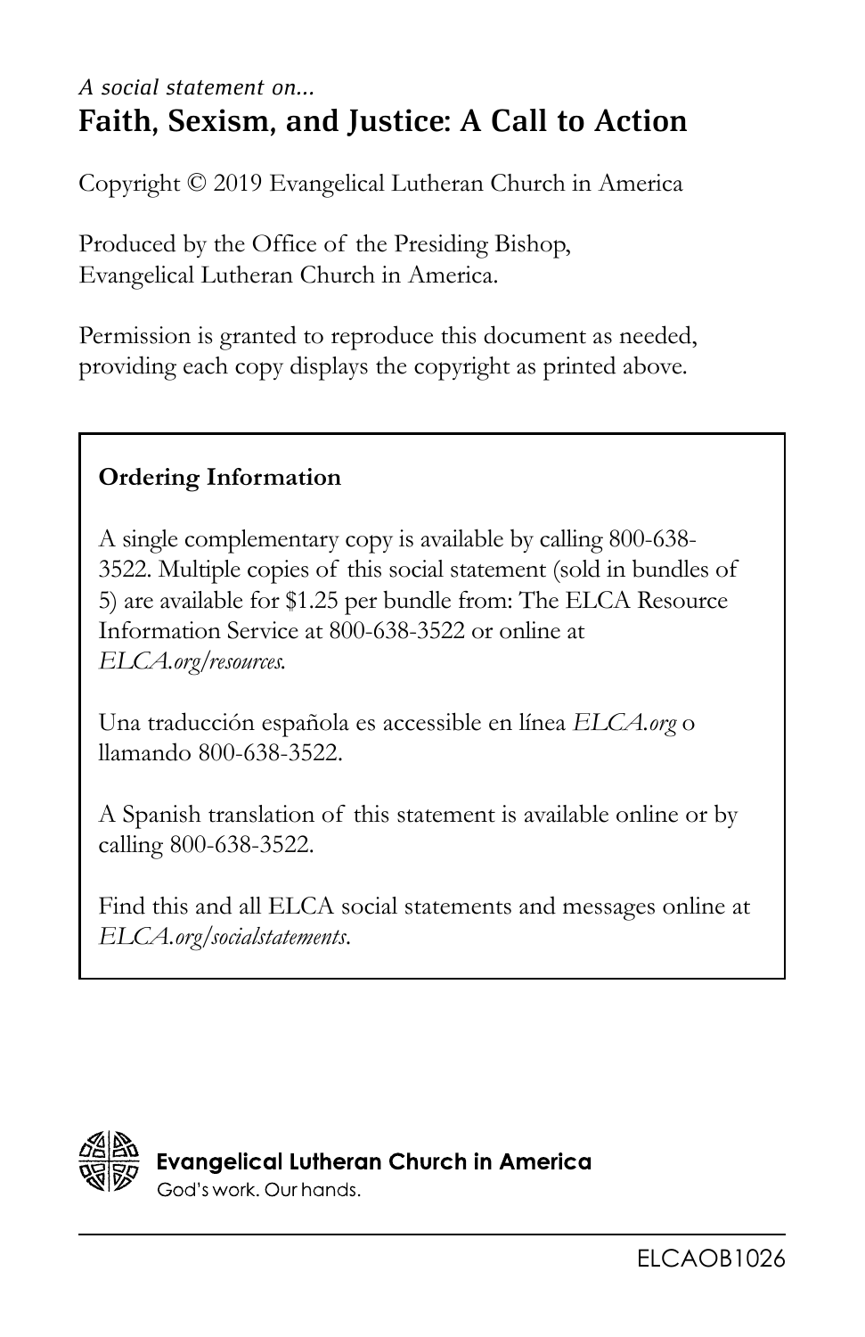*A social statement on...*

# Faith, Sexism, and Justice: A Call to Action

Copyright © 2019 Evangelical Lutheran Church in America

Produced by the Office of the Presiding Bishop, Evangelical Lutheran Church in America.

Permission is granted to reproduce this document as needed, providing each copy displays the copyright as printed above.

**Ordering Information**

A single complementary copy is available by calling 800-638-3522. Multiple copies of this social statement (sold in bundles of 5) are available for $1.25 per bundle from: The ELCA Resource Information Service at 800-638-3522 or online at *ELCA.org/resources.*

Una traducción española es accessible en línea *ELCA.org* o llamando 800-638-3522.

A Spanish translation of this statement is available online or by calling 800-638-3522.

Find this and all ELCA social statements and messages online at *ELCA.org/socialstatements*.

**Evangelical Lutheran Church in America**
God's work. Our hands.

ELCAOB1026